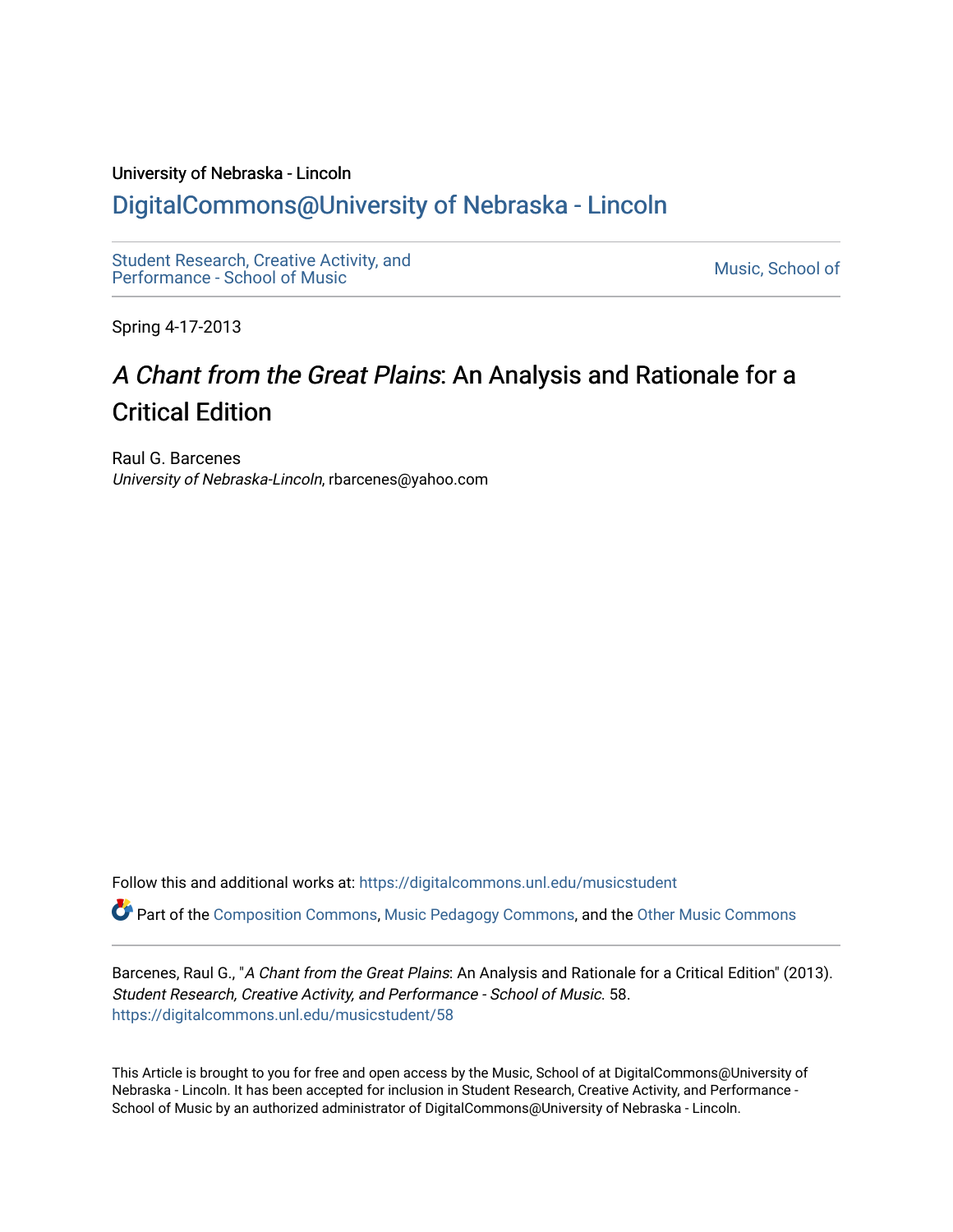University of Nebraska - Lincoln

# DigitalCommons@University of Nebraska - Lincoln

Student Research, Creative Activity, and Performance - School of Music

Music, School of

Spring 4-17-2013

# *A Chant from the Great Plains*: An Analysis and Rationale for a Critical Edition

Raul G. Barcenes
*University of Nebraska-Lincoln*, rbarcenes@yahoo.com

Follow this and additional works at: https://digitalcommons.unl.edu/musicstudent

Part of the Composition Commons, Music Pedagogy Commons, and the Other Music Commons

Barcenes, Raul G., "*A Chant from the Great Plains*: An Analysis and Rationale for a Critical Edition" (2013). *Student Research, Creative Activity, and Performance - School of Music*. 58.
https://digitalcommons.unl.edu/musicstudent/58

This Article is brought to you for free and open access by the Music, School of at DigitalCommons@University of Nebraska - Lincoln. It has been accepted for inclusion in Student Research, Creative Activity, and Performance - School of Music by an authorized administrator of DigitalCommons@University of Nebraska - Lincoln.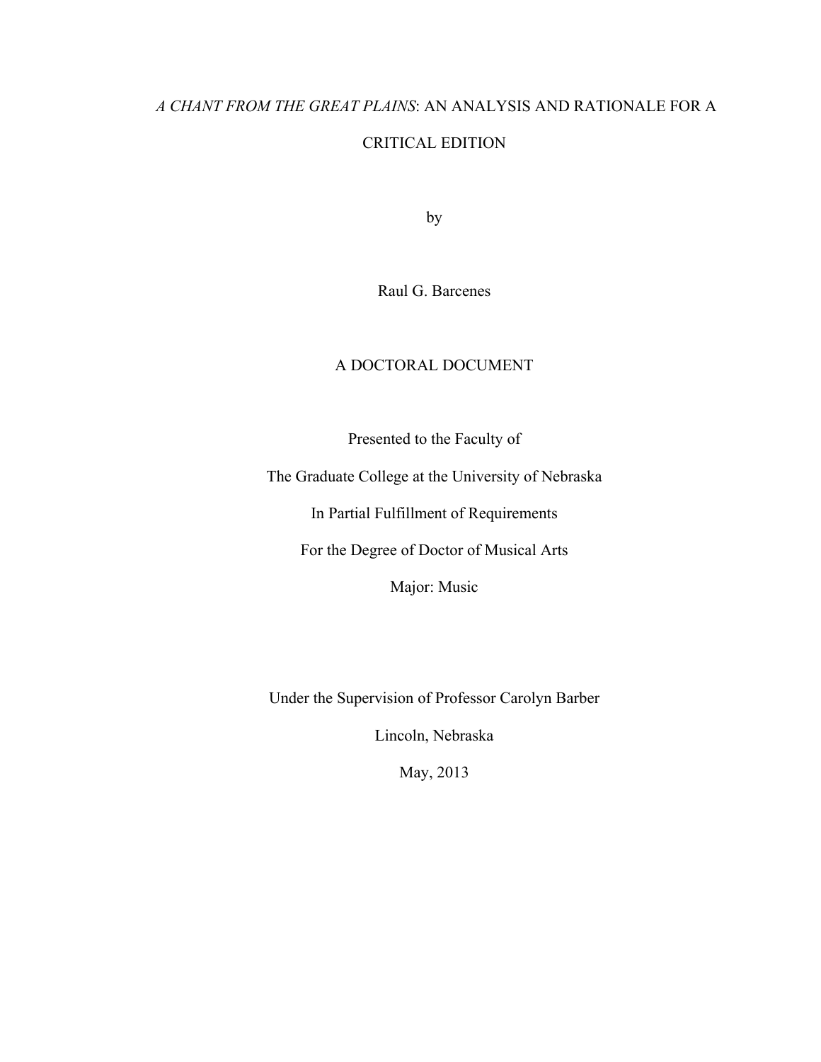*A CHANT FROM THE GREAT PLAINS*: AN ANALYSIS AND RATIONALE FOR A CRITICAL EDITION

by

Raul G. Barcenes

A DOCTORAL DOCUMENT

Presented to the Faculty of

The Graduate College at the University of Nebraska

In Partial Fulfillment of Requirements

For the Degree of Doctor of Musical Arts

Major: Music

Under the Supervision of Professor Carolyn Barber

Lincoln, Nebraska

May, 2013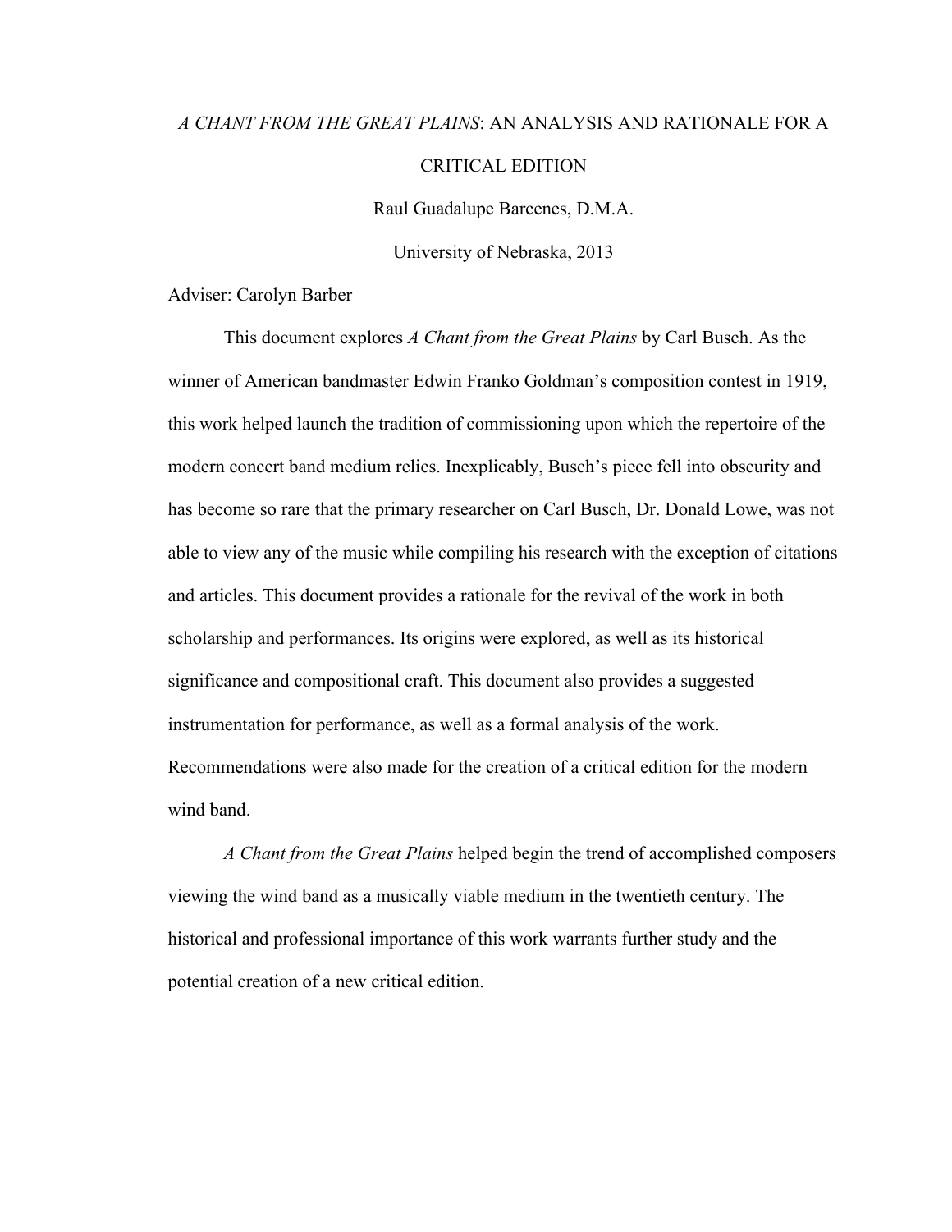*A CHANT FROM THE GREAT PLAINS*: AN ANALYSIS AND RATIONALE FOR A CRITICAL EDITION

Raul Guadalupe Barcenes, D.M.A.

University of Nebraska, 2013

Adviser: Carolyn Barber

This document explores *A Chant from the Great Plains* by Carl Busch. As the winner of American bandmaster Edwin Franko Goldman's composition contest in 1919, this work helped launch the tradition of commissioning upon which the repertoire of the modern concert band medium relies. Inexplicably, Busch's piece fell into obscurity and has become so rare that the primary researcher on Carl Busch, Dr. Donald Lowe, was not able to view any of the music while compiling his research with the exception of citations and articles. This document provides a rationale for the revival of the work in both scholarship and performances. Its origins were explored, as well as its historical significance and compositional craft. This document also provides a suggested instrumentation for performance, as well as a formal analysis of the work. Recommendations were also made for the creation of a critical edition for the modern wind band.

*A Chant from the Great Plains* helped begin the trend of accomplished composers viewing the wind band as a musically viable medium in the twentieth century. The historical and professional importance of this work warrants further study and the potential creation of a new critical edition.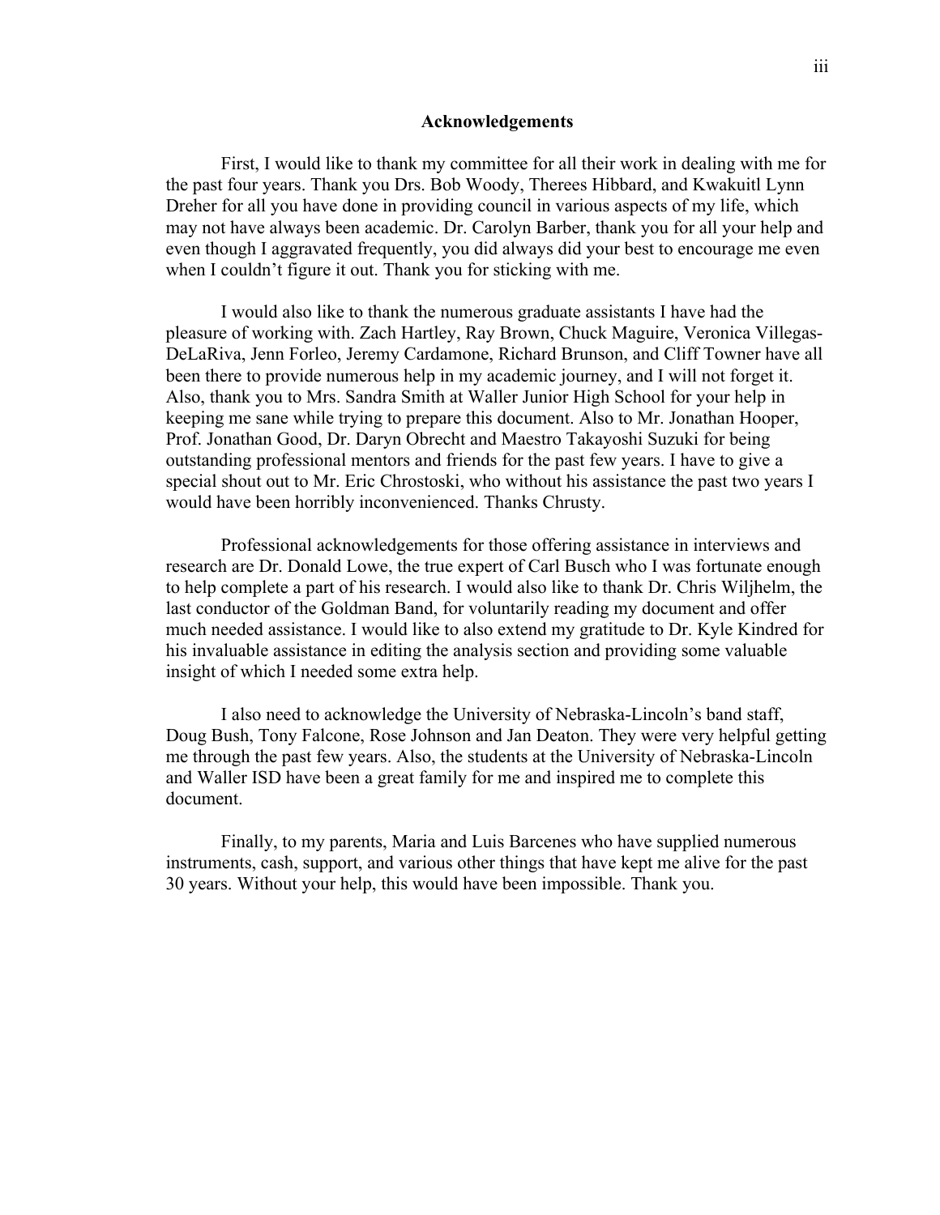## Acknowledgements

First, I would like to thank my committee for all their work in dealing with me for the past four years. Thank you Drs. Bob Woody, Therees Hibbard, and Kwakuitl Lynn Dreher for all you have done in providing council in various aspects of my life, which may not have always been academic. Dr. Carolyn Barber, thank you for all your help and even though I aggravated frequently, you did always did your best to encourage me even when I couldn't figure it out. Thank you for sticking with me.

I would also like to thank the numerous graduate assistants I have had the pleasure of working with. Zach Hartley, Ray Brown, Chuck Maguire, Veronica Villegas-DeLaRiva, Jenn Forleo, Jeremy Cardamone, Richard Brunson, and Cliff Towner have all been there to provide numerous help in my academic journey, and I will not forget it. Also, thank you to Mrs. Sandra Smith at Waller Junior High School for your help in keeping me sane while trying to prepare this document. Also to Mr. Jonathan Hooper, Prof. Jonathan Good, Dr. Daryn Obrecht and Maestro Takayoshi Suzuki for being outstanding professional mentors and friends for the past few years. I have to give a special shout out to Mr. Eric Chrostoski, who without his assistance the past two years I would have been horribly inconvenienced. Thanks Chrusty.

Professional acknowledgements for those offering assistance in interviews and research are Dr. Donald Lowe, the true expert of Carl Busch who I was fortunate enough to help complete a part of his research. I would also like to thank Dr. Chris Wiljhelm, the last conductor of the Goldman Band, for voluntarily reading my document and offer much needed assistance. I would like to also extend my gratitude to Dr. Kyle Kindred for his invaluable assistance in editing the analysis section and providing some valuable insight of which I needed some extra help.

I also need to acknowledge the University of Nebraska-Lincoln's band staff, Doug Bush, Tony Falcone, Rose Johnson and Jan Deaton. They were very helpful getting me through the past few years. Also, the students at the University of Nebraska-Lincoln and Waller ISD have been a great family for me and inspired me to complete this document.

Finally, to my parents, Maria and Luis Barcenes who have supplied numerous instruments, cash, support, and various other things that have kept me alive for the past 30 years. Without your help, this would have been impossible. Thank you.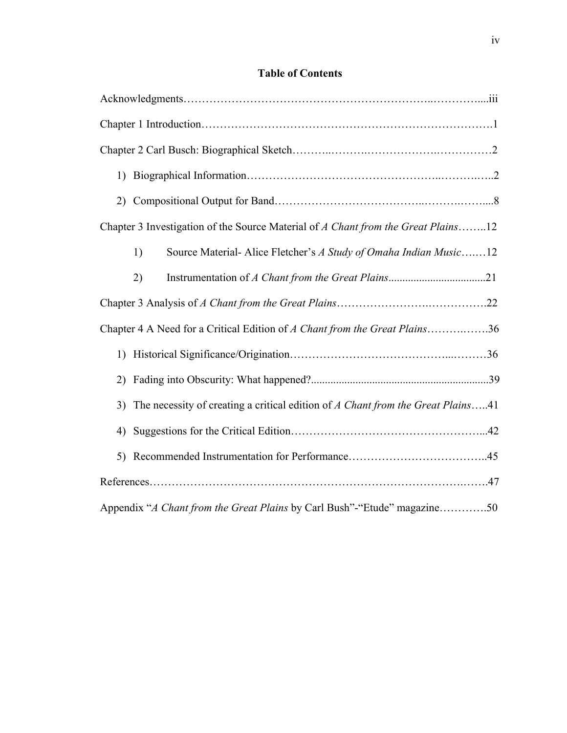## Table of Contents

Acknowledgments……………………………………………………………..…………....iii

Chapter 1 Introduction………………………………………………………………….1

Chapter 2 Carl Busch: Biographical Sketch………..……….……………….……………2

1) Biographical Information……………………………………………..……….…..2
2) Compositional Output for Band……………………………….……….……....8

Chapter 3 Investigation of the Source Material of *A Chant from the Great Plains*……..12

1) Source Material- Alice Fletcher's *A Study of Omaha Indian Music*….…12
2) Instrumentation of *A Chant from the Great Plains*...................................21

Chapter 3 Analysis of *A Chant from the Great Plains*…………………….…………….22

Chapter 4 A Need for a Critical Edition of *A Chant from the Great Plains*……….…….36

1) Historical Significance/Origination…………………………………...………36
2) Fading into Obscurity: What happened?...............................................................39
3) The necessity of creating a critical edition of *A Chant from the Great Plains*…..41
4) Suggestions for the Critical Edition…………………………………………...42
5) Recommended Instrumentation for Performance………………………………..45

References……………………………………………………………………….…….47

Appendix "*A Chant from the Great Plains* by Carl Bush"-"Etude" magazine………….50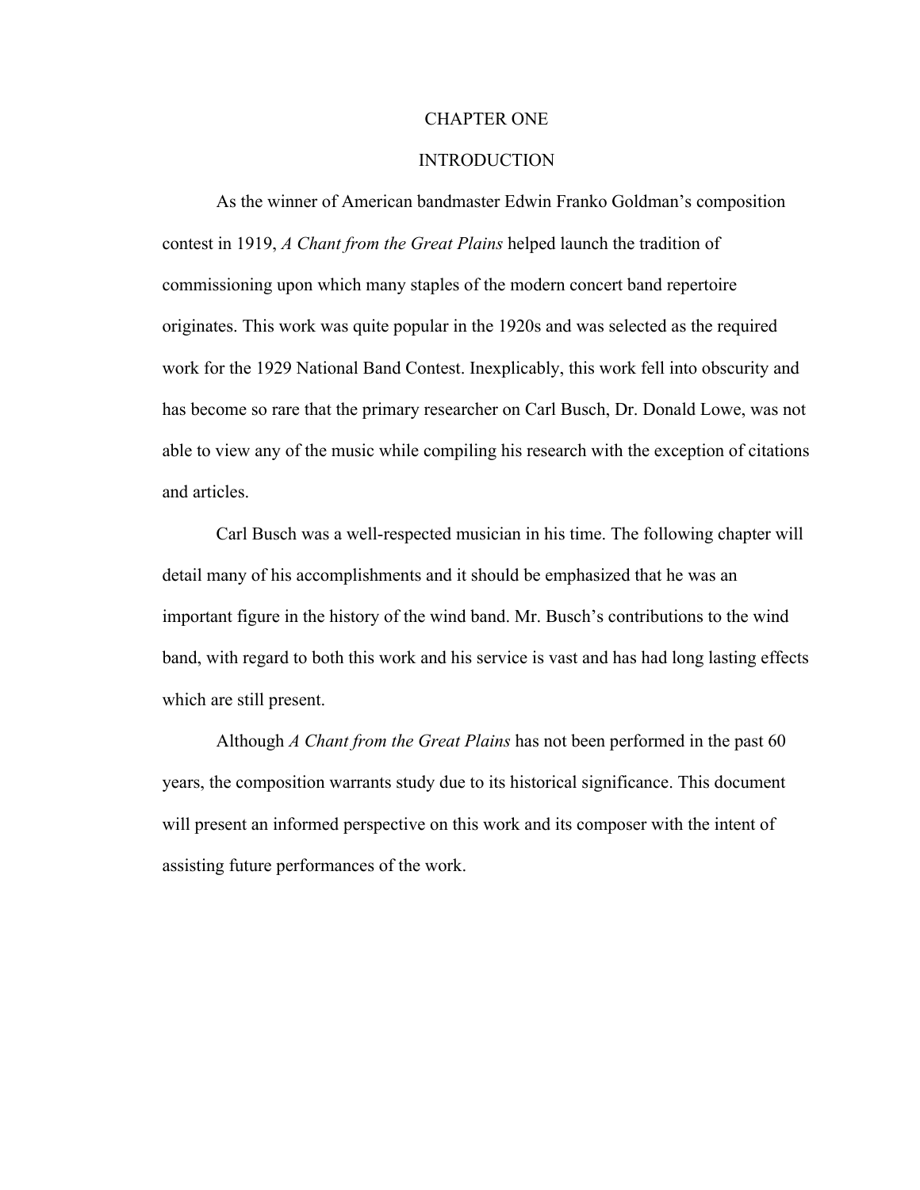# CHAPTER ONE

## INTRODUCTION

As the winner of American bandmaster Edwin Franko Goldman's composition contest in 1919, *A Chant from the Great Plains* helped launch the tradition of commissioning upon which many staples of the modern concert band repertoire originates. This work was quite popular in the 1920s and was selected as the required work for the 1929 National Band Contest. Inexplicably, this work fell into obscurity and has become so rare that the primary researcher on Carl Busch, Dr. Donald Lowe, was not able to view any of the music while compiling his research with the exception of citations and articles.

Carl Busch was a well-respected musician in his time. The following chapter will detail many of his accomplishments and it should be emphasized that he was an important figure in the history of the wind band. Mr. Busch's contributions to the wind band, with regard to both this work and his service is vast and has had long lasting effects which are still present.

Although *A Chant from the Great Plains* has not been performed in the past 60 years, the composition warrants study due to its historical significance. This document will present an informed perspective on this work and its composer with the intent of assisting future performances of the work.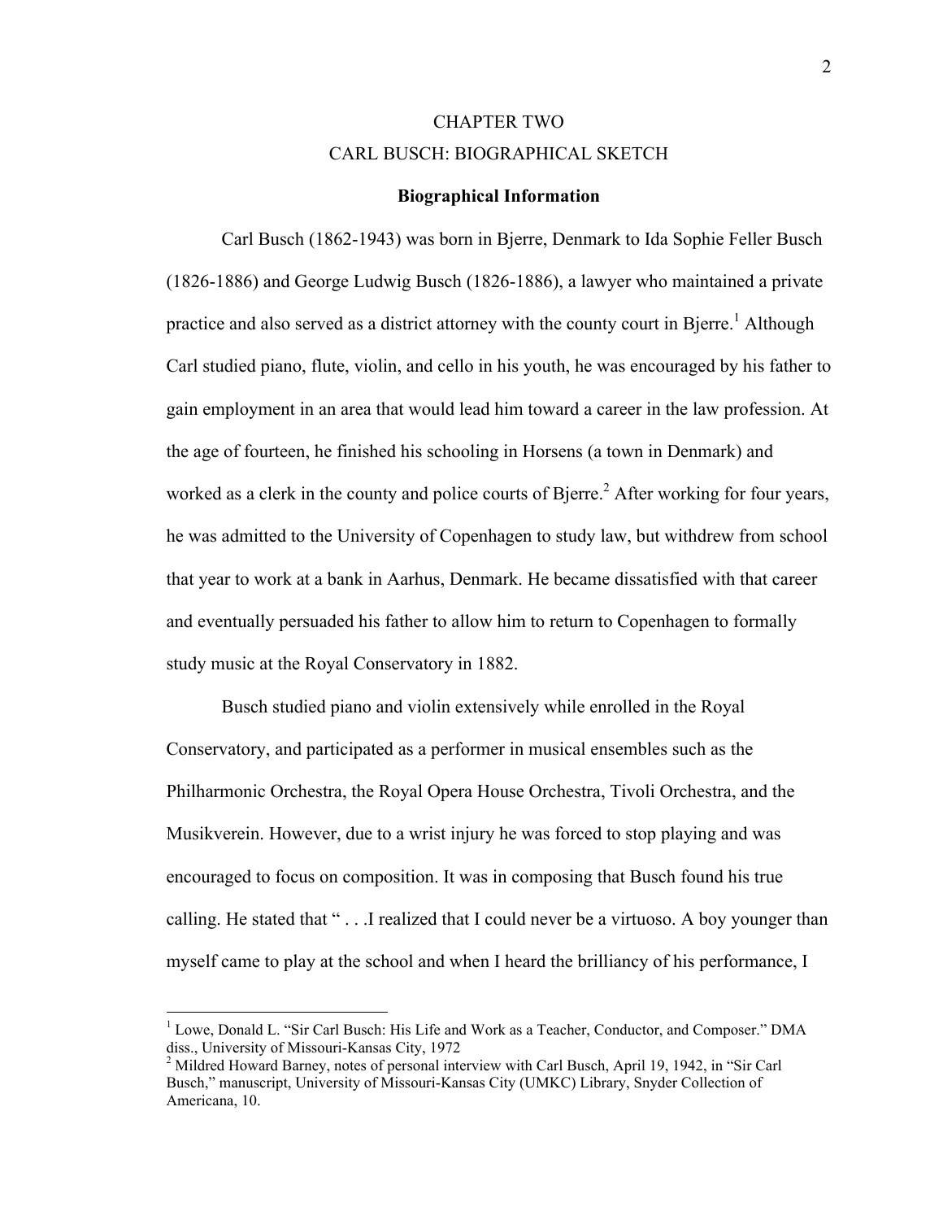# CHAPTER TWO

# CARL BUSCH: BIOGRAPHICAL SKETCH

## Biographical Information

Carl Busch (1862-1943) was born in Bjerre, Denmark to Ida Sophie Feller Busch (1826-1886) and George Ludwig Busch (1826-1886), a lawyer who maintained a private practice and also served as a district attorney with the county court in Bjerre.[1] Although Carl studied piano, flute, violin, and cello in his youth, he was encouraged by his father to gain employment in an area that would lead him toward a career in the law profession. At the age of fourteen, he finished his schooling in Horsens (a town in Denmark) and worked as a clerk in the county and police courts of Bjerre.[2] After working for four years, he was admitted to the University of Copenhagen to study law, but withdrew from school that year to work at a bank in Aarhus, Denmark. He became dissatisfied with that career and eventually persuaded his father to allow him to return to Copenhagen to formally study music at the Royal Conservatory in 1882.

Busch studied piano and violin extensively while enrolled in the Royal Conservatory, and participated as a performer in musical ensembles such as the Philharmonic Orchestra, the Royal Opera House Orchestra, Tivoli Orchestra, and the Musikverein. However, due to a wrist injury he was forced to stop playing and was encouraged to focus on composition. It was in composing that Busch found his true calling. He stated that " . . .I realized that I could never be a virtuoso. A boy younger than myself came to play at the school and when I heard the brilliancy of his performance, I

---

[1] Lowe, Donald L. "Sir Carl Busch: His Life and Work as a Teacher, Conductor, and Composer." DMA diss., University of Missouri-Kansas City, 1972

[2] Mildred Howard Barney, notes of personal interview with Carl Busch, April 19, 1942, in "Sir Carl Busch," manuscript, University of Missouri-Kansas City (UMKC) Library, Snyder Collection of Americana, 10.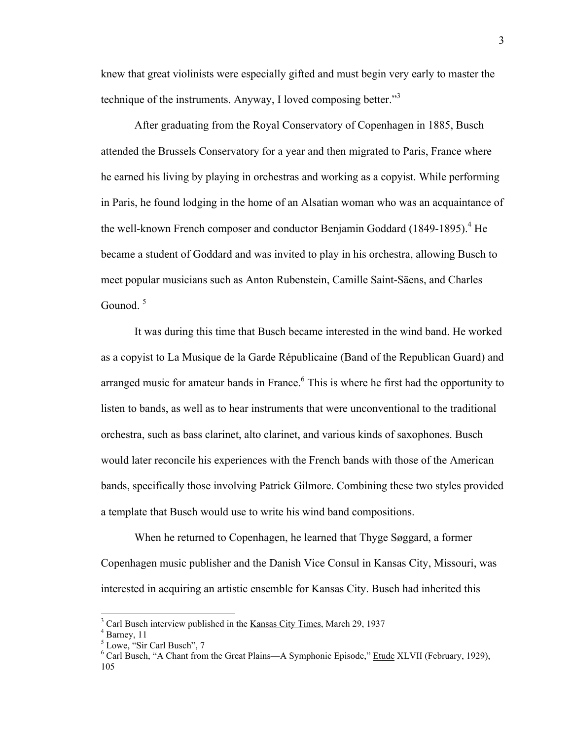knew that great violinists were especially gifted and must begin very early to master the technique of the instruments. Anyway, I loved composing better."[3]

After graduating from the Royal Conservatory of Copenhagen in 1885, Busch attended the Brussels Conservatory for a year and then migrated to Paris, France where he earned his living by playing in orchestras and working as a copyist. While performing in Paris, he found lodging in the home of an Alsatian woman who was an acquaintance of the well-known French composer and conductor Benjamin Goddard (1849-1895).[4] He became a student of Goddard and was invited to play in his orchestra, allowing Busch to meet popular musicians such as Anton Rubenstein, Camille Saint-Säens, and Charles Gounod. [5]

It was during this time that Busch became interested in the wind band. He worked as a copyist to La Musique de la Garde Républicaine (Band of the Republican Guard) and arranged music for amateur bands in France.[6] This is where he first had the opportunity to listen to bands, as well as to hear instruments that were unconventional to the traditional orchestra, such as bass clarinet, alto clarinet, and various kinds of saxophones. Busch would later reconcile his experiences with the French bands with those of the American bands, specifically those involving Patrick Gilmore. Combining these two styles provided a template that Busch would use to write his wind band compositions.

When he returned to Copenhagen, he learned that Thyge Søggard, a former Copenhagen music publisher and the Danish Vice Consul in Kansas City, Missouri, was interested in acquiring an artistic ensemble for Kansas City. Busch had inherited this

---

[3] Carl Busch interview published in the Kansas City Times, March 29, 1937

[4] Barney, 11

[5] Lowe, "Sir Carl Busch", 7

[6] Carl Busch, "A Chant from the Great Plains—A Symphonic Episode," Etude XLVII (February, 1929), 105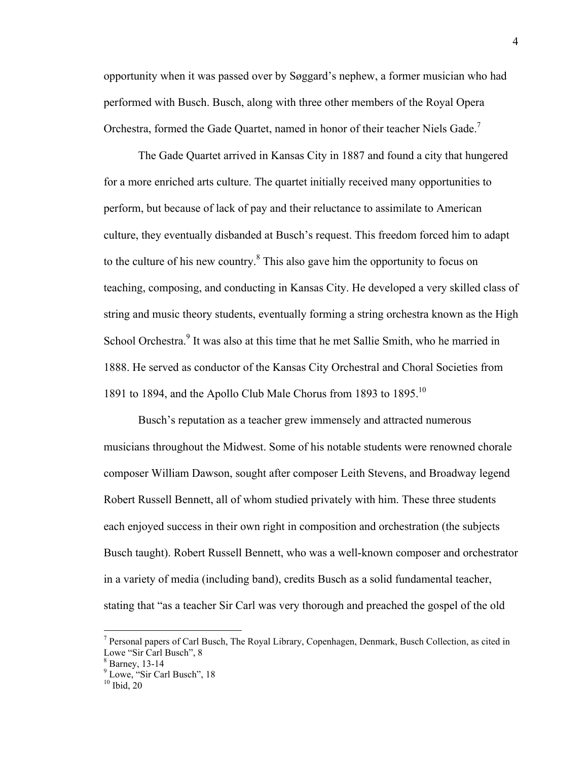opportunity when it was passed over by Søggard's nephew, a former musician who had performed with Busch. Busch, along with three other members of the Royal Opera Orchestra, formed the Gade Quartet, named in honor of their teacher Niels Gade.[7]

The Gade Quartet arrived in Kansas City in 1887 and found a city that hungered for a more enriched arts culture. The quartet initially received many opportunities to perform, but because of lack of pay and their reluctance to assimilate to American culture, they eventually disbanded at Busch's request. This freedom forced him to adapt to the culture of his new country.[8] This also gave him the opportunity to focus on teaching, composing, and conducting in Kansas City. He developed a very skilled class of string and music theory students, eventually forming a string orchestra known as the High School Orchestra.[9] It was also at this time that he met Sallie Smith, who he married in 1888. He served as conductor of the Kansas City Orchestral and Choral Societies from 1891 to 1894, and the Apollo Club Male Chorus from 1893 to 1895.[10]

Busch's reputation as a teacher grew immensely and attracted numerous musicians throughout the Midwest. Some of his notable students were renowned chorale composer William Dawson, sought after composer Leith Stevens, and Broadway legend Robert Russell Bennett, all of whom studied privately with him. These three students each enjoyed success in their own right in composition and orchestration (the subjects Busch taught). Robert Russell Bennett, who was a well-known composer and orchestrator in a variety of media (including band), credits Busch as a solid fundamental teacher, stating that "as a teacher Sir Carl was very thorough and preached the gospel of the old

---

[7] Personal papers of Carl Busch, The Royal Library, Copenhagen, Denmark, Busch Collection, as cited in Lowe "Sir Carl Busch", 8

[8] Barney, 13-14

[9] Lowe, "Sir Carl Busch", 18

[10] Ibid, 20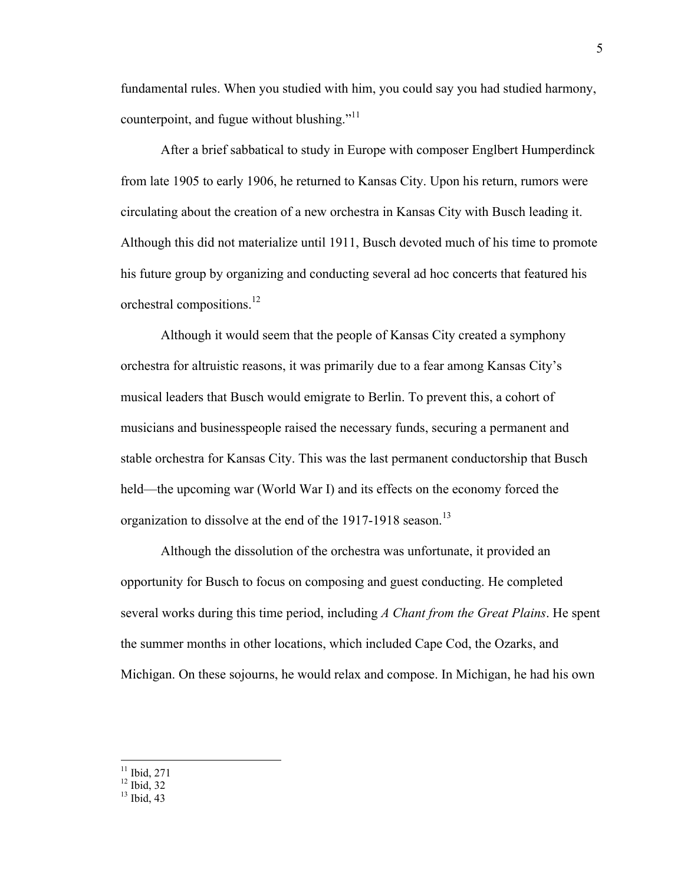fundamental rules. When you studied with him, you could say you had studied harmony, counterpoint, and fugue without blushing."[11]

After a brief sabbatical to study in Europe with composer Englbert Humperdinck from late 1905 to early 1906, he returned to Kansas City. Upon his return, rumors were circulating about the creation of a new orchestra in Kansas City with Busch leading it. Although this did not materialize until 1911, Busch devoted much of his time to promote his future group by organizing and conducting several ad hoc concerts that featured his orchestral compositions.[12]

Although it would seem that the people of Kansas City created a symphony orchestra for altruistic reasons, it was primarily due to a fear among Kansas City's musical leaders that Busch would emigrate to Berlin. To prevent this, a cohort of musicians and businesspeople raised the necessary funds, securing a permanent and stable orchestra for Kansas City. This was the last permanent conductorship that Busch held—the upcoming war (World War I) and its effects on the economy forced the organization to dissolve at the end of the 1917-1918 season.[13]

Although the dissolution of the orchestra was unfortunate, it provided an opportunity for Busch to focus on composing and guest conducting. He completed several works during this time period, including *A Chant from the Great Plains*. He spent the summer months in other locations, which included Cape Cod, the Ozarks, and Michigan. On these sojourns, he would relax and compose. In Michigan, he had his own

---

[11] Ibid, 271
[12] Ibid, 32
[13] Ibid, 43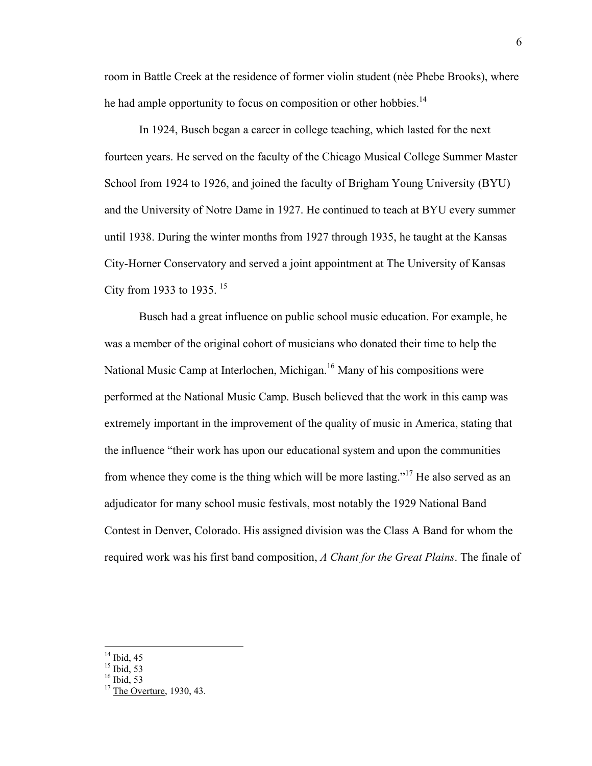room in Battle Creek at the residence of former violin student (nèe Phebe Brooks), where he had ample opportunity to focus on composition or other hobbies.[14]

In 1924, Busch began a career in college teaching, which lasted for the next fourteen years. He served on the faculty of the Chicago Musical College Summer Master School from 1924 to 1926, and joined the faculty of Brigham Young University (BYU) and the University of Notre Dame in 1927. He continued to teach at BYU every summer until 1938. During the winter months from 1927 through 1935, he taught at the Kansas City-Horner Conservatory and served a joint appointment at The University of Kansas City from 1933 to 1935.[15]

Busch had a great influence on public school music education. For example, he was a member of the original cohort of musicians who donated their time to help the National Music Camp at Interlochen, Michigan.[16] Many of his compositions were performed at the National Music Camp. Busch believed that the work in this camp was extremely important in the improvement of the quality of music in America, stating that the influence "their work has upon our educational system and upon the communities from whence they come is the thing which will be more lasting."[17] He also served as an adjudicator for many school music festivals, most notably the 1929 National Band Contest in Denver, Colorado. His assigned division was the Class A Band for whom the required work was his first band composition, *A Chant for the Great Plains*. The finale of

---

[14] Ibid, 45
[15] Ibid, 53
[16] Ibid, 53
[17] The Overture, 1930, 43.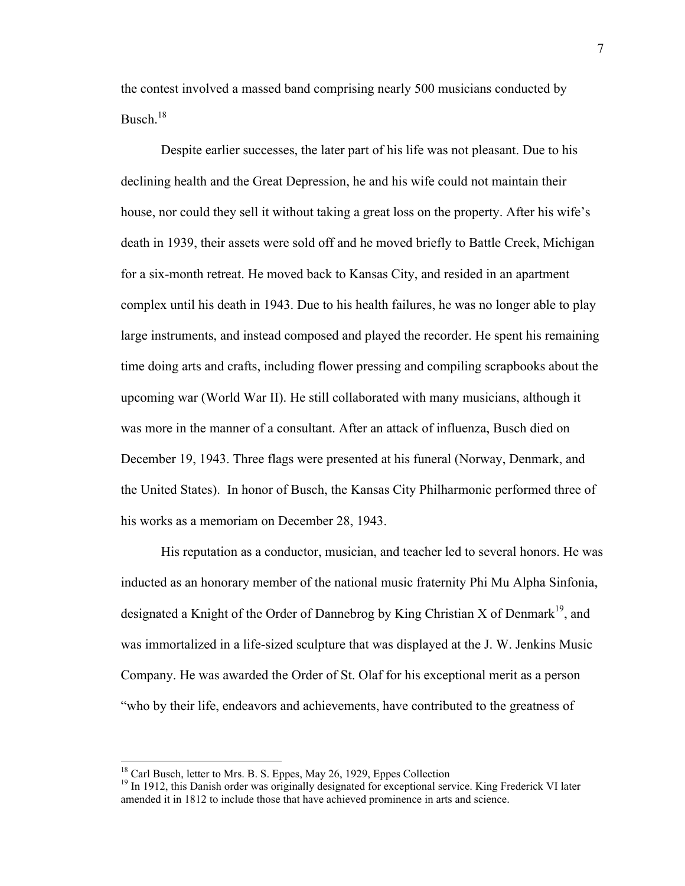the contest involved a massed band comprising nearly 500 musicians conducted by Busch.[18]

Despite earlier successes, the later part of his life was not pleasant. Due to his declining health and the Great Depression, he and his wife could not maintain their house, nor could they sell it without taking a great loss on the property. After his wife's death in 1939, their assets were sold off and he moved briefly to Battle Creek, Michigan for a six-month retreat. He moved back to Kansas City, and resided in an apartment complex until his death in 1943. Due to his health failures, he was no longer able to play large instruments, and instead composed and played the recorder. He spent his remaining time doing arts and crafts, including flower pressing and compiling scrapbooks about the upcoming war (World War II). He still collaborated with many musicians, although it was more in the manner of a consultant. After an attack of influenza, Busch died on December 19, 1943. Three flags were presented at his funeral (Norway, Denmark, and the United States). In honor of Busch, the Kansas City Philharmonic performed three of his works as a memoriam on December 28, 1943.

His reputation as a conductor, musician, and teacher led to several honors. He was inducted as an honorary member of the national music fraternity Phi Mu Alpha Sinfonia, designated a Knight of the Order of Dannebrog by King Christian X of Denmark[19], and was immortalized in a life-sized sculpture that was displayed at the J. W. Jenkins Music Company. He was awarded the Order of St. Olaf for his exceptional merit as a person "who by their life, endeavors and achievements, have contributed to the greatness of

---

[18] Carl Busch, letter to Mrs. B. S. Eppes, May 26, 1929, Eppes Collection

[19] In 1912, this Danish order was originally designated for exceptional service. King Frederick VI later amended it in 1812 to include those that have achieved prominence in arts and science.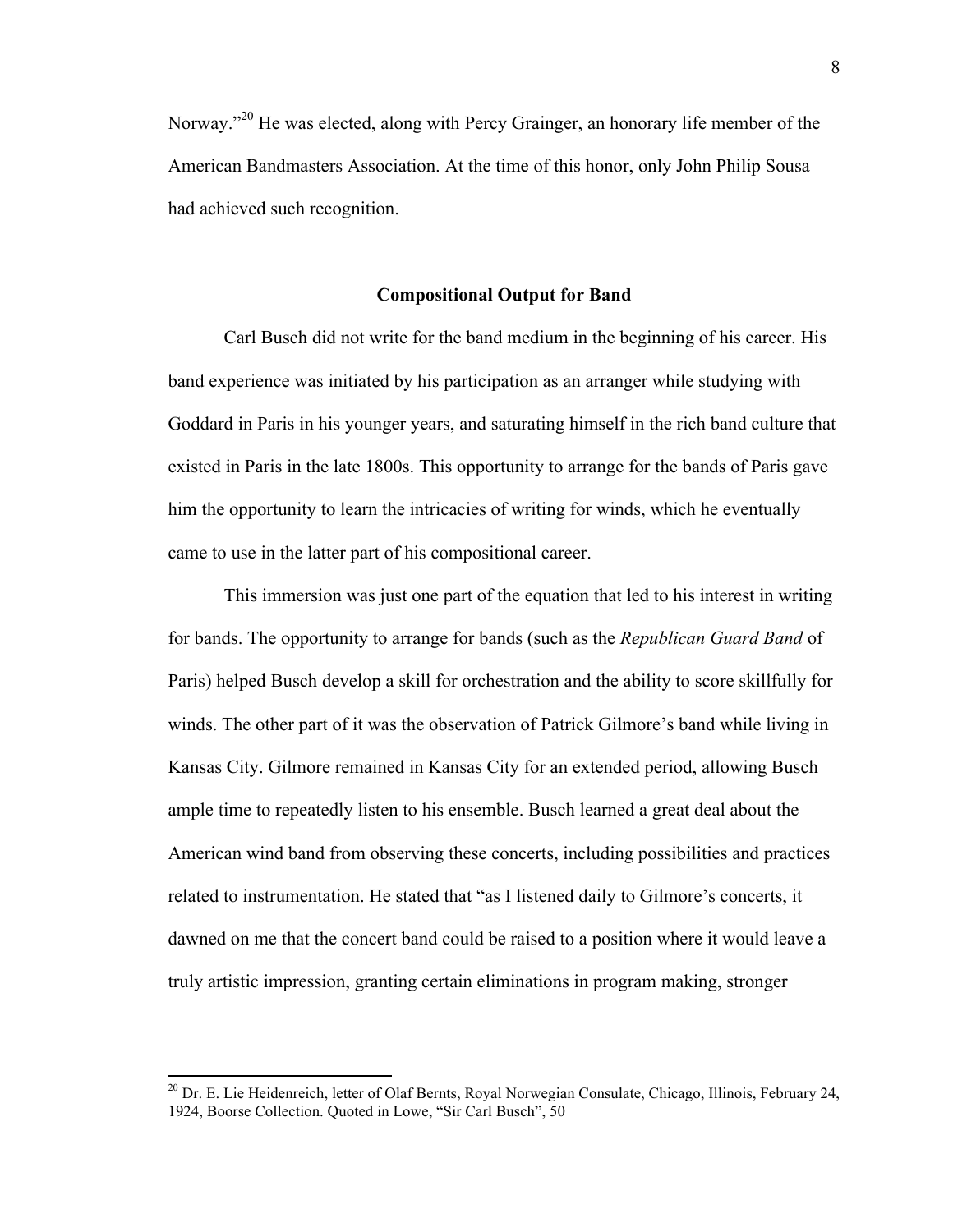Norway."[20] He was elected, along with Percy Grainger, an honorary life member of the American Bandmasters Association. At the time of this honor, only John Philip Sousa had achieved such recognition.

## Compositional Output for Band

Carl Busch did not write for the band medium in the beginning of his career. His band experience was initiated by his participation as an arranger while studying with Goddard in Paris in his younger years, and saturating himself in the rich band culture that existed in Paris in the late 1800s. This opportunity to arrange for the bands of Paris gave him the opportunity to learn the intricacies of writing for winds, which he eventually came to use in the latter part of his compositional career.

This immersion was just one part of the equation that led to his interest in writing for bands. The opportunity to arrange for bands (such as the *Republican Guard Band* of Paris) helped Busch develop a skill for orchestration and the ability to score skillfully for winds. The other part of it was the observation of Patrick Gilmore's band while living in Kansas City. Gilmore remained in Kansas City for an extended period, allowing Busch ample time to repeatedly listen to his ensemble. Busch learned a great deal about the American wind band from observing these concerts, including possibilities and practices related to instrumentation. He stated that "as I listened daily to Gilmore's concerts, it dawned on me that the concert band could be raised to a position where it would leave a truly artistic impression, granting certain eliminations in program making, stronger

---

[20] Dr. E. Lie Heidenreich, letter of Olaf Bernts, Royal Norwegian Consulate, Chicago, Illinois, February 24, 1924, Boorse Collection. Quoted in Lowe, "Sir Carl Busch", 50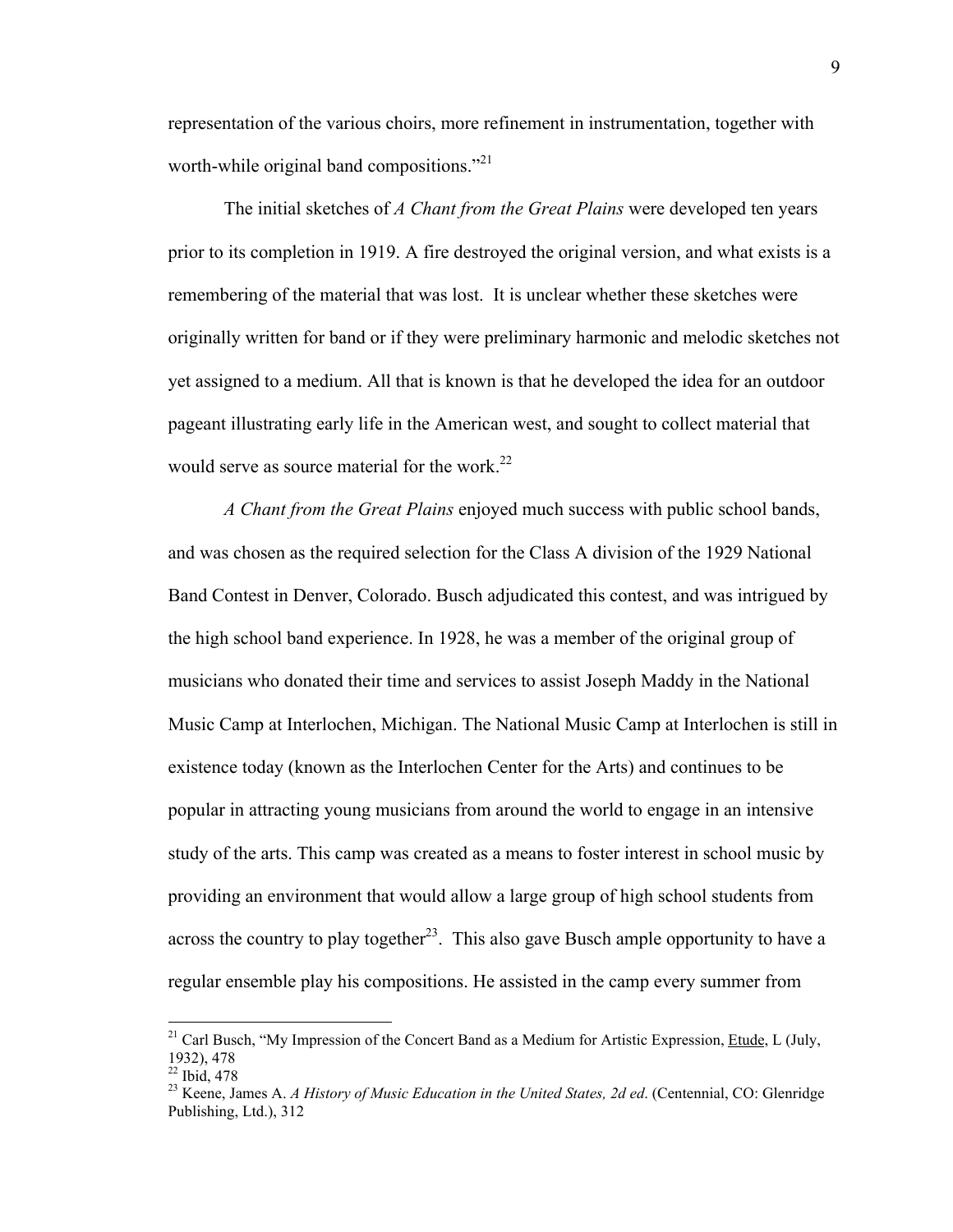representation of the various choirs, more refinement in instrumentation, together with worth-while original band compositions."[21]

The initial sketches of *A Chant from the Great Plains* were developed ten years prior to its completion in 1919. A fire destroyed the original version, and what exists is a remembering of the material that was lost. It is unclear whether these sketches were originally written for band or if they were preliminary harmonic and melodic sketches not yet assigned to a medium. All that is known is that he developed the idea for an outdoor pageant illustrating early life in the American west, and sought to collect material that would serve as source material for the work.[22]

*A Chant from the Great Plains* enjoyed much success with public school bands, and was chosen as the required selection for the Class A division of the 1929 National Band Contest in Denver, Colorado. Busch adjudicated this contest, and was intrigued by the high school band experience. In 1928, he was a member of the original group of musicians who donated their time and services to assist Joseph Maddy in the National Music Camp at Interlochen, Michigan. The National Music Camp at Interlochen is still in existence today (known as the Interlochen Center for the Arts) and continues to be popular in attracting young musicians from around the world to engage in an intensive study of the arts. This camp was created as a means to foster interest in school music by providing an environment that would allow a large group of high school students from across the country to play together[23]. This also gave Busch ample opportunity to have a regular ensemble play his compositions. He assisted in the camp every summer from

---

[21] Carl Busch, "My Impression of the Concert Band as a Medium for Artistic Expression, Etude, L (July, 1932), 478

[22] Ibid, 478

[23] Keene, James A. *A History of Music Education in the United States, 2d ed*. (Centennial, CO: Glenridge Publishing, Ltd.), 312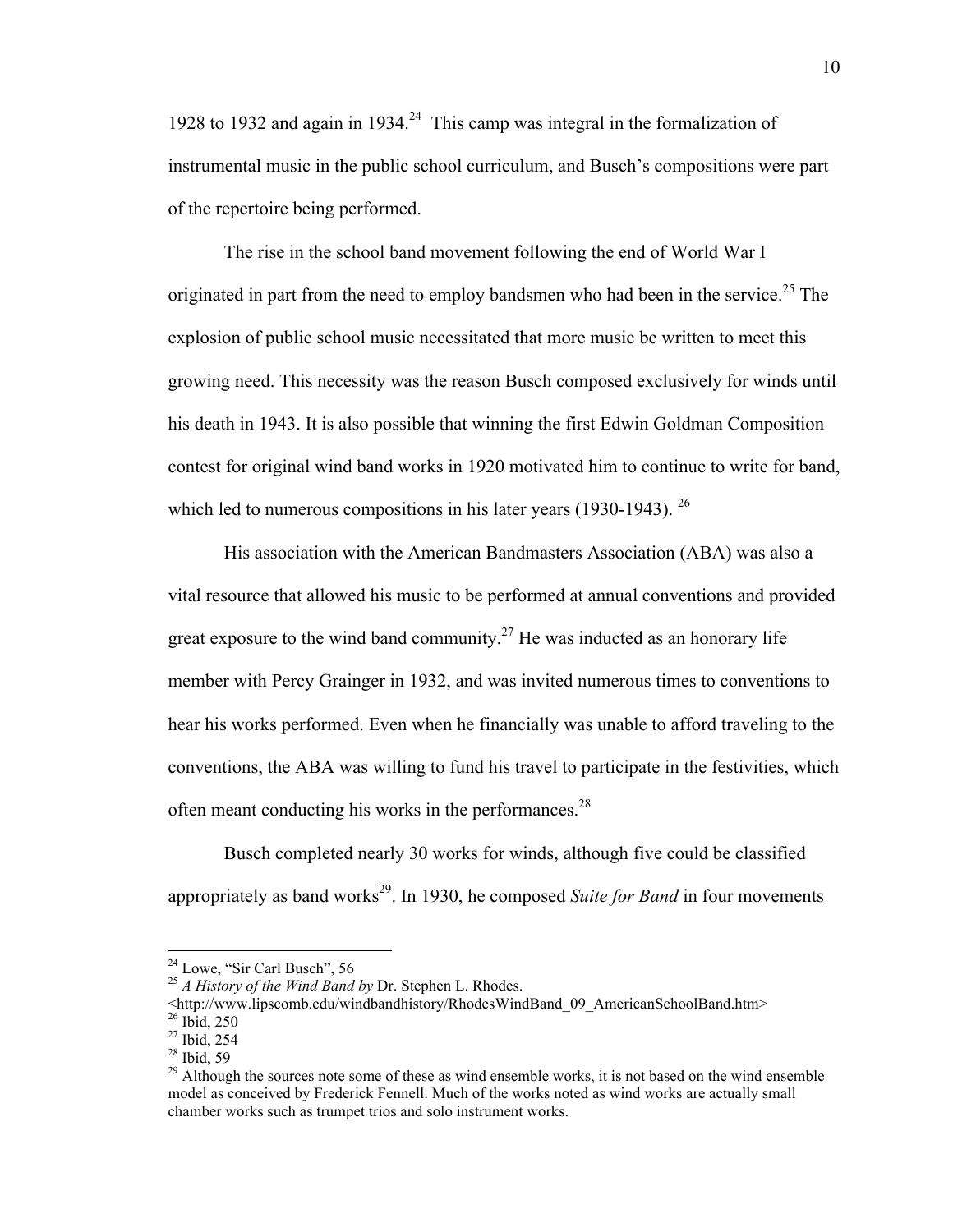1928 to 1932 and again in 1934.[24] This camp was integral in the formalization of instrumental music in the public school curriculum, and Busch's compositions were part of the repertoire being performed.

The rise in the school band movement following the end of World War I originated in part from the need to employ bandsmen who had been in the service.[25] The explosion of public school music necessitated that more music be written to meet this growing need. This necessity was the reason Busch composed exclusively for winds until his death in 1943. It is also possible that winning the first Edwin Goldman Composition contest for original wind band works in 1920 motivated him to continue to write for band, which led to numerous compositions in his later years (1930-1943).[26]

His association with the American Bandmasters Association (ABA) was also a vital resource that allowed his music to be performed at annual conventions and provided great exposure to the wind band community.[27] He was inducted as an honorary life member with Percy Grainger in 1932, and was invited numerous times to conventions to hear his works performed. Even when he financially was unable to afford traveling to the conventions, the ABA was willing to fund his travel to participate in the festivities, which often meant conducting his works in the performances.[28]

Busch completed nearly 30 works for winds, although five could be classified appropriately as band works[29]. In 1930, he composed *Suite for Band* in four movements

---

[24] Lowe, "Sir Carl Busch", 56

[25] *A History of the Wind Band by* Dr. Stephen L. Rhodes. <http://www.lipscomb.edu/windbandhistory/RhodesWindBand_09_AmericanSchoolBand.htm>

[26] Ibid, 250

[27] Ibid, 254

[28] Ibid, 59

[29] Although the sources note some of these as wind ensemble works, it is not based on the wind ensemble model as conceived by Frederick Fennell. Much of the works noted as wind works are actually small chamber works such as trumpet trios and solo instrument works.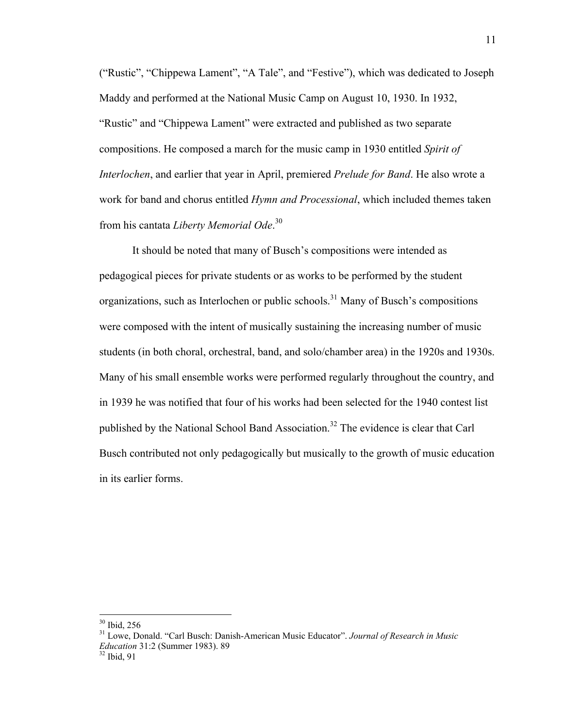("Rustic", "Chippewa Lament", "A Tale", and "Festive"), which was dedicated to Joseph Maddy and performed at the National Music Camp on August 10, 1930. In 1932, "Rustic" and "Chippewa Lament" were extracted and published as two separate compositions. He composed a march for the music camp in 1930 entitled *Spirit of Interlochen*, and earlier that year in April, premiered *Prelude for Band*. He also wrote a work for band and chorus entitled *Hymn and Processional*, which included themes taken from his cantata *Liberty Memorial Ode*.[30]

It should be noted that many of Busch's compositions were intended as pedagogical pieces for private students or as works to be performed by the student organizations, such as Interlochen or public schools.[31] Many of Busch's compositions were composed with the intent of musically sustaining the increasing number of music students (in both choral, orchestral, band, and solo/chamber area) in the 1920s and 1930s. Many of his small ensemble works were performed regularly throughout the country, and in 1939 he was notified that four of his works had been selected for the 1940 contest list published by the National School Band Association.[32] The evidence is clear that Carl Busch contributed not only pedagogically but musically to the growth of music education in its earlier forms.

---

[30] Ibid, 256

[31] Lowe, Donald. "Carl Busch: Danish-American Music Educator". *Journal of Research in Music Education* 31:2 (Summer 1983). 89

[32] Ibid, 91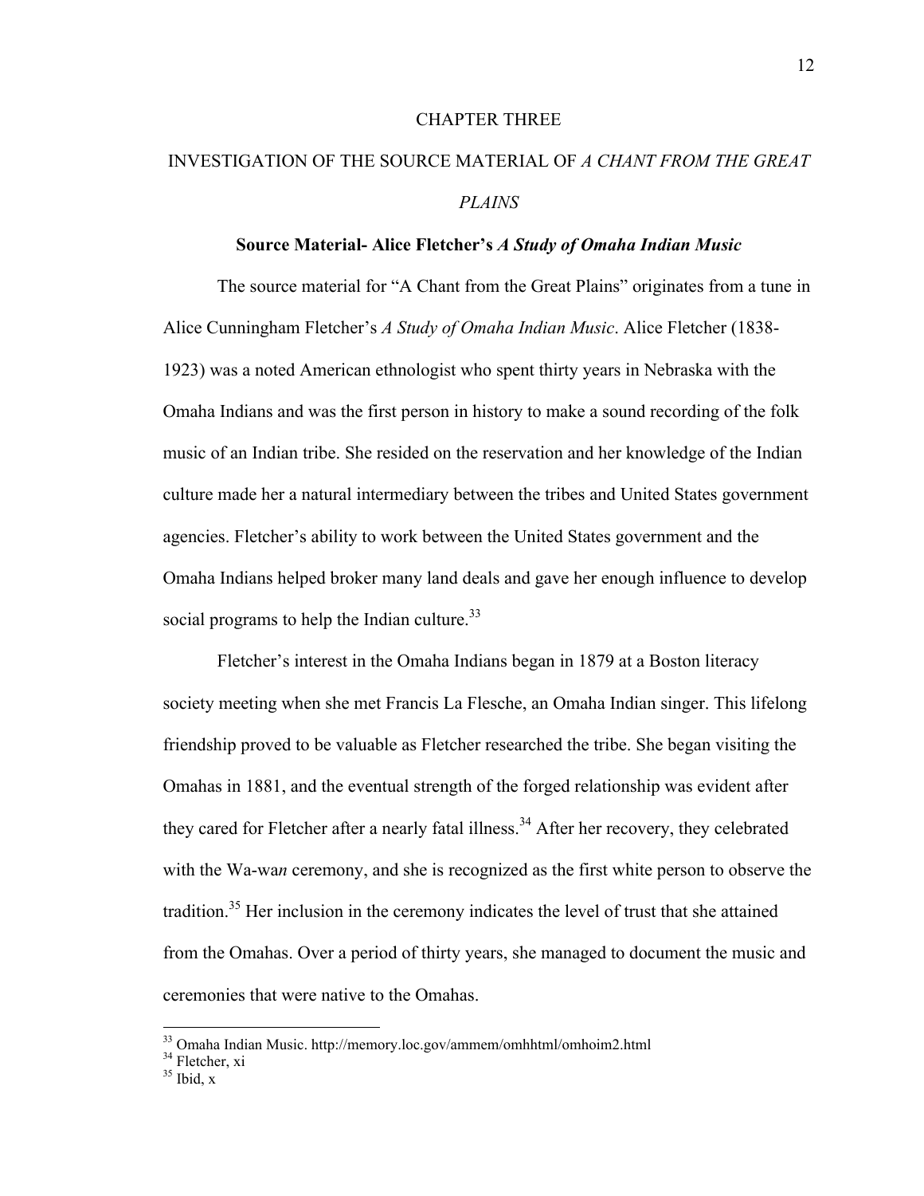# CHAPTER THREE

# INVESTIGATION OF THE SOURCE MATERIAL OF *A CHANT FROM THE GREAT PLAINS*

## Source Material- Alice Fletcher's *A Study of Omaha Indian Music*

The source material for "A Chant from the Great Plains" originates from a tune in Alice Cunningham Fletcher's *A Study of Omaha Indian Music*. Alice Fletcher (1838-1923) was a noted American ethnologist who spent thirty years in Nebraska with the Omaha Indians and was the first person in history to make a sound recording of the folk music of an Indian tribe. She resided on the reservation and her knowledge of the Indian culture made her a natural intermediary between the tribes and United States government agencies. Fletcher's ability to work between the United States government and the Omaha Indians helped broker many land deals and gave her enough influence to develop social programs to help the Indian culture.[33]

Fletcher's interest in the Omaha Indians began in 1879 at a Boston literacy society meeting when she met Francis La Flesche, an Omaha Indian singer. This lifelong friendship proved to be valuable as Fletcher researched the tribe. She began visiting the Omahas in 1881, and the eventual strength of the forged relationship was evident after they cared for Fletcher after a nearly fatal illness.[34] After her recovery, they celebrated with the Wa-wa*n* ceremony, and she is recognized as the first white person to observe the tradition.[35] Her inclusion in the ceremony indicates the level of trust that she attained from the Omahas. Over a period of thirty years, she managed to document the music and ceremonies that were native to the Omahas.

---

[33] Omaha Indian Music. http://memory.loc.gov/ammem/omhhtml/omhoim2.html

[34] Fletcher, xi

[35] Ibid, x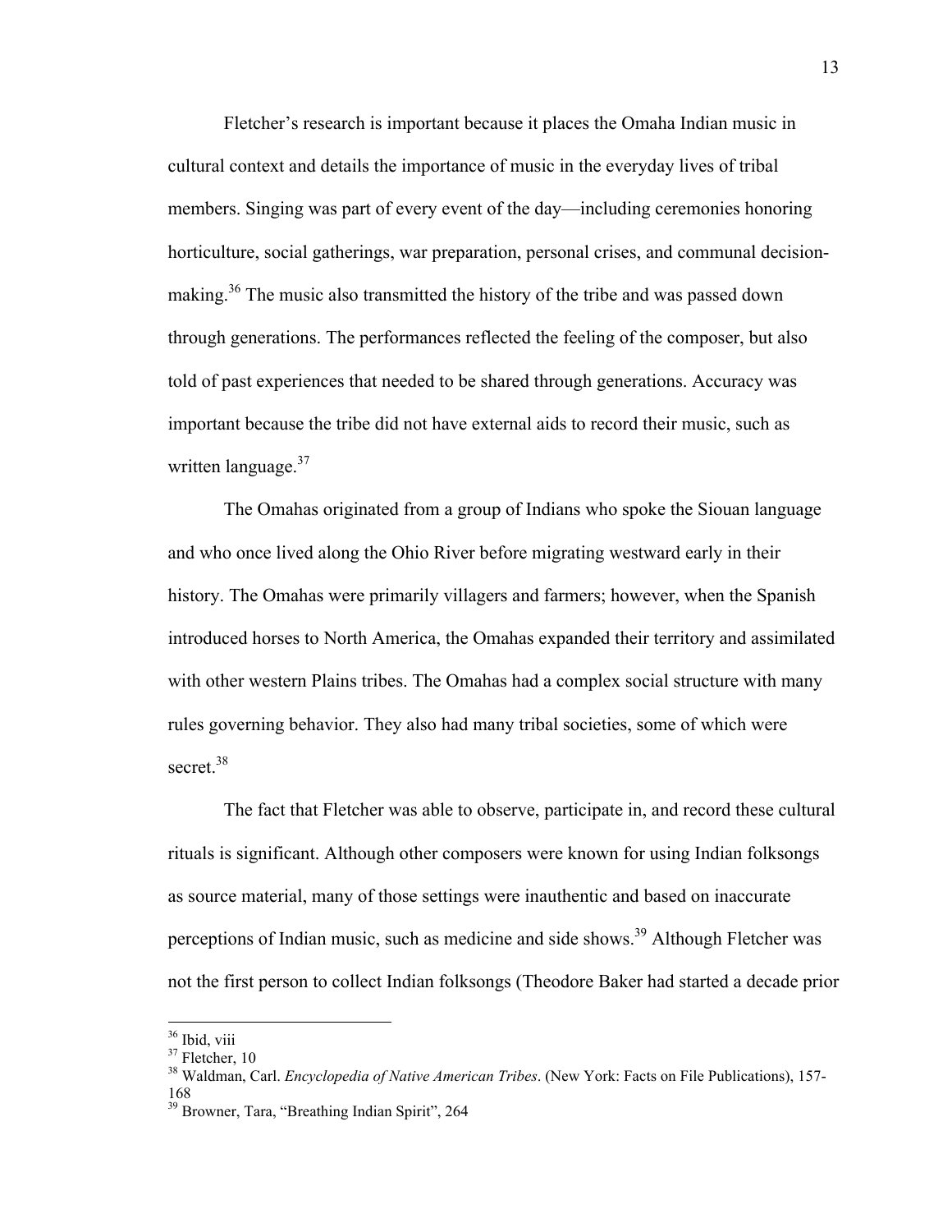Fletcher's research is important because it places the Omaha Indian music in cultural context and details the importance of music in the everyday lives of tribal members. Singing was part of every event of the day—including ceremonies honoring horticulture, social gatherings, war preparation, personal crises, and communal decision-making.[36] The music also transmitted the history of the tribe and was passed down through generations. The performances reflected the feeling of the composer, but also told of past experiences that needed to be shared through generations. Accuracy was important because the tribe did not have external aids to record their music, such as written language.[37]

The Omahas originated from a group of Indians who spoke the Siouan language and who once lived along the Ohio River before migrating westward early in their history. The Omahas were primarily villagers and farmers; however, when the Spanish introduced horses to North America, the Omahas expanded their territory and assimilated with other western Plains tribes. The Omahas had a complex social structure with many rules governing behavior. They also had many tribal societies, some of which were secret.[38]

The fact that Fletcher was able to observe, participate in, and record these cultural rituals is significant. Although other composers were known for using Indian folksongs as source material, many of those settings were inauthentic and based on inaccurate perceptions of Indian music, such as medicine and side shows.[39] Although Fletcher was not the first person to collect Indian folksongs (Theodore Baker had started a decade prior

---

[36] Ibid, viii

[37] Fletcher, 10

[38] Waldman, Carl. *Encyclopedia of Native American Tribes*. (New York: Facts on File Publications), 157-168

[39] Browner, Tara, "Breathing Indian Spirit", 264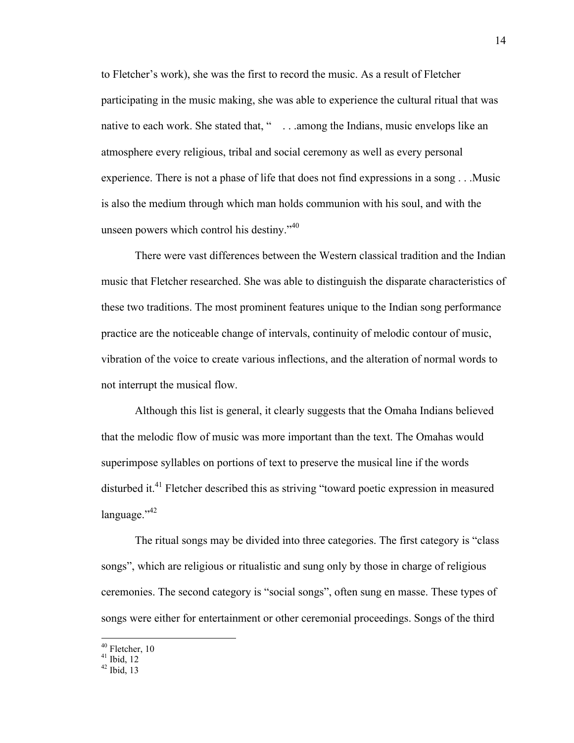to Fletcher's work), she was the first to record the music. As a result of Fletcher participating in the music making, she was able to experience the cultural ritual that was native to each work. She stated that, " . . .among the Indians, music envelops like an atmosphere every religious, tribal and social ceremony as well as every personal experience. There is not a phase of life that does not find expressions in a song . . .Music is also the medium through which man holds communion with his soul, and with the unseen powers which control his destiny."[40]

There were vast differences between the Western classical tradition and the Indian music that Fletcher researched. She was able to distinguish the disparate characteristics of these two traditions. The most prominent features unique to the Indian song performance practice are the noticeable change of intervals, continuity of melodic contour of music, vibration of the voice to create various inflections, and the alteration of normal words to not interrupt the musical flow.

Although this list is general, it clearly suggests that the Omaha Indians believed that the melodic flow of music was more important than the text. The Omahas would superimpose syllables on portions of text to preserve the musical line if the words disturbed it.[41] Fletcher described this as striving "toward poetic expression in measured language."[42]

The ritual songs may be divided into three categories. The first category is "class songs", which are religious or ritualistic and sung only by those in charge of religious ceremonies. The second category is "social songs", often sung en masse. These types of songs were either for entertainment or other ceremonial proceedings. Songs of the third

---

[40] Fletcher, 10
[41] Ibid, 12
[42] Ibid, 13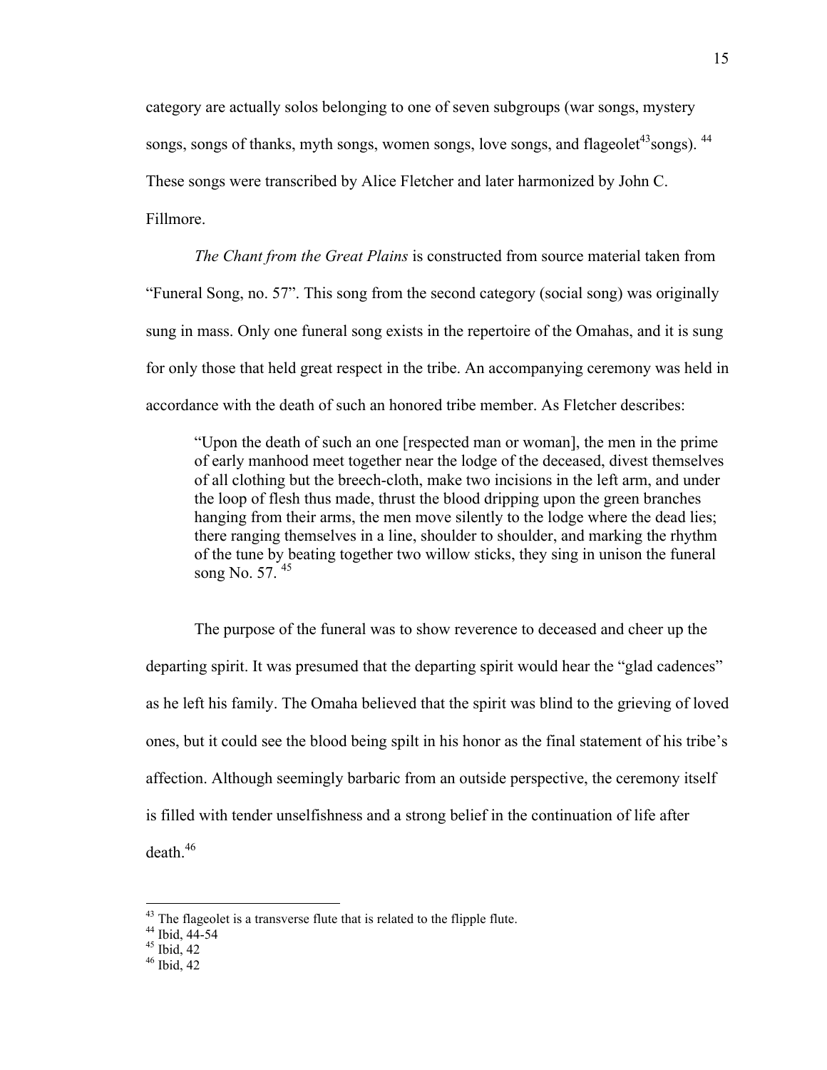category are actually solos belonging to one of seven subgroups (war songs, mystery songs, songs of thanks, myth songs, women songs, love songs, and flageolet[43]songs). [44] These songs were transcribed by Alice Fletcher and later harmonized by John C. Fillmore.

*The Chant from the Great Plains* is constructed from source material taken from "Funeral Song, no. 57". This song from the second category (social song) was originally sung in mass. Only one funeral song exists in the repertoire of the Omahas, and it is sung for only those that held great respect in the tribe. An accompanying ceremony was held in accordance with the death of such an honored tribe member. As Fletcher describes:

> "Upon the death of such an one [respected man or woman], the men in the prime of early manhood meet together near the lodge of the deceased, divest themselves of all clothing but the breech-cloth, make two incisions in the left arm, and under the loop of flesh thus made, thrust the blood dripping upon the green branches hanging from their arms, the men move silently to the lodge where the dead lies; there ranging themselves in a line, shoulder to shoulder, and marking the rhythm of the tune by beating together two willow sticks, they sing in unison the funeral song No. 57. [45]

The purpose of the funeral was to show reverence to deceased and cheer up the departing spirit. It was presumed that the departing spirit would hear the "glad cadences" as he left his family. The Omaha believed that the spirit was blind to the grieving of loved ones, but it could see the blood being spilt in his honor as the final statement of his tribe's affection. Although seemingly barbaric from an outside perspective, the ceremony itself is filled with tender unselfishness and a strong belief in the continuation of life after death.[46]

---

[43] The flageolet is a transverse flute that is related to the flipple flute.

[44] Ibid, 44-54

[45] Ibid, 42

[46] Ibid, 42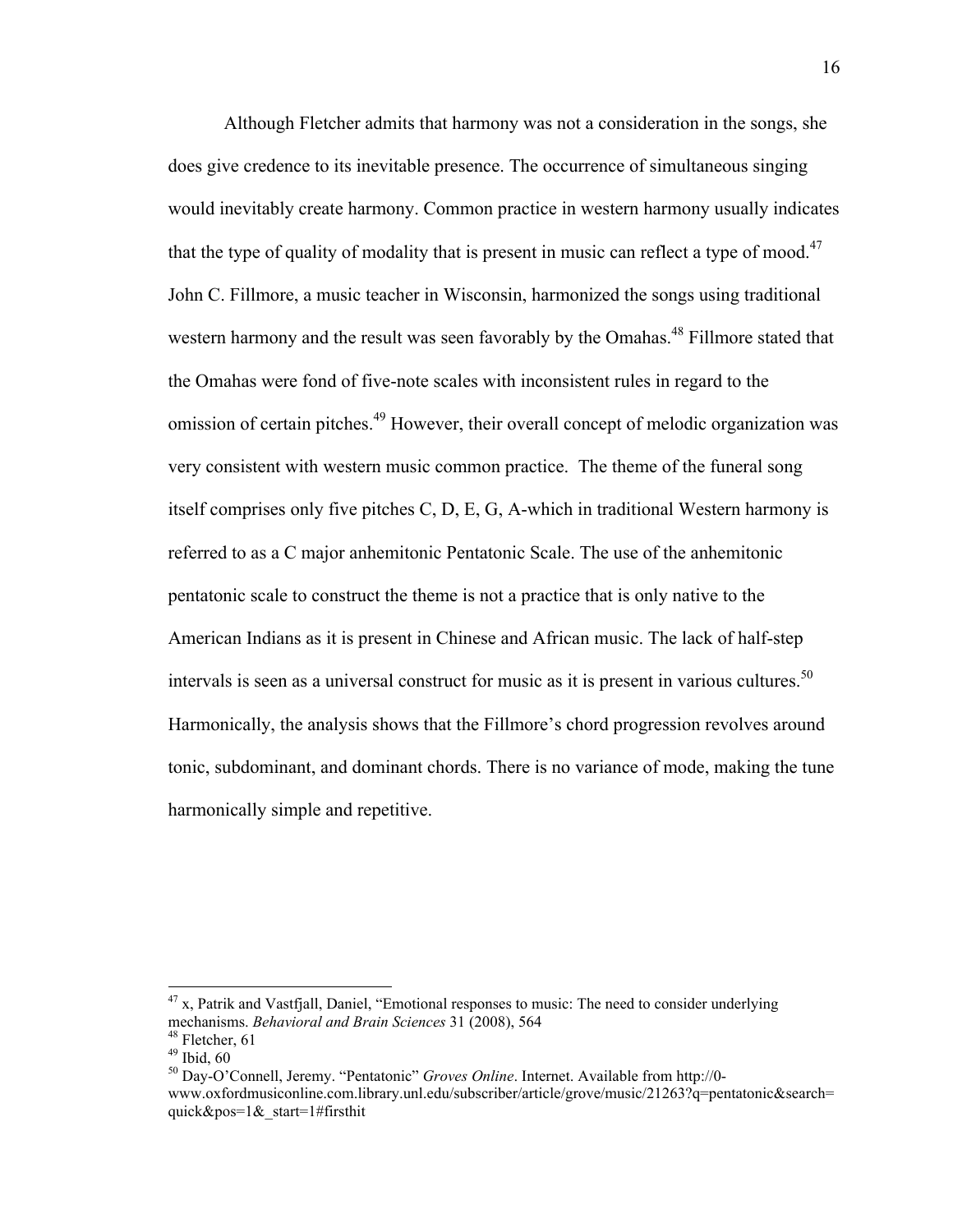Although Fletcher admits that harmony was not a consideration in the songs, she does give credence to its inevitable presence. The occurrence of simultaneous singing would inevitably create harmony. Common practice in western harmony usually indicates that the type of quality of modality that is present in music can reflect a type of mood.[47] John C. Fillmore, a music teacher in Wisconsin, harmonized the songs using traditional western harmony and the result was seen favorably by the Omahas.[48] Fillmore stated that the Omahas were fond of five-note scales with inconsistent rules in regard to the omission of certain pitches.[49] However, their overall concept of melodic organization was very consistent with western music common practice.  The theme of the funeral song itself comprises only five pitches C, D, E, G, A-which in traditional Western harmony is referred to as a C major anhemitonic Pentatonic Scale. The use of the anhemitonic pentatonic scale to construct the theme is not a practice that is only native to the American Indians as it is present in Chinese and African music. The lack of half-step intervals is seen as a universal construct for music as it is present in various cultures.[50] Harmonically, the analysis shows that the Fillmore's chord progression revolves around tonic, subdominant, and dominant chords. There is no variance of mode, making the tune harmonically simple and repetitive.

---

[47] x, Patrik and Vastfjall, Daniel, "Emotional responses to music: The need to consider underlying mechanisms. *Behavioral and Brain Sciences* 31 (2008), 564

[48] Fletcher, 61

[49] Ibid, 60

[50] Day-O'Connell, Jeremy. "Pentatonic" *Groves Online*. Internet. Available from http://0-www.oxfordmusiconline.com.library.unl.edu/subscriber/article/grove/music/21263?q=pentatonic&search=quick&pos=1&_start=1#firsthit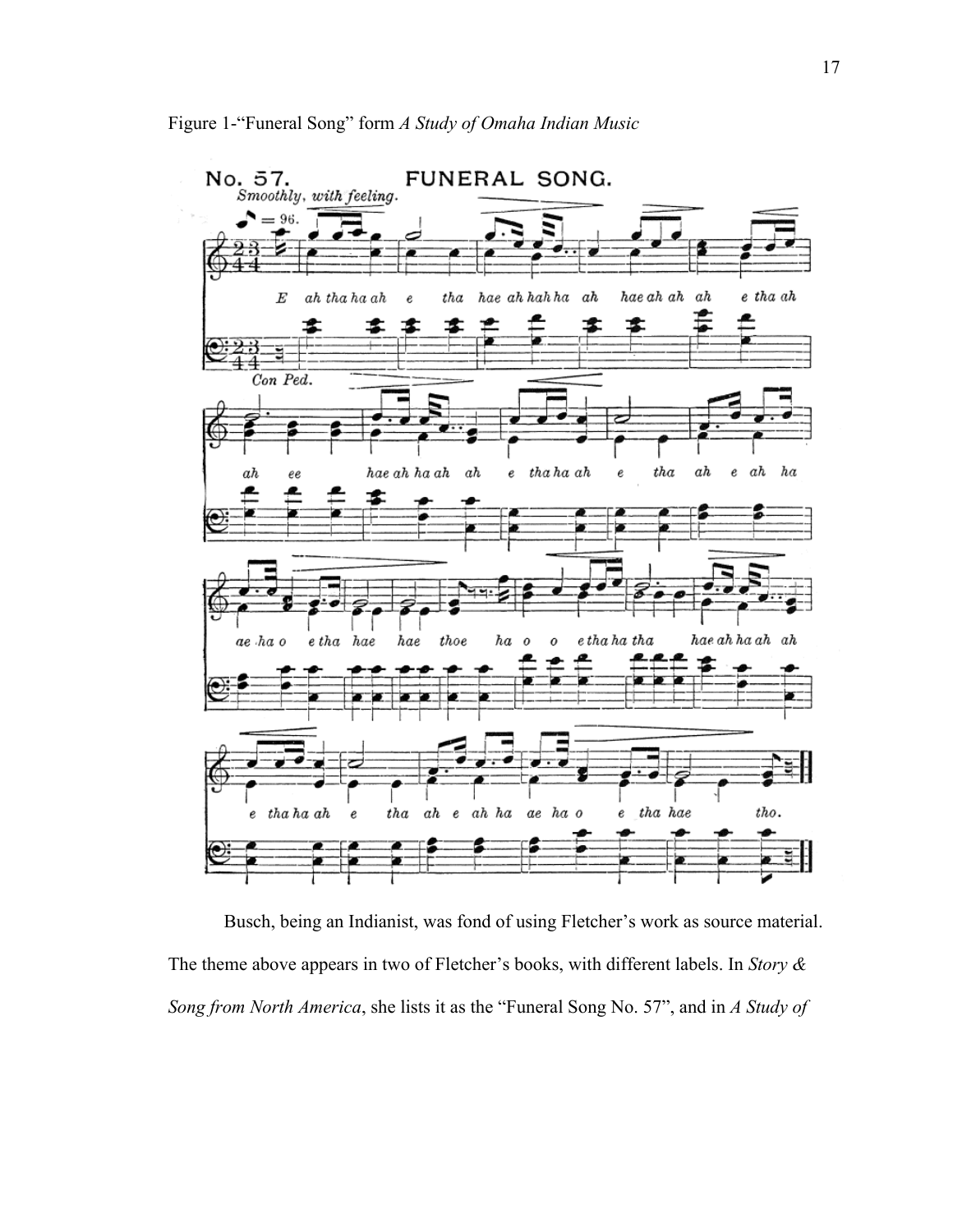Figure 1-"Funeral Song" form *A Study of Omaha Indian Music*

Busch, being an Indianist, was fond of using Fletcher's work as source material. The theme above appears in two of Fletcher's books, with different labels. In *Story & Song from North America*, she lists it as the "Funeral Song No. 57", and in *A Study of*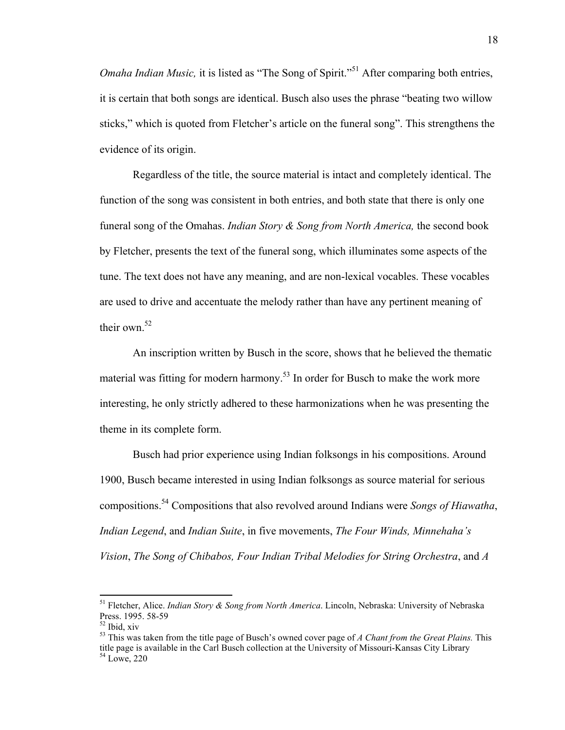*Omaha Indian Music,* it is listed as "The Song of Spirit."[51] After comparing both entries, it is certain that both songs are identical. Busch also uses the phrase "beating two willow sticks," which is quoted from Fletcher's article on the funeral song". This strengthens the evidence of its origin.

Regardless of the title, the source material is intact and completely identical. The function of the song was consistent in both entries, and both state that there is only one funeral song of the Omahas. *Indian Story & Song from North America,* the second book by Fletcher, presents the text of the funeral song, which illuminates some aspects of the tune. The text does not have any meaning, and are non-lexical vocables. These vocables are used to drive and accentuate the melody rather than have any pertinent meaning of their own.[52]

An inscription written by Busch in the score, shows that he believed the thematic material was fitting for modern harmony.[53] In order for Busch to make the work more interesting, he only strictly adhered to these harmonizations when he was presenting the theme in its complete form.

Busch had prior experience using Indian folksongs in his compositions. Around 1900, Busch became interested in using Indian folksongs as source material for serious compositions.[54] Compositions that also revolved around Indians were *Songs of Hiawatha*, *Indian Legend*, and *Indian Suite*, in five movements, *The Four Winds, Minnehaha's Vision*, *The Song of Chibabos, Four Indian Tribal Melodies for String Orchestra*, and *A*

---

[51] Fletcher, Alice. *Indian Story & Song from North America*. Lincoln, Nebraska: University of Nebraska Press. 1995. 58-59

[52] Ibid, xiv

[53] This was taken from the title page of Busch's owned cover page of *A Chant from the Great Plains.* This title page is available in the Carl Busch collection at the University of Missouri-Kansas City Library

[54] Lowe, 220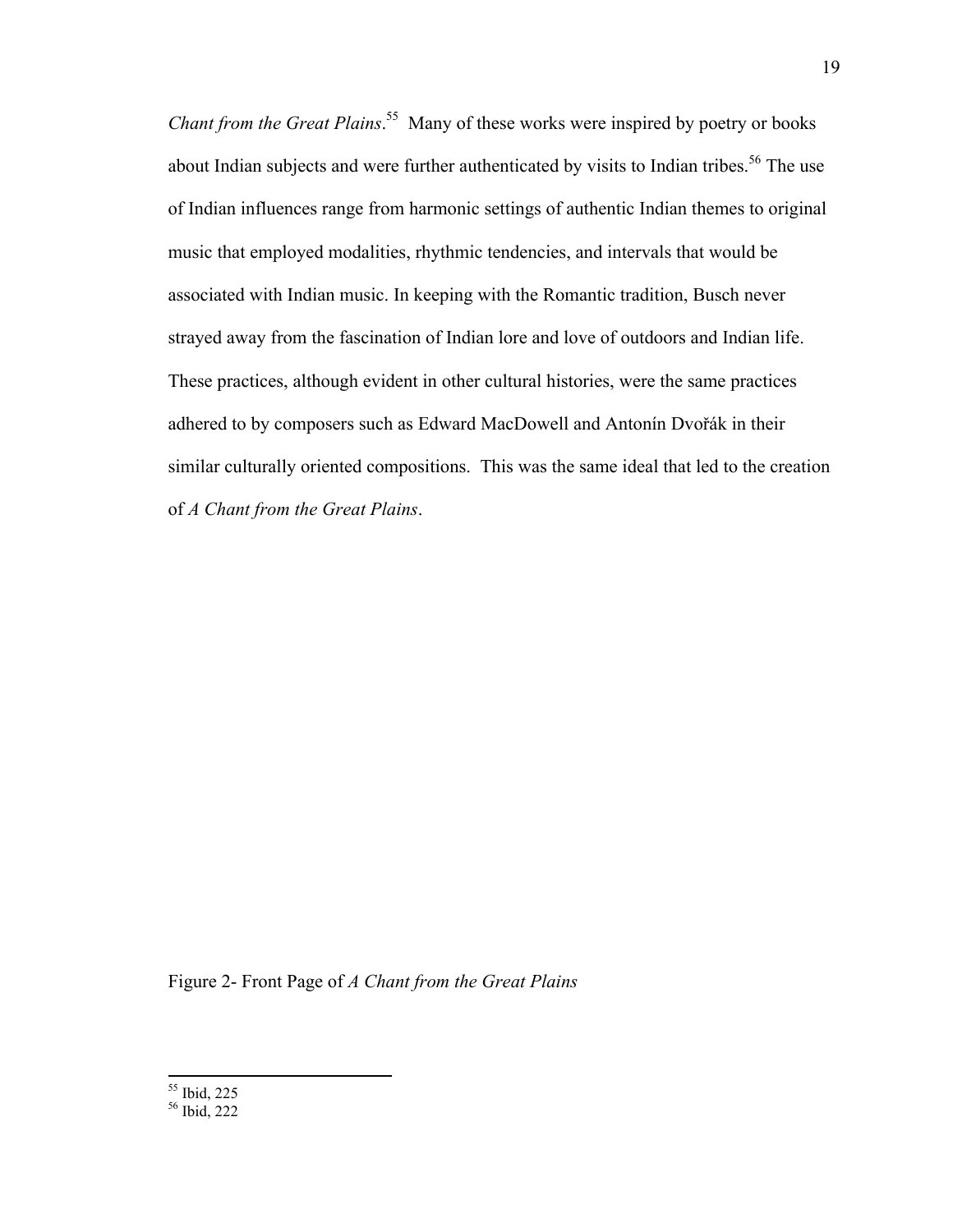*Chant from the Great Plains*.[55] Many of these works were inspired by poetry or books about Indian subjects and were further authenticated by visits to Indian tribes.[56] The use of Indian influences range from harmonic settings of authentic Indian themes to original music that employed modalities, rhythmic tendencies, and intervals that would be associated with Indian music. In keeping with the Romantic tradition, Busch never strayed away from the fascination of Indian lore and love of outdoors and Indian life. These practices, although evident in other cultural histories, were the same practices adhered to by composers such as Edward MacDowell and Antonín Dvořák in their similar culturally oriented compositions. This was the same ideal that led to the creation of *A Chant from the Great Plains*.

Figure 2- Front Page of *A Chant from the Great Plains*

---

[55] Ibid, 225

[56] Ibid, 222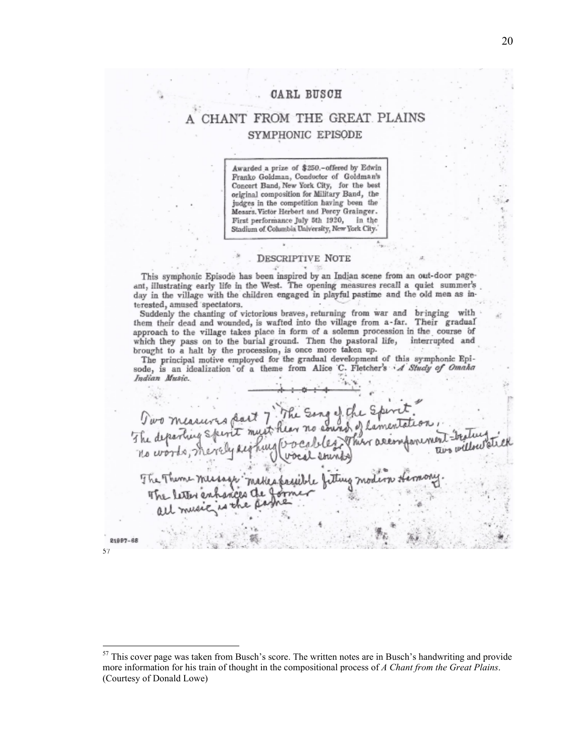# CARL BUSCH

## A CHANT FROM THE GREAT PLAINS

### SYMPHONIC EPISODE

> Awarded a prize of $250.–offered by Edwin Franko Goldman, Conductor of Goldman's Concert Band, New York City, for the best original composition for Military Band, the judges in the competition having been the Messrs. Victor Herbert and Percy Grainger. First performance July 5th 1920, in the Stadium of Columbia University, New York City.

### DESCRIPTIVE NOTE

This symphonic Episode has been inspired by an Indian scene from an out-door pageant, illustrating early life in the West. The opening measures recall a quiet summer's day in the village with the children engaged in playful pastime and the old men as interested, amused spectators.

Suddenly the chanting of victorious braves, returning from war and bringing with them their dead and wounded, is wafted into the village from a-far. Their gradual approach to the village takes place in form of a solemn procession in the course of which they pass on to the burial ground. Then the pastoral life, interrupted and brought to a halt by the procession, is once more taken up.

The principal motive employed for the gradual development of this symphonic Episode, is an idealization of a theme from Alice C. Fletcher's *A Study of Omaha Indian Music*.

Two measures part 7 "The Song of the Spirit".
The departing spirit must hear no sound of lamentation,
no words, merely sighing (vocables, vocal sounds) Their accompaniment - beating two willow stick

The Theme message makes possible fitting modern Harmony.
The latter enhances the former
all music is the same

21997-68

[57]

---

[57] This cover page was taken from Busch's score. The written notes are in Busch's handwriting and provide more information for his train of thought in the compositional process of *A Chant from the Great Plains*. (Courtesy of Donald Lowe)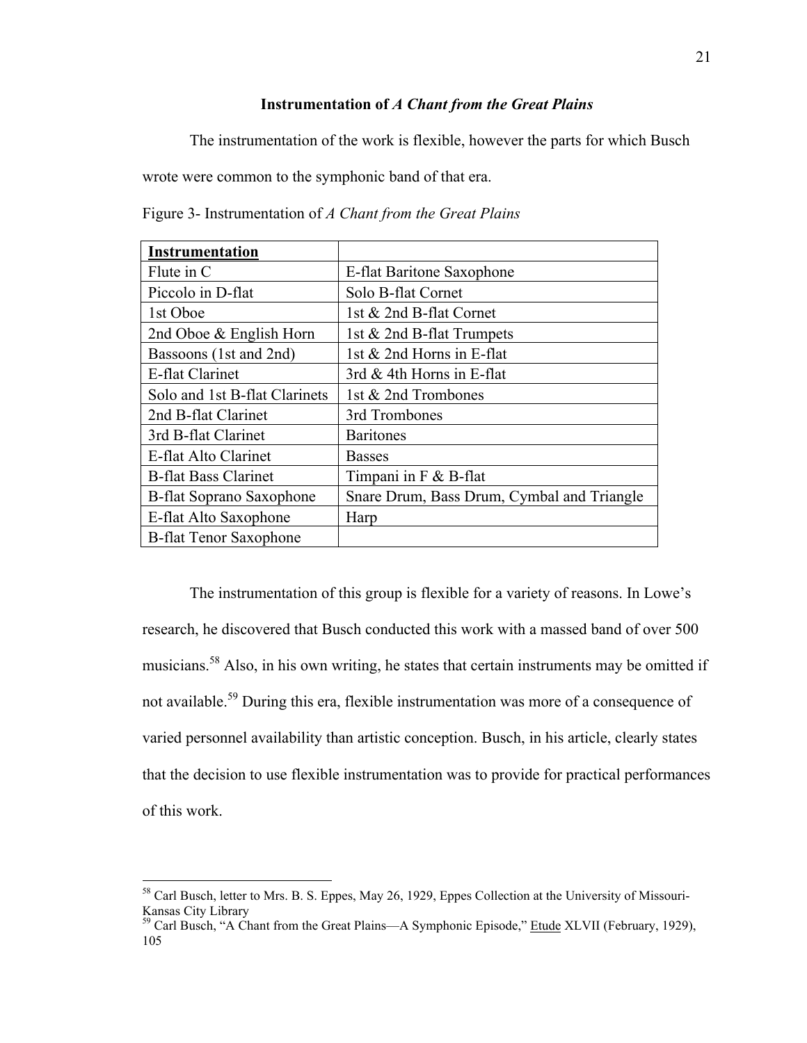### Instrumentation of *A Chant from the Great Plains*

The instrumentation of the work is flexible, however the parts for which Busch wrote were common to the symphonic band of that era.

Figure 3- Instrumentation of *A Chant from the Great Plains*

| **Instrumentation** | |
|---|---|
| Flute in C | E-flat Baritone Saxophone |
| Piccolo in D-flat | Solo B-flat Cornet |
| 1st Oboe | 1st & 2nd B-flat Cornet |
| 2nd Oboe & English Horn | 1st & 2nd B-flat Trumpets |
| Bassoons (1st and 2nd) | 1st & 2nd Horns in E-flat |
| E-flat Clarinet | 3rd & 4th Horns in E-flat |
| Solo and 1st B-flat Clarinets | 1st & 2nd Trombones |
| 2nd B-flat Clarinet | 3rd Trombones |
| 3rd B-flat Clarinet | Baritones |
| E-flat Alto Clarinet | Basses |
| B-flat Bass Clarinet | Timpani in F & B-flat |
| B-flat Soprano Saxophone | Snare Drum, Bass Drum, Cymbal and Triangle |
| E-flat Alto Saxophone | Harp |
| B-flat Tenor Saxophone | |

The instrumentation of this group is flexible for a variety of reasons. In Lowe's research, he discovered that Busch conducted this work with a massed band of over 500 musicians.[58] Also, in his own writing, he states that certain instruments may be omitted if not available.[59] During this era, flexible instrumentation was more of a consequence of varied personnel availability than artistic conception. Busch, in his article, clearly states that the decision to use flexible instrumentation was to provide for practical performances of this work.

---

[58] Carl Busch, letter to Mrs. B. S. Eppes, May 26, 1929, Eppes Collection at the University of Missouri-Kansas City Library

[59] Carl Busch, "A Chant from the Great Plains—A Symphonic Episode," Etude XLVII (February, 1929), 105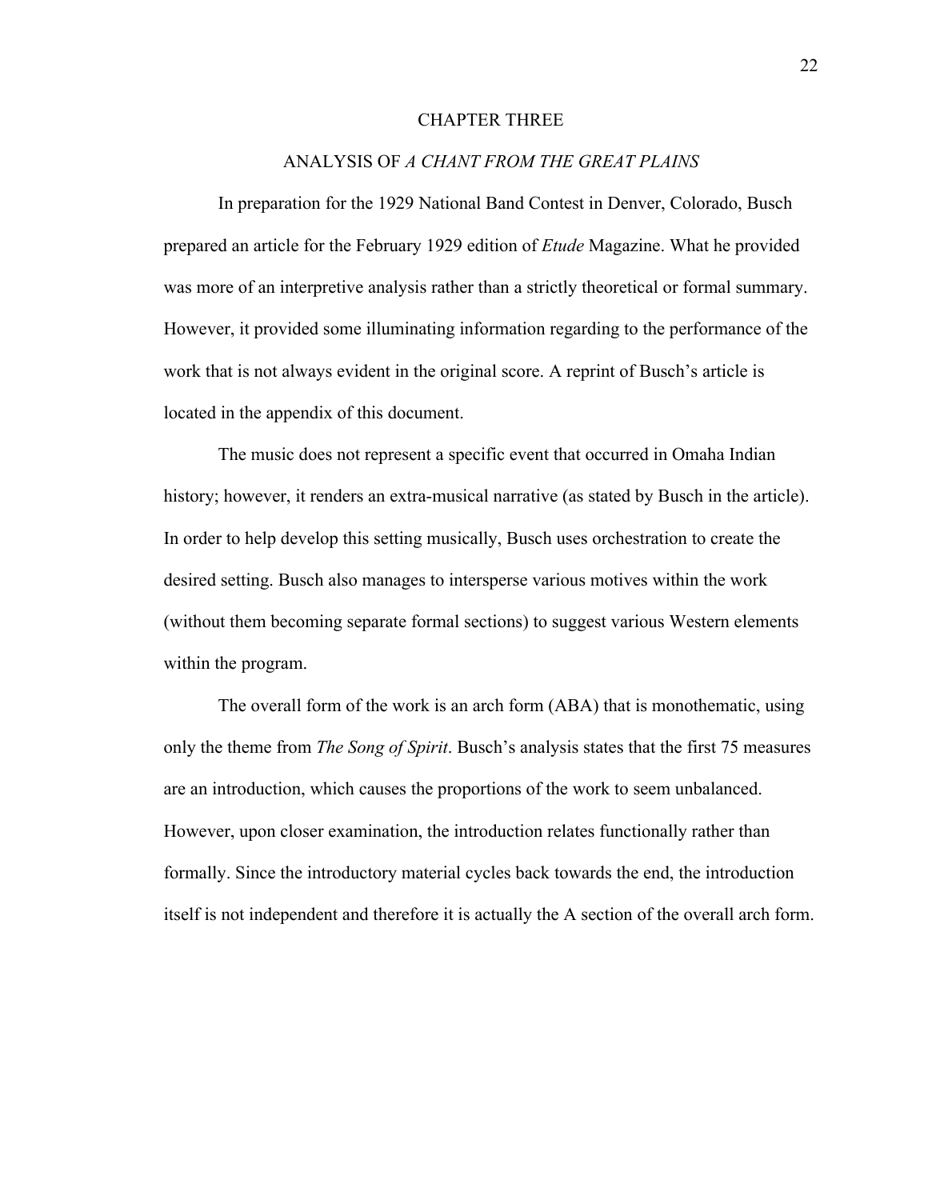# CHAPTER THREE

## ANALYSIS OF *A CHANT FROM THE GREAT PLAINS*

In preparation for the 1929 National Band Contest in Denver, Colorado, Busch prepared an article for the February 1929 edition of *Etude* Magazine. What he provided was more of an interpretive analysis rather than a strictly theoretical or formal summary. However, it provided some illuminating information regarding to the performance of the work that is not always evident in the original score. A reprint of Busch's article is located in the appendix of this document.

The music does not represent a specific event that occurred in Omaha Indian history; however, it renders an extra-musical narrative (as stated by Busch in the article). In order to help develop this setting musically, Busch uses orchestration to create the desired setting. Busch also manages to intersperse various motives within the work (without them becoming separate formal sections) to suggest various Western elements within the program.

The overall form of the work is an arch form (ABA) that is monothematic, using only the theme from *The Song of Spirit*. Busch's analysis states that the first 75 measures are an introduction, which causes the proportions of the work to seem unbalanced. However, upon closer examination, the introduction relates functionally rather than formally. Since the introductory material cycles back towards the end, the introduction itself is not independent and therefore it is actually the A section of the overall arch form.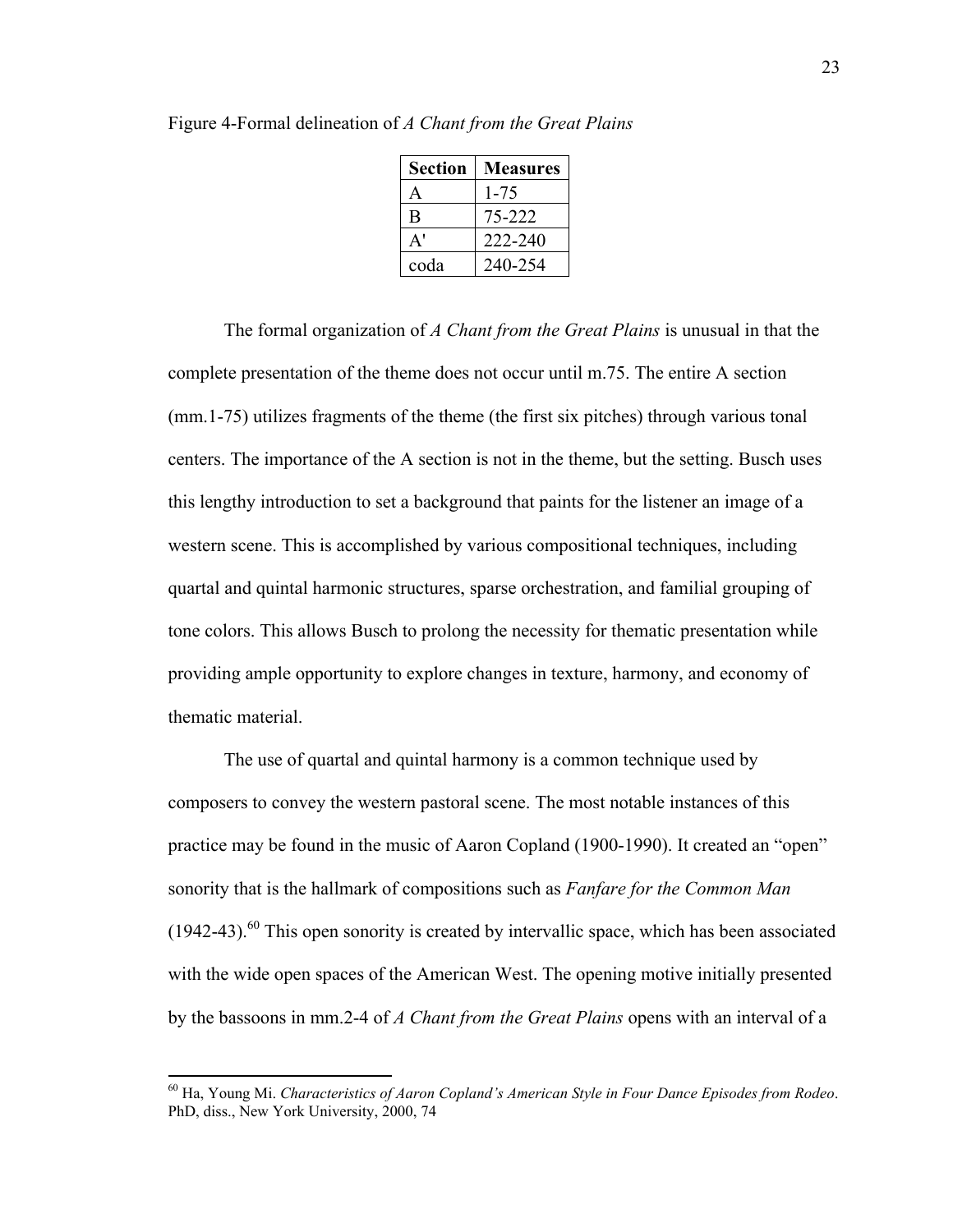Figure 4-Formal delineation of *A Chant from the Great Plains*

| Section | Measures |
|---|---|
| A | 1-75 |
| B | 75-222 |
| A' | 222-240 |
| coda | 240-254 |

The formal organization of *A Chant from the Great Plains* is unusual in that the complete presentation of the theme does not occur until m.75. The entire A section (mm.1-75) utilizes fragments of the theme (the first six pitches) through various tonal centers. The importance of the A section is not in the theme, but the setting. Busch uses this lengthy introduction to set a background that paints for the listener an image of a western scene. This is accomplished by various compositional techniques, including quartal and quintal harmonic structures, sparse orchestration, and familial grouping of tone colors. This allows Busch to prolong the necessity for thematic presentation while providing ample opportunity to explore changes in texture, harmony, and economy of thematic material.

The use of quartal and quintal harmony is a common technique used by composers to convey the western pastoral scene. The most notable instances of this practice may be found in the music of Aaron Copland (1900-1990). It created an "open" sonority that is the hallmark of compositions such as *Fanfare for the Common Man* (1942-43).[60] This open sonority is created by intervallic space, which has been associated with the wide open spaces of the American West. The opening motive initially presented by the bassoons in mm.2-4 of *A Chant from the Great Plains* opens with an interval of a

---

[60] Ha, Young Mi. *Characteristics of Aaron Copland's American Style in Four Dance Episodes from Rodeo*. PhD, diss., New York University, 2000, 74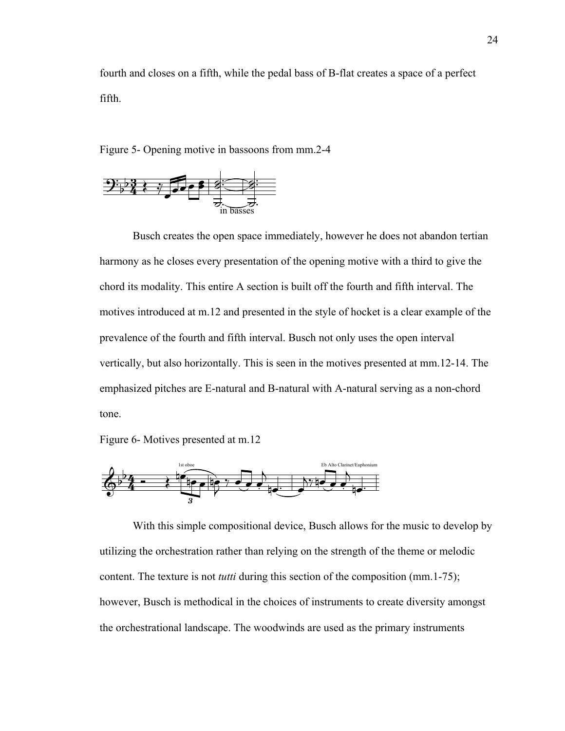fourth and closes on a fifth, while the pedal bass of B-flat creates a space of a perfect fifth.

Figure 5- Opening motive in bassoons from mm.2-4

in basses

Busch creates the open space immediately, however he does not abandon tertian harmony as he closes every presentation of the opening motive with a third to give the chord its modality. This entire A section is built off the fourth and fifth interval. The motives introduced at m.12 and presented in the style of hocket is a clear example of the prevalence of the fourth and fifth interval. Busch not only uses the open interval vertically, but also horizontally. This is seen in the motives presented at mm.12-14. The emphasized pitches are E-natural and B-natural with A-natural serving as a non-chord tone.

Figure 6- Motives presented at m.12

1st oboe

Eb Alto Clarinet/Euphonium

With this simple compositional device, Busch allows for the music to develop by utilizing the orchestration rather than relying on the strength of the theme or melodic content. The texture is not *tutti* during this section of the composition (mm.1-75); however, Busch is methodical in the choices of instruments to create diversity amongst the orchestrational landscape. The woodwinds are used as the primary instruments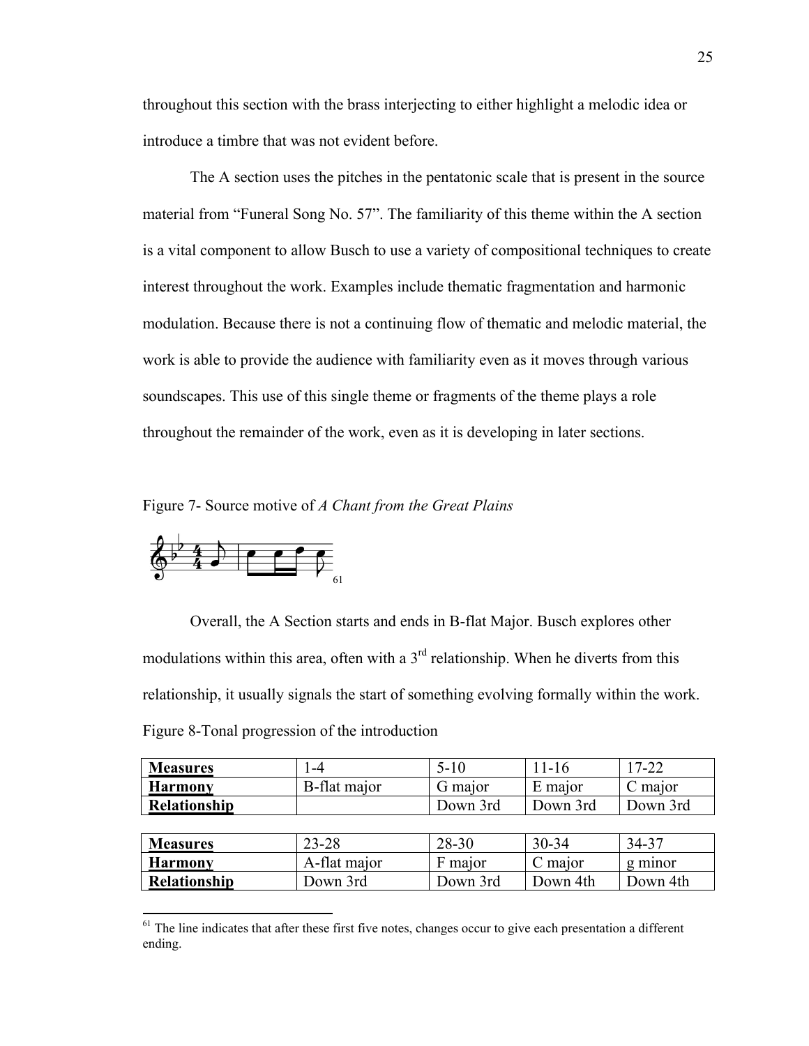throughout this section with the brass interjecting to either highlight a melodic idea or introduce a timbre that was not evident before.

The A section uses the pitches in the pentatonic scale that is present in the source material from “Funeral Song No. 57”. The familiarity of this theme within the A section is a vital component to allow Busch to use a variety of compositional techniques to create interest throughout the work. Examples include thematic fragmentation and harmonic modulation. Because there is not a continuing flow of thematic and melodic material, the work is able to provide the audience with familiarity even as it moves through various soundscapes. This use of this single theme or fragments of the theme plays a role throughout the remainder of the work, even as it is developing in later sections.

Figure 7- Source motive of *A Chant from the Great Plains*

[61]

Overall, the A Section starts and ends in B-flat Major. Busch explores other modulations within this area, often with a 3rd relationship. When he diverts from this relationship, it usually signals the start of something evolving formally within the work.

Figure 8-Tonal progression of the introduction

| **Measures** | 1-4 | 5-10 | 11-16 | 17-22 |
|---|---|---|---|---|
| **Harmony** | B-flat major | G major | E major | C major |
| **Relationship** | | Down 3rd | Down 3rd | Down 3rd |

| **Measures** | 23-28 | 28-30 | 30-34 | 34-37 |
|---|---|---|---|---|
| **Harmony** | A-flat major | F major | C major | g minor |
| **Relationship** | Down 3rd | Down 3rd | Down 4th | Down 4th |

[61] The line indicates that after these first five notes, changes occur to give each presentation a different ending.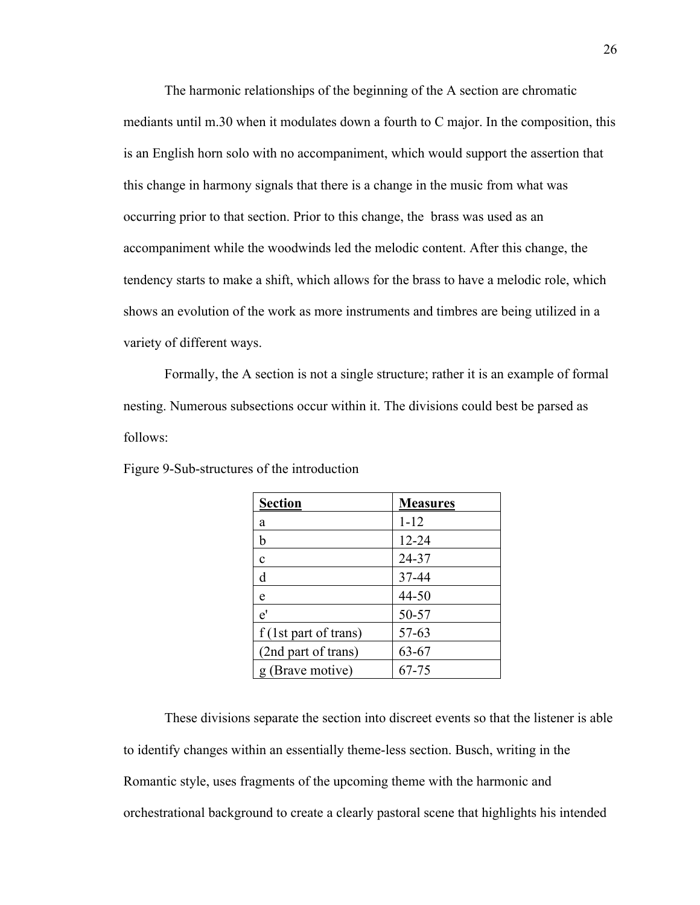The harmonic relationships of the beginning of the A section are chromatic mediants until m.30 when it modulates down a fourth to C major. In the composition, this is an English horn solo with no accompaniment, which would support the assertion that this change in harmony signals that there is a change in the music from what was occurring prior to that section. Prior to this change, the brass was used as an accompaniment while the woodwinds led the melodic content. After this change, the tendency starts to make a shift, which allows for the brass to have a melodic role, which shows an evolution of the work as more instruments and timbres are being utilized in a variety of different ways.

Formally, the A section is not a single structure; rather it is an example of formal nesting. Numerous subsections occur within it. The divisions could best be parsed as follows:

Figure 9-Sub-structures of the introduction

| Section | Measures |
|---|---|
| a | 1-12 |
| b | 12-24 |
| c | 24-37 |
| d | 37-44 |
| e | 44-50 |
| e' | 50-57 |
| f (1st part of trans) | 57-63 |
| (2nd part of trans) | 63-67 |
| g (Brave motive) | 67-75 |

These divisions separate the section into discreet events so that the listener is able to identify changes within an essentially theme-less section. Busch, writing in the Romantic style, uses fragments of the upcoming theme with the harmonic and orchestrational background to create a clearly pastoral scene that highlights his intended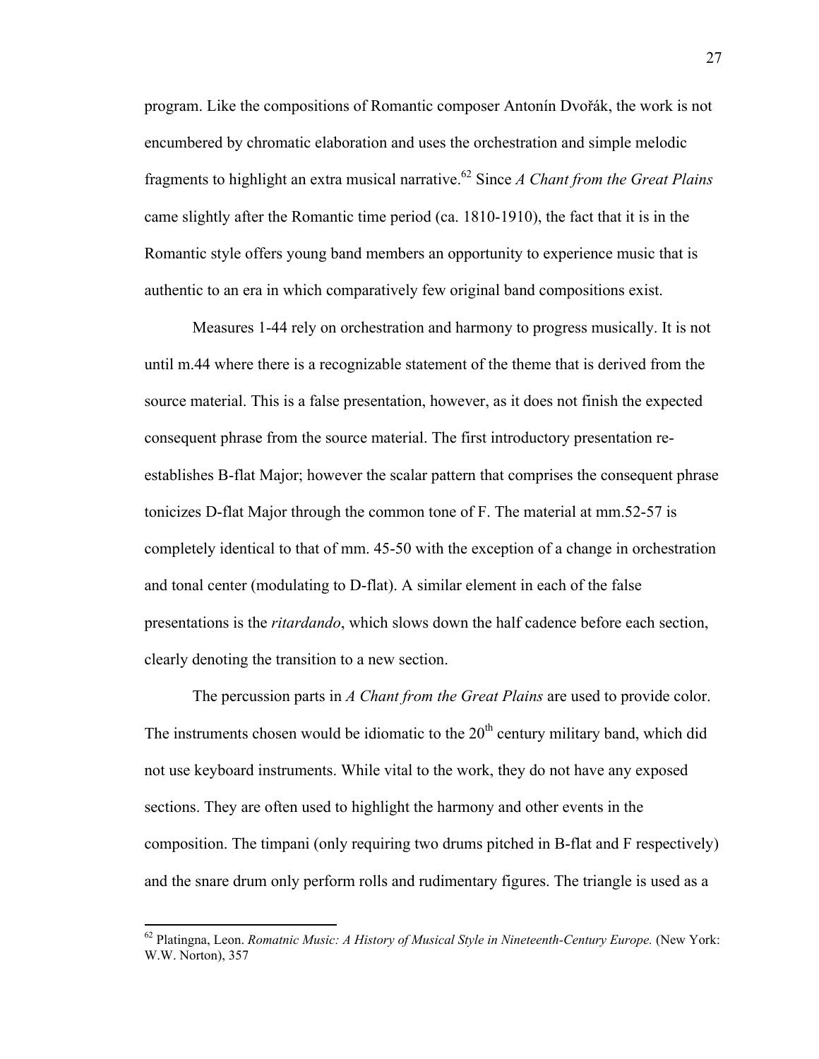program. Like the compositions of Romantic composer Antonín Dvořák, the work is not encumbered by chromatic elaboration and uses the orchestration and simple melodic fragments to highlight an extra musical narrative.[62] Since *A Chant from the Great Plains* came slightly after the Romantic time period (ca. 1810-1910), the fact that it is in the Romantic style offers young band members an opportunity to experience music that is authentic to an era in which comparatively few original band compositions exist.

Measures 1-44 rely on orchestration and harmony to progress musically. It is not until m.44 where there is a recognizable statement of the theme that is derived from the source material. This is a false presentation, however, as it does not finish the expected consequent phrase from the source material. The first introductory presentation re-establishes B-flat Major; however the scalar pattern that comprises the consequent phrase tonicizes D-flat Major through the common tone of F. The material at mm.52-57 is completely identical to that of mm. 45-50 with the exception of a change in orchestration and tonal center (modulating to D-flat). A similar element in each of the false presentations is the *ritardando*, which slows down the half cadence before each section, clearly denoting the transition to a new section.

The percussion parts in *A Chant from the Great Plains* are used to provide color. The instruments chosen would be idiomatic to the 20th century military band, which did not use keyboard instruments. While vital to the work, they do not have any exposed sections. They are often used to highlight the harmony and other events in the composition. The timpani (only requiring two drums pitched in B-flat and F respectively) and the snare drum only perform rolls and rudimentary figures. The triangle is used as a

---

[62] Platingna, Leon. *Romatnic Music: A History of Musical Style in Nineteenth-Century Europe.* (New York: W.W. Norton), 357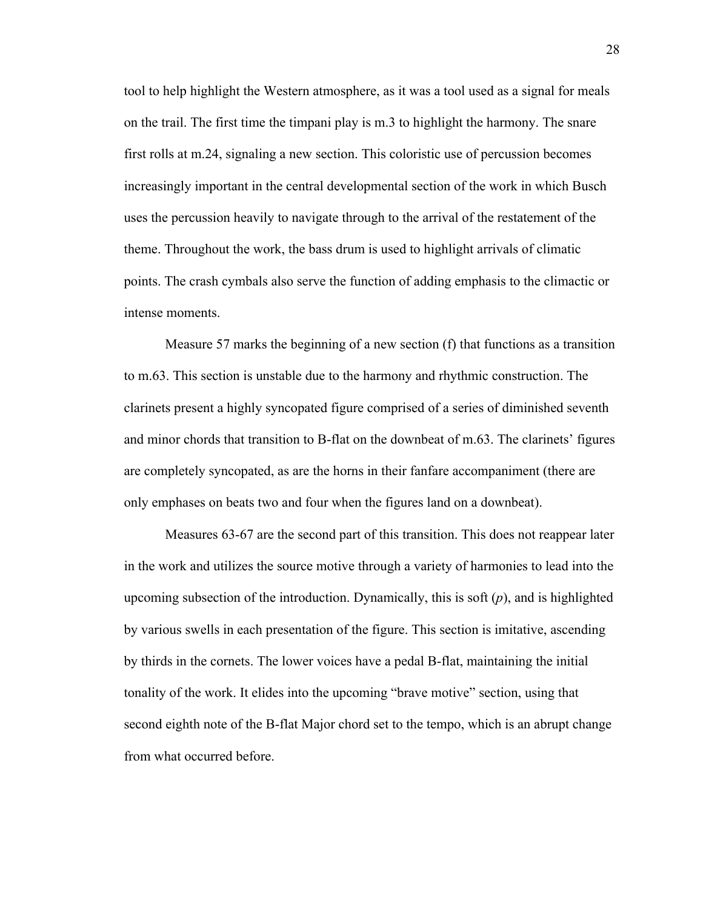tool to help highlight the Western atmosphere, as it was a tool used as a signal for meals on the trail. The first time the timpani play is m.3 to highlight the harmony. The snare first rolls at m.24, signaling a new section. This coloristic use of percussion becomes increasingly important in the central developmental section of the work in which Busch uses the percussion heavily to navigate through to the arrival of the restatement of the theme. Throughout the work, the bass drum is used to highlight arrivals of climatic points. The crash cymbals also serve the function of adding emphasis to the climactic or intense moments.

Measure 57 marks the beginning of a new section (f) that functions as a transition to m.63. This section is unstable due to the harmony and rhythmic construction. The clarinets present a highly syncopated figure comprised of a series of diminished seventh and minor chords that transition to B-flat on the downbeat of m.63. The clarinets' figures are completely syncopated, as are the horns in their fanfare accompaniment (there are only emphases on beats two and four when the figures land on a downbeat).

Measures 63-67 are the second part of this transition. This does not reappear later in the work and utilizes the source motive through a variety of harmonies to lead into the upcoming subsection of the introduction. Dynamically, this is soft (*p*), and is highlighted by various swells in each presentation of the figure. This section is imitative, ascending by thirds in the cornets. The lower voices have a pedal B-flat, maintaining the initial tonality of the work. It elides into the upcoming "brave motive" section, using that second eighth note of the B-flat Major chord set to the tempo, which is an abrupt change from what occurred before.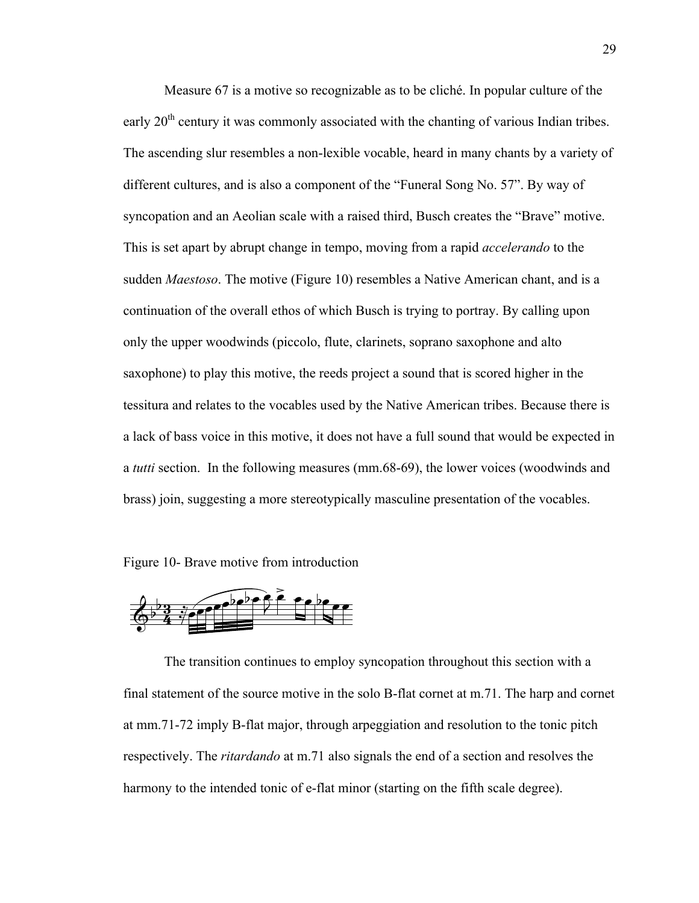Measure 67 is a motive so recognizable as to be cliché. In popular culture of the early 20th century it was commonly associated with the chanting of various Indian tribes. The ascending slur resembles a non-lexible vocable, heard in many chants by a variety of different cultures, and is also a component of the "Funeral Song No. 57". By way of syncopation and an Aeolian scale with a raised third, Busch creates the "Brave" motive. This is set apart by abrupt change in tempo, moving from a rapid *accelerando* to the sudden *Maestoso*. The motive (Figure 10) resembles a Native American chant, and is a continuation of the overall ethos of which Busch is trying to portray. By calling upon only the upper woodwinds (piccolo, flute, clarinets, soprano saxophone and alto saxophone) to play this motive, the reeds project a sound that is scored higher in the tessitura and relates to the vocables used by the Native American tribes. Because there is a lack of bass voice in this motive, it does not have a full sound that would be expected in a *tutti* section. In the following measures (mm.68-69), the lower voices (woodwinds and brass) join, suggesting a more stereotypically masculine presentation of the vocables.

Figure 10- Brave motive from introduction

The transition continues to employ syncopation throughout this section with a final statement of the source motive in the solo B-flat cornet at m.71. The harp and cornet at mm.71-72 imply B-flat major, through arpeggiation and resolution to the tonic pitch respectively. The *ritardando* at m.71 also signals the end of a section and resolves the harmony to the intended tonic of e-flat minor (starting on the fifth scale degree).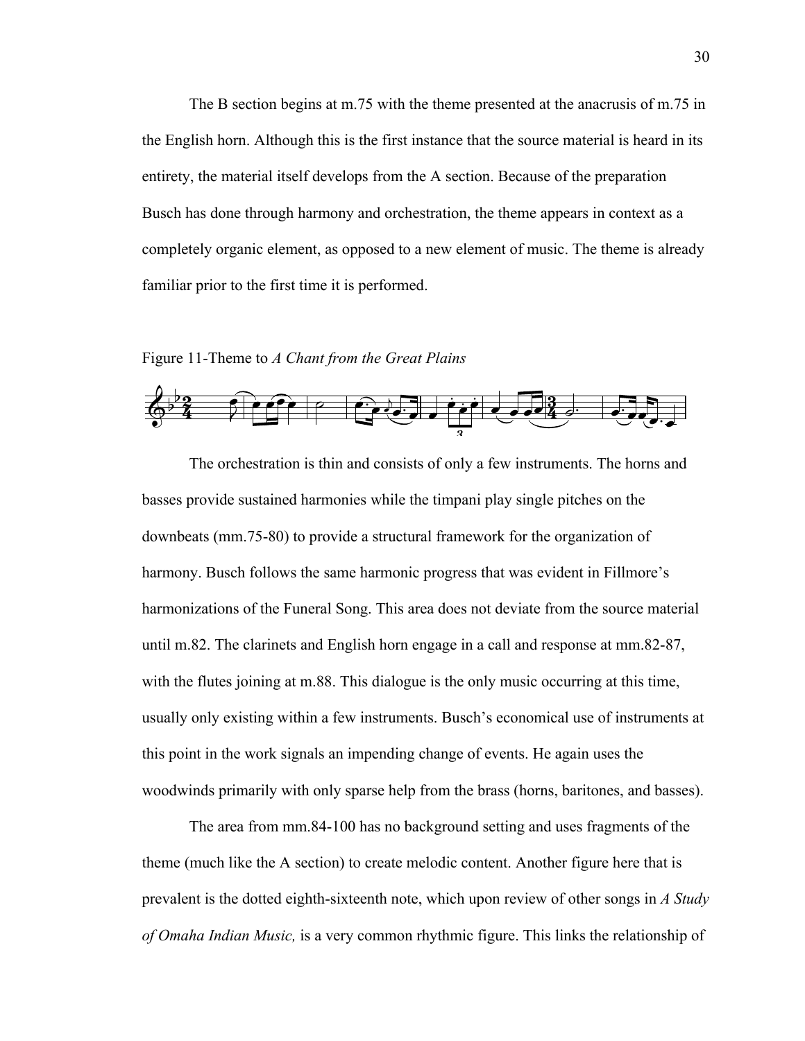The B section begins at m.75 with the theme presented at the anacrusis of m.75 in the English horn. Although this is the first instance that the source material is heard in its entirety, the material itself develops from the A section. Because of the preparation Busch has done through harmony and orchestration, the theme appears in context as a completely organic element, as opposed to a new element of music. The theme is already familiar prior to the first time it is performed.

Figure 11-Theme to *A Chant from the Great Plains*

The orchestration is thin and consists of only a few instruments. The horns and basses provide sustained harmonies while the timpani play single pitches on the downbeats (mm.75-80) to provide a structural framework for the organization of harmony. Busch follows the same harmonic progress that was evident in Fillmore's harmonizations of the Funeral Song. This area does not deviate from the source material until m.82. The clarinets and English horn engage in a call and response at mm.82-87, with the flutes joining at m.88. This dialogue is the only music occurring at this time, usually only existing within a few instruments. Busch's economical use of instruments at this point in the work signals an impending change of events. He again uses the woodwinds primarily with only sparse help from the brass (horns, baritones, and basses).

The area from mm.84-100 has no background setting and uses fragments of the theme (much like the A section) to create melodic content. Another figure here that is prevalent is the dotted eighth-sixteenth note, which upon review of other songs in *A Study of Omaha Indian Music,* is a very common rhythmic figure. This links the relationship of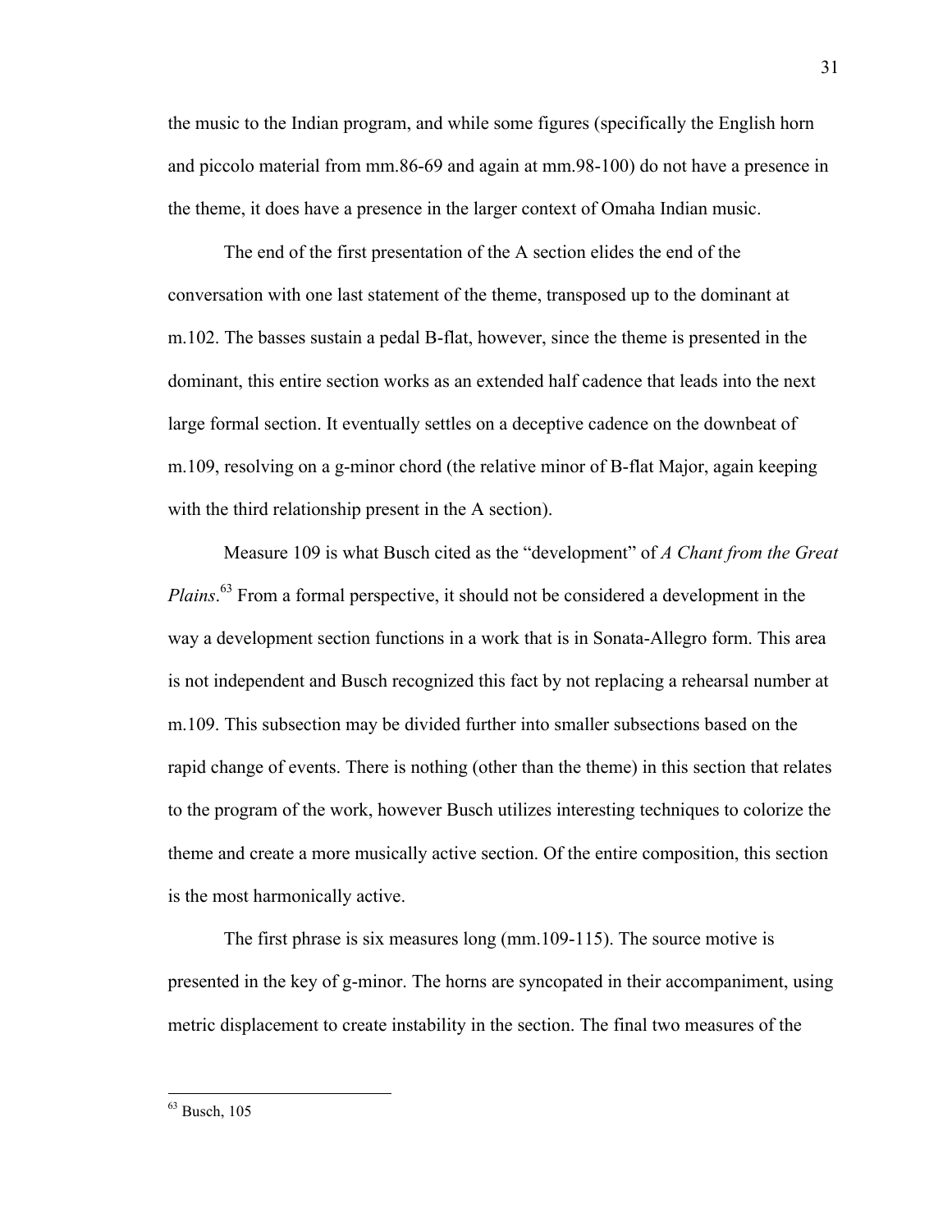the music to the Indian program, and while some figures (specifically the English horn and piccolo material from mm.86-69 and again at mm.98-100) do not have a presence in the theme, it does have a presence in the larger context of Omaha Indian music.

The end of the first presentation of the A section elides the end of the conversation with one last statement of the theme, transposed up to the dominant at m.102. The basses sustain a pedal B-flat, however, since the theme is presented in the dominant, this entire section works as an extended half cadence that leads into the next large formal section. It eventually settles on a deceptive cadence on the downbeat of m.109, resolving on a g-minor chord (the relative minor of B-flat Major, again keeping with the third relationship present in the A section).

Measure 109 is what Busch cited as the "development" of *A Chant from the Great Plains*.[63] From a formal perspective, it should not be considered a development in the way a development section functions in a work that is in Sonata-Allegro form. This area is not independent and Busch recognized this fact by not replacing a rehearsal number at m.109. This subsection may be divided further into smaller subsections based on the rapid change of events. There is nothing (other than the theme) in this section that relates to the program of the work, however Busch utilizes interesting techniques to colorize the theme and create a more musically active section. Of the entire composition, this section is the most harmonically active.

The first phrase is six measures long (mm.109-115). The source motive is presented in the key of g-minor. The horns are syncopated in their accompaniment, using metric displacement to create instability in the section. The final two measures of the

---

[63] Busch, 105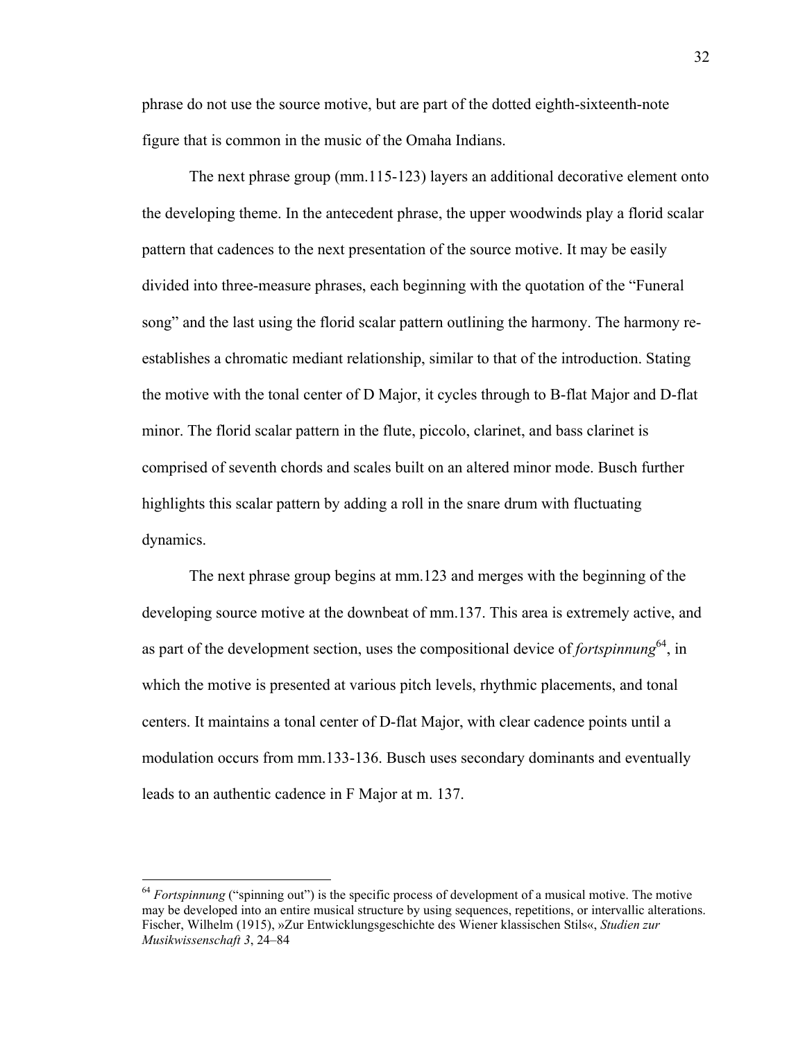phrase do not use the source motive, but are part of the dotted eighth-sixteenth-note figure that is common in the music of the Omaha Indians.

The next phrase group (mm.115-123) layers an additional decorative element onto the developing theme. In the antecedent phrase, the upper woodwinds play a florid scalar pattern that cadences to the next presentation of the source motive. It may be easily divided into three-measure phrases, each beginning with the quotation of the "Funeral song" and the last using the florid scalar pattern outlining the harmony. The harmony re-establishes a chromatic mediant relationship, similar to that of the introduction. Stating the motive with the tonal center of D Major, it cycles through to B-flat Major and D-flat minor. The florid scalar pattern in the flute, piccolo, clarinet, and bass clarinet is comprised of seventh chords and scales built on an altered minor mode. Busch further highlights this scalar pattern by adding a roll in the snare drum with fluctuating dynamics.

The next phrase group begins at mm.123 and merges with the beginning of the developing source motive at the downbeat of mm.137. This area is extremely active, and as part of the development section, uses the compositional device of *fortspinnung*[64], in which the motive is presented at various pitch levels, rhythmic placements, and tonal centers. It maintains a tonal center of D-flat Major, with clear cadence points until a modulation occurs from mm.133-136. Busch uses secondary dominants and eventually leads to an authentic cadence in F Major at m. 137.

---

[64] *Fortspinnung* ("spinning out") is the specific process of development of a musical motive. The motive may be developed into an entire musical structure by using sequences, repetitions, or intervallic alterations. Fischer, Wilhelm (1915), »Zur Entwicklungsgeschichte des Wiener klassischen Stils«, *Studien zur Musikwissenschaft 3*, 24–84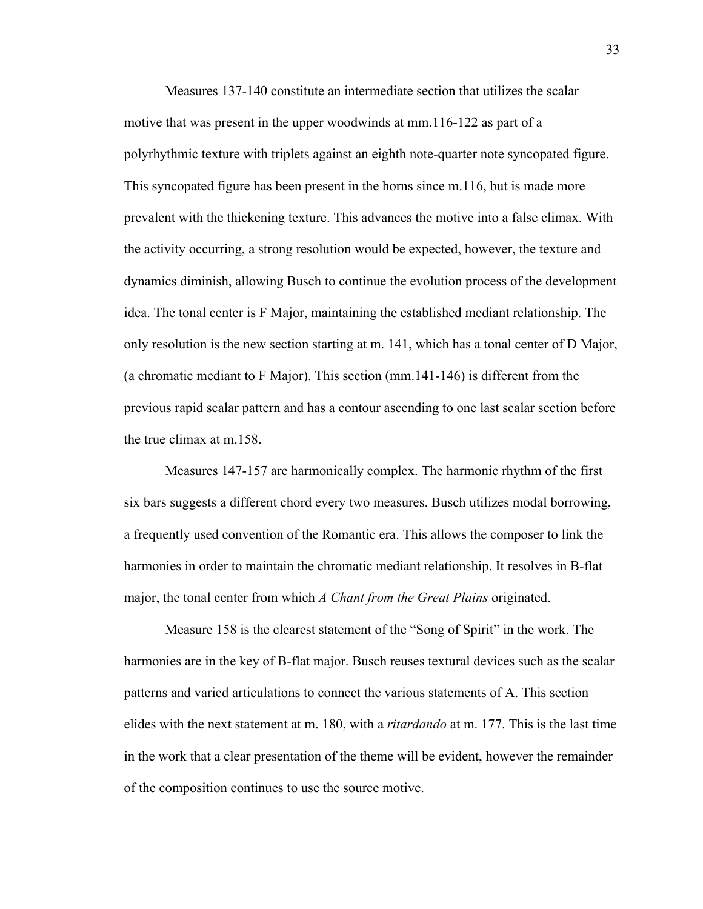Measures 137-140 constitute an intermediate section that utilizes the scalar motive that was present in the upper woodwinds at mm.116-122 as part of a polyrhythmic texture with triplets against an eighth note-quarter note syncopated figure. This syncopated figure has been present in the horns since m.116, but is made more prevalent with the thickening texture. This advances the motive into a false climax. With the activity occurring, a strong resolution would be expected, however, the texture and dynamics diminish, allowing Busch to continue the evolution process of the development idea. The tonal center is F Major, maintaining the established mediant relationship. The only resolution is the new section starting at m. 141, which has a tonal center of D Major, (a chromatic mediant to F Major). This section (mm.141-146) is different from the previous rapid scalar pattern and has a contour ascending to one last scalar section before the true climax at m.158.

Measures 147-157 are harmonically complex. The harmonic rhythm of the first six bars suggests a different chord every two measures. Busch utilizes modal borrowing, a frequently used convention of the Romantic era. This allows the composer to link the harmonies in order to maintain the chromatic mediant relationship. It resolves in B-flat major, the tonal center from which *A Chant from the Great Plains* originated.

Measure 158 is the clearest statement of the "Song of Spirit" in the work. The harmonies are in the key of B-flat major. Busch reuses textural devices such as the scalar patterns and varied articulations to connect the various statements of A. This section elides with the next statement at m. 180, with a *ritardando* at m. 177. This is the last time in the work that a clear presentation of the theme will be evident, however the remainder of the composition continues to use the source motive.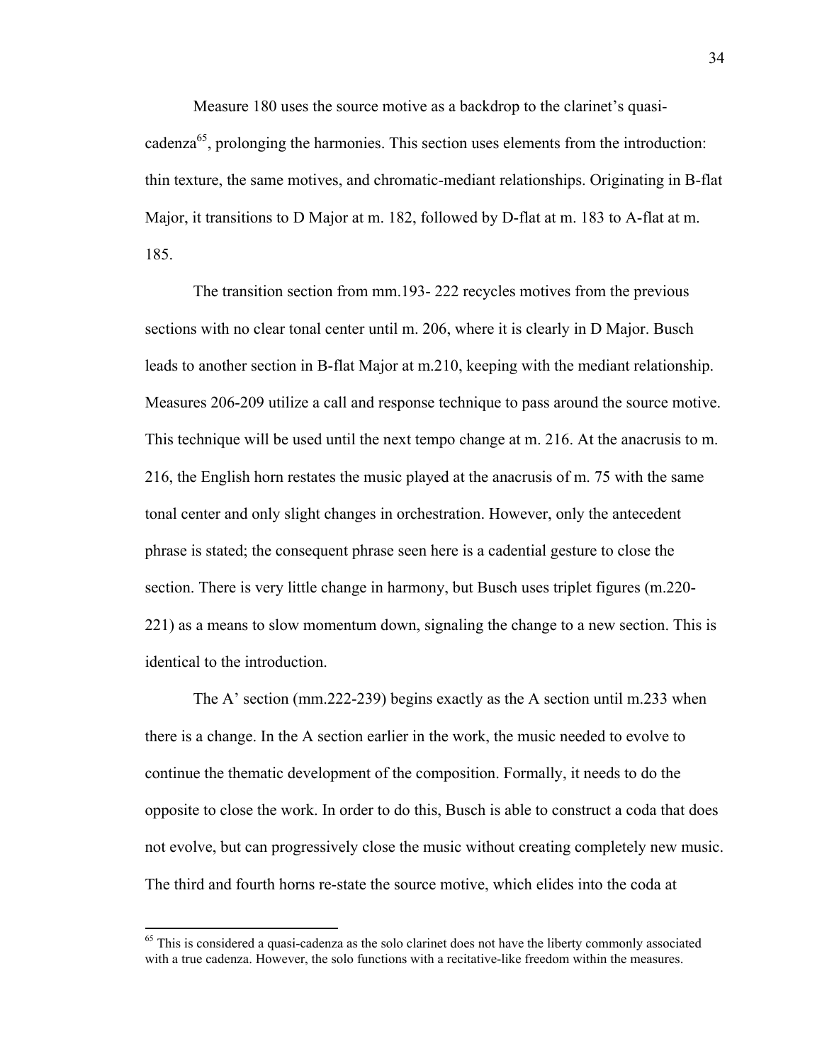Measure 180 uses the source motive as a backdrop to the clarinet's quasi-cadenza[65], prolonging the harmonies. This section uses elements from the introduction: thin texture, the same motives, and chromatic-mediant relationships. Originating in B-flat Major, it transitions to D Major at m. 182, followed by D-flat at m. 183 to A-flat at m. 185.

The transition section from mm.193- 222 recycles motives from the previous sections with no clear tonal center until m. 206, where it is clearly in D Major. Busch leads to another section in B-flat Major at m.210, keeping with the mediant relationship. Measures 206-209 utilize a call and response technique to pass around the source motive. This technique will be used until the next tempo change at m. 216. At the anacrusis to m. 216, the English horn restates the music played at the anacrusis of m. 75 with the same tonal center and only slight changes in orchestration. However, only the antecedent phrase is stated; the consequent phrase seen here is a cadential gesture to close the section. There is very little change in harmony, but Busch uses triplet figures (m.220-221) as a means to slow momentum down, signaling the change to a new section. This is identical to the introduction.

The A' section (mm.222-239) begins exactly as the A section until m.233 when there is a change. In the A section earlier in the work, the music needed to evolve to continue the thematic development of the composition. Formally, it needs to do the opposite to close the work. In order to do this, Busch is able to construct a coda that does not evolve, but can progressively close the music without creating completely new music. The third and fourth horns re-state the source motive, which elides into the coda at

---

[65] This is considered a quasi-cadenza as the solo clarinet does not have the liberty commonly associated with a true cadenza. However, the solo functions with a recitative-like freedom within the measures.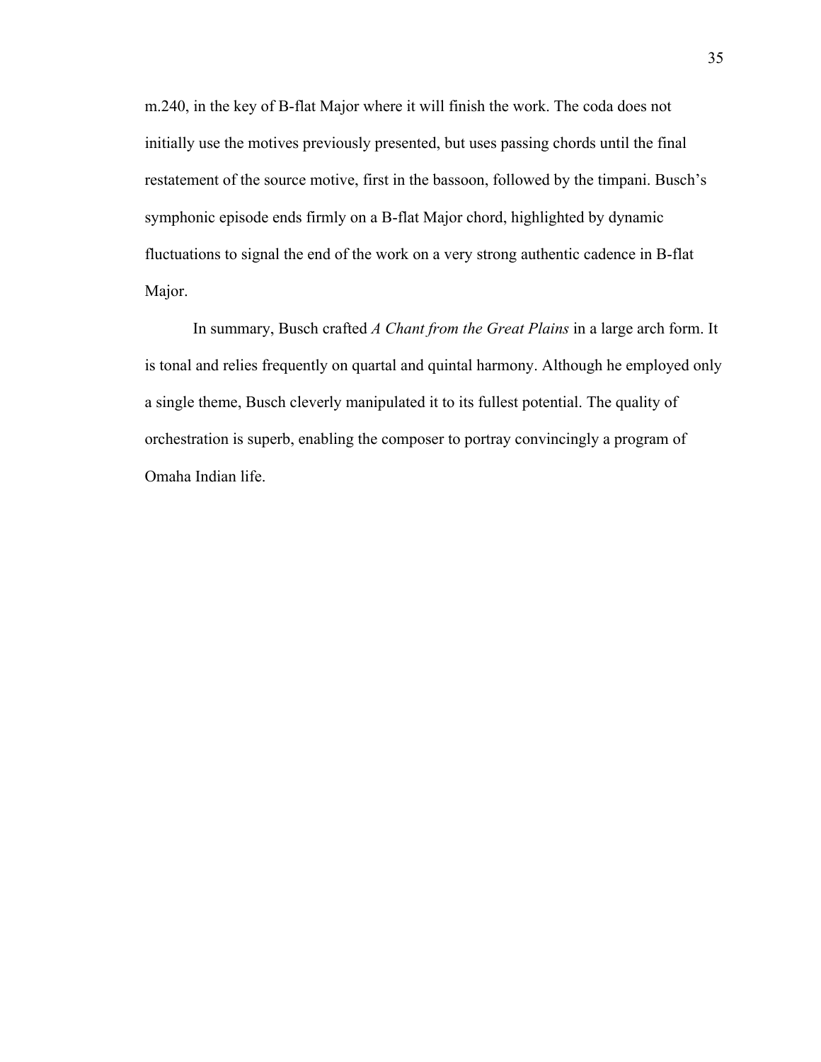m.240, in the key of B-flat Major where it will finish the work. The coda does not initially use the motives previously presented, but uses passing chords until the final restatement of the source motive, first in the bassoon, followed by the timpani. Busch's symphonic episode ends firmly on a B-flat Major chord, highlighted by dynamic fluctuations to signal the end of the work on a very strong authentic cadence in B-flat Major.

In summary, Busch crafted *A Chant from the Great Plains* in a large arch form. It is tonal and relies frequently on quartal and quintal harmony. Although he employed only a single theme, Busch cleverly manipulated it to its fullest potential. The quality of orchestration is superb, enabling the composer to portray convincingly a program of Omaha Indian life.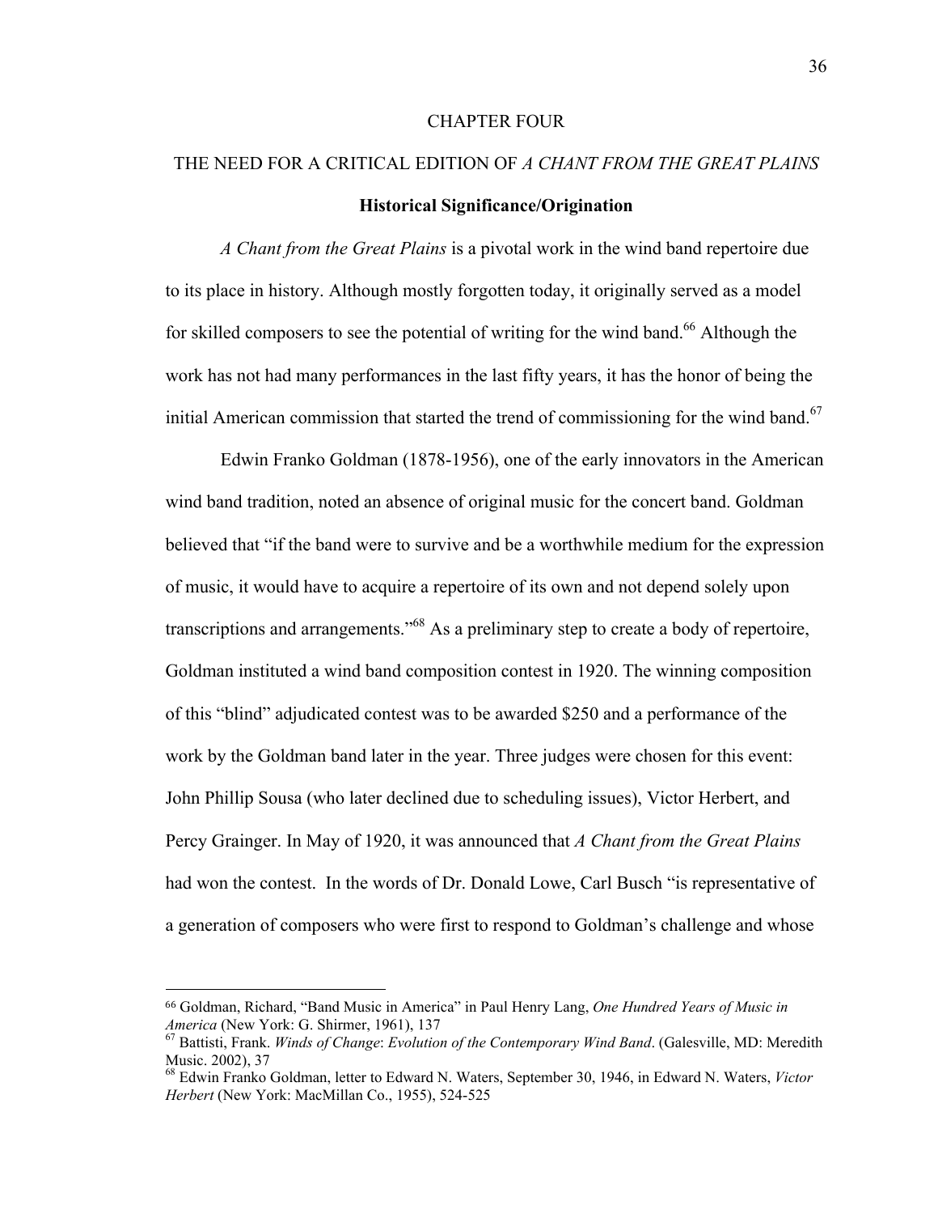# CHAPTER FOUR

# THE NEED FOR A CRITICAL EDITION OF *A CHANT FROM THE GREAT PLAINS*

## Historical Significance/Origination

*A Chant from the Great Plains* is a pivotal work in the wind band repertoire due to its place in history. Although mostly forgotten today, it originally served as a model for skilled composers to see the potential of writing for the wind band.[66] Although the work has not had many performances in the last fifty years, it has the honor of being the initial American commission that started the trend of commissioning for the wind band.[67]

Edwin Franko Goldman (1878-1956), one of the early innovators in the American wind band tradition, noted an absence of original music for the concert band. Goldman believed that "if the band were to survive and be a worthwhile medium for the expression of music, it would have to acquire a repertoire of its own and not depend solely upon transcriptions and arrangements."[68] As a preliminary step to create a body of repertoire, Goldman instituted a wind band composition contest in 1920. The winning composition of this "blind" adjudicated contest was to be awarded $250 and a performance of the work by the Goldman band later in the year. Three judges were chosen for this event: John Phillip Sousa (who later declined due to scheduling issues), Victor Herbert, and Percy Grainger. In May of 1920, it was announced that *A Chant from the Great Plains* had won the contest. In the words of Dr. Donald Lowe, Carl Busch "is representative of a generation of composers who were first to respond to Goldman's challenge and whose

---

[66] Goldman, Richard, "Band Music in America" in Paul Henry Lang, *One Hundred Years of Music in America* (New York: G. Shirmer, 1961), 137

[67] Battisti, Frank. *Winds of Change*: *Evolution of the Contemporary Wind Band*. (Galesville, MD: Meredith Music. 2002), 37

[68] Edwin Franko Goldman, letter to Edward N. Waters, September 30, 1946, in Edward N. Waters, *Victor Herbert* (New York: MacMillan Co., 1955), 524-525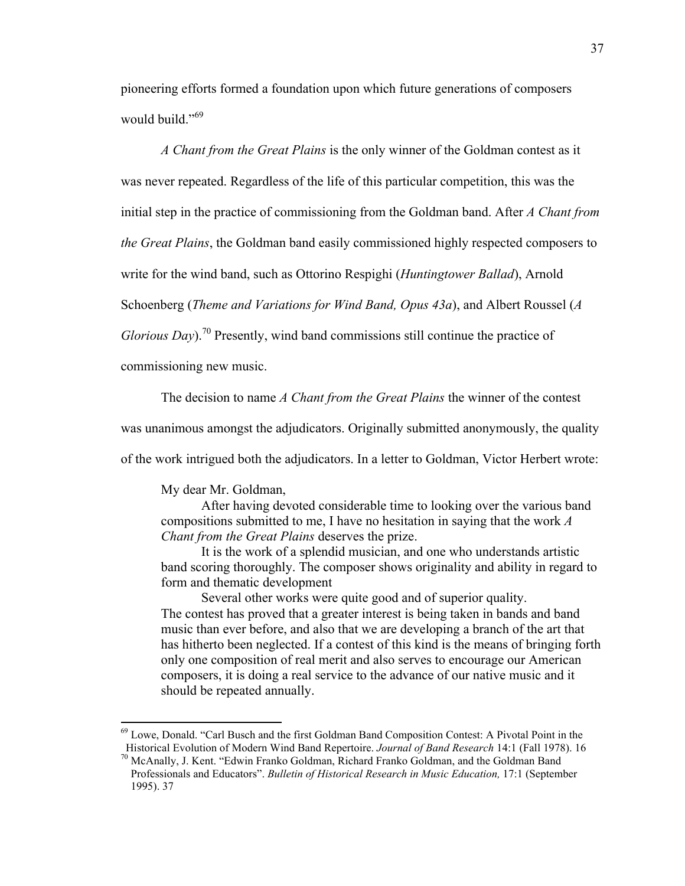pioneering efforts formed a foundation upon which future generations of composers would build."[69]

*A Chant from the Great Plains* is the only winner of the Goldman contest as it was never repeated. Regardless of the life of this particular competition, this was the initial step in the practice of commissioning from the Goldman band. After *A Chant from the Great Plains*, the Goldman band easily commissioned highly respected composers to write for the wind band, such as Ottorino Respighi (*Huntingtower Ballad*), Arnold Schoenberg (*Theme and Variations for Wind Band, Opus 43a*), and Albert Roussel (*A Glorious Day*).[70] Presently, wind band commissions still continue the practice of commissioning new music.

The decision to name *A Chant from the Great Plains* the winner of the contest was unanimous amongst the adjudicators. Originally submitted anonymously, the quality of the work intrigued both the adjudicators. In a letter to Goldman, Victor Herbert wrote:

> My dear Mr. Goldman,
>
> After having devoted considerable time to looking over the various band compositions submitted to me, I have no hesitation in saying that the work *A Chant from the Great Plains* deserves the prize.
>
> It is the work of a splendid musician, and one who understands artistic band scoring thoroughly. The composer shows originality and ability in regard to form and thematic development
>
> Several other works were quite good and of superior quality.
> The contest has proved that a greater interest is being taken in bands and band music than ever before, and also that we are developing a branch of the art that has hitherto been neglected. If a contest of this kind is the means of bringing forth only one composition of real merit and also serves to encourage our American composers, it is doing a real service to the advance of our native music and it should be repeated annually.

---

[69] Lowe, Donald. "Carl Busch and the first Goldman Band Composition Contest: A Pivotal Point in the Historical Evolution of Modern Wind Band Repertoire. *Journal of Band Research* 14:1 (Fall 1978). 16

[70] McAnally, J. Kent. "Edwin Franko Goldman, Richard Franko Goldman, and the Goldman Band Professionals and Educators". *Bulletin of Historical Research in Music Education,* 17:1 (September 1995). 37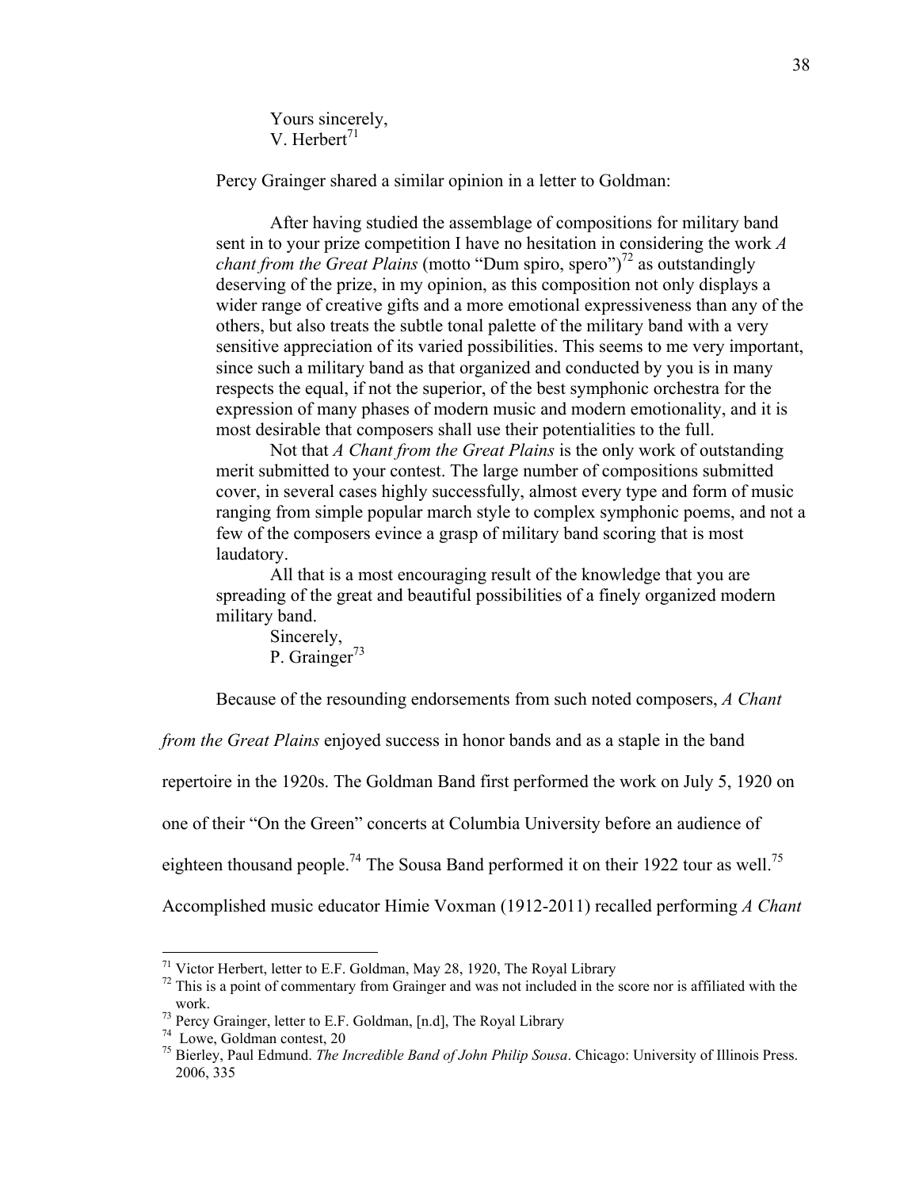Yours sincerely,
V. Herbert[71]

Percy Grainger shared a similar opinion in a letter to Goldman:

> After having studied the assemblage of compositions for military band sent in to your prize competition I have no hesitation in considering the work *A chant from the Great Plains* (motto "Dum spiro, spero")[72] as outstandingly deserving of the prize, in my opinion, as this composition not only displays a wider range of creative gifts and a more emotional expressiveness than any of the others, but also treats the subtle tonal palette of the military band with a very sensitive appreciation of its varied possibilities. This seems to me very important, since such a military band as that organized and conducted by you is in many respects the equal, if not the superior, of the best symphonic orchestra for the expression of many phases of modern music and modern emotionality, and it is most desirable that composers shall use their potentialities to the full.
>
> Not that *A Chant from the Great Plains* is the only work of outstanding merit submitted to your contest. The large number of compositions submitted cover, in several cases highly successfully, almost every type and form of music ranging from simple popular march style to complex symphonic poems, and not a few of the composers evince a grasp of military band scoring that is most laudatory.
>
> All that is a most encouraging result of the knowledge that you are spreading of the great and beautiful possibilities of a finely organized modern military band.
>
> Sincerely,
> P. Grainger[73]

Because of the resounding endorsements from such noted composers, *A Chant from the Great Plains* enjoyed success in honor bands and as a staple in the band repertoire in the 1920s. The Goldman Band first performed the work on July 5, 1920 on one of their "On the Green" concerts at Columbia University before an audience of eighteen thousand people.[74] The Sousa Band performed it on their 1922 tour as well.[75] Accomplished music educator Himie Voxman (1912-2011) recalled performing *A Chant*

---

[71] Victor Herbert, letter to E.F. Goldman, May 28, 1920, The Royal Library

[72] This is a point of commentary from Grainger and was not included in the score nor is affiliated with the work.

[73] Percy Grainger, letter to E.F. Goldman, [n.d], The Royal Library

[74] Lowe, Goldman contest, 20

[75] Bierley, Paul Edmund. *The Incredible Band of John Philip Sousa*. Chicago: University of Illinois Press. 2006, 335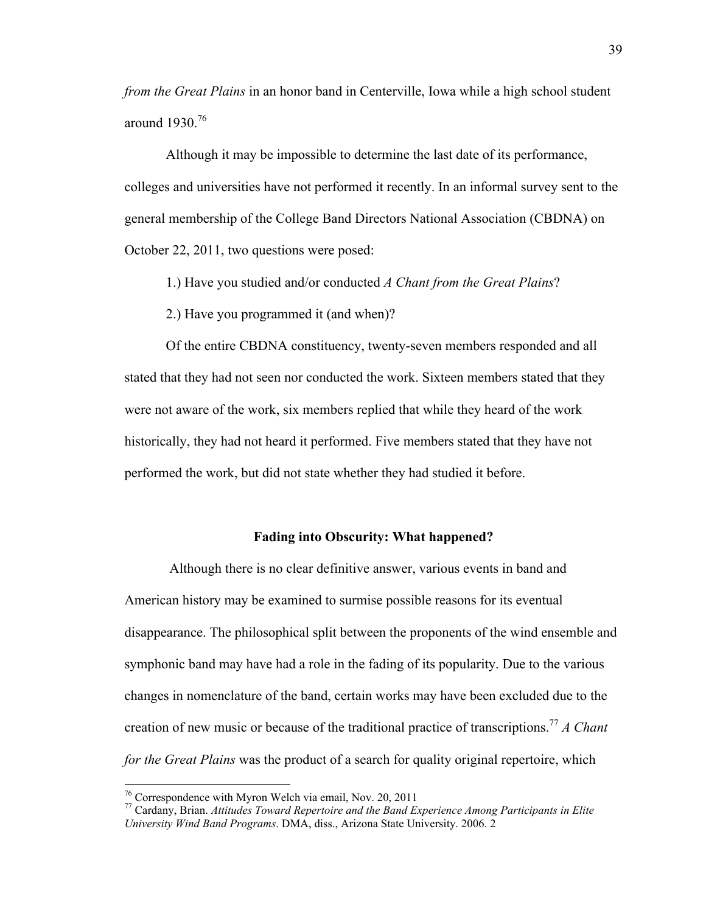*from the Great Plains* in an honor band in Centerville, Iowa while a high school student around 1930.[76]

Although it may be impossible to determine the last date of its performance, colleges and universities have not performed it recently. In an informal survey sent to the general membership of the College Band Directors National Association (CBDNA) on October 22, 2011, two questions were posed:

1.) Have you studied and/or conducted *A Chant from the Great Plains*?

2.) Have you programmed it (and when)?

Of the entire CBDNA constituency, twenty-seven members responded and all stated that they had not seen nor conducted the work. Sixteen members stated that they were not aware of the work, six members replied that while they heard of the work historically, they had not heard it performed. Five members stated that they have not performed the work, but did not state whether they had studied it before.

### Fading into Obscurity: What happened?

Although there is no clear definitive answer, various events in band and American history may be examined to surmise possible reasons for its eventual disappearance. The philosophical split between the proponents of the wind ensemble and symphonic band may have had a role in the fading of its popularity. Due to the various changes in nomenclature of the band, certain works may have been excluded due to the creation of new music or because of the traditional practice of transcriptions.[77] *A Chant for the Great Plains* was the product of a search for quality original repertoire, which

---

[76] Correspondence with Myron Welch via email, Nov. 20, 2011

[77] Cardany, Brian. *Attitudes Toward Repertoire and the Band Experience Among Participants in Elite University Wind Band Programs*. DMA, diss., Arizona State University. 2006. 2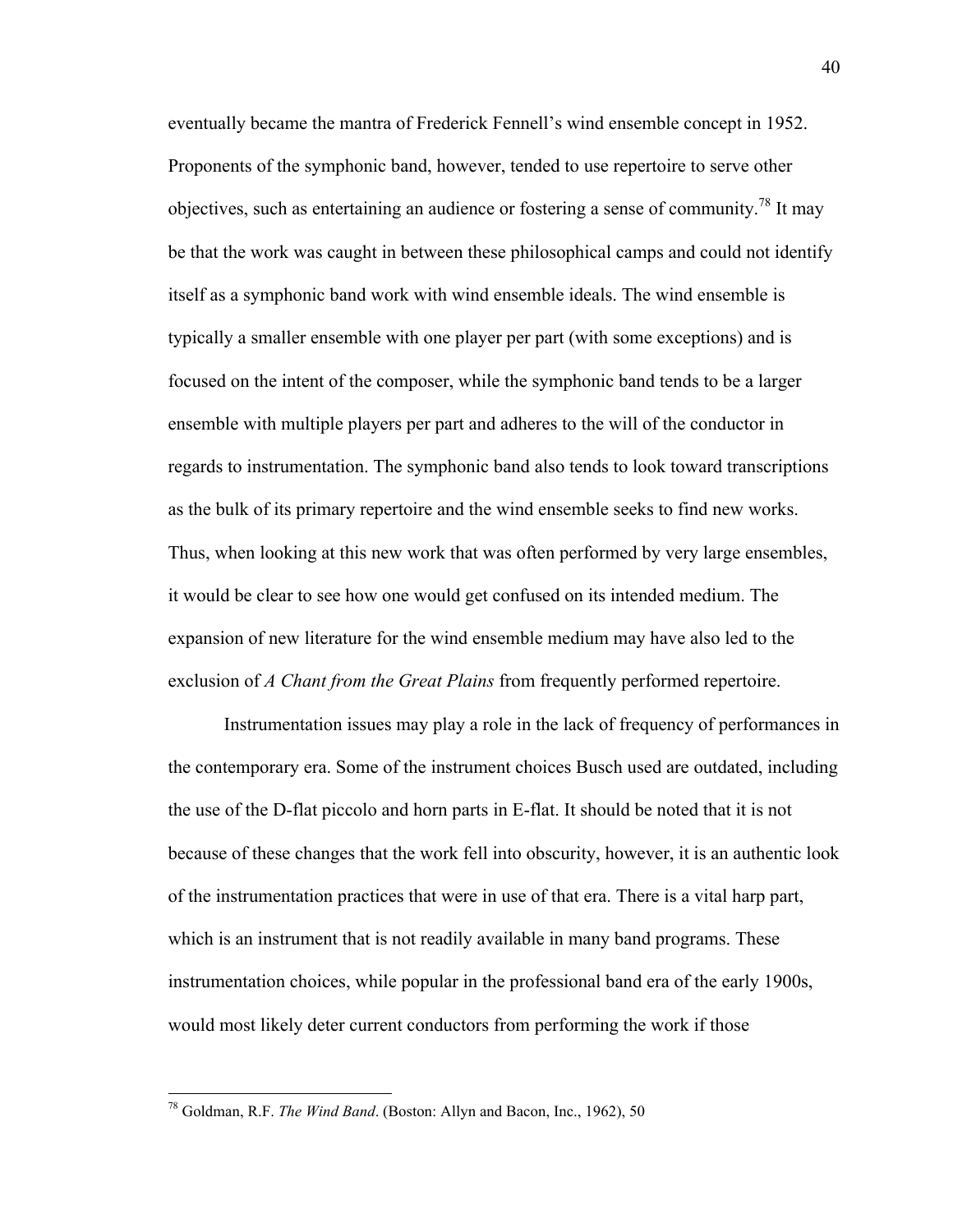eventually became the mantra of Frederick Fennell's wind ensemble concept in 1952. Proponents of the symphonic band, however, tended to use repertoire to serve other objectives, such as entertaining an audience or fostering a sense of community.[78] It may be that the work was caught in between these philosophical camps and could not identify itself as a symphonic band work with wind ensemble ideals. The wind ensemble is typically a smaller ensemble with one player per part (with some exceptions) and is focused on the intent of the composer, while the symphonic band tends to be a larger ensemble with multiple players per part and adheres to the will of the conductor in regards to instrumentation. The symphonic band also tends to look toward transcriptions as the bulk of its primary repertoire and the wind ensemble seeks to find new works. Thus, when looking at this new work that was often performed by very large ensembles, it would be clear to see how one would get confused on its intended medium. The expansion of new literature for the wind ensemble medium may have also led to the exclusion of *A Chant from the Great Plains* from frequently performed repertoire.

Instrumentation issues may play a role in the lack of frequency of performances in the contemporary era. Some of the instrument choices Busch used are outdated, including the use of the D-flat piccolo and horn parts in E-flat. It should be noted that it is not because of these changes that the work fell into obscurity, however, it is an authentic look of the instrumentation practices that were in use of that era. There is a vital harp part, which is an instrument that is not readily available in many band programs. These instrumentation choices, while popular in the professional band era of the early 1900s, would most likely deter current conductors from performing the work if those

---

[78] Goldman, R.F. *The Wind Band*. (Boston: Allyn and Bacon, Inc., 1962), 50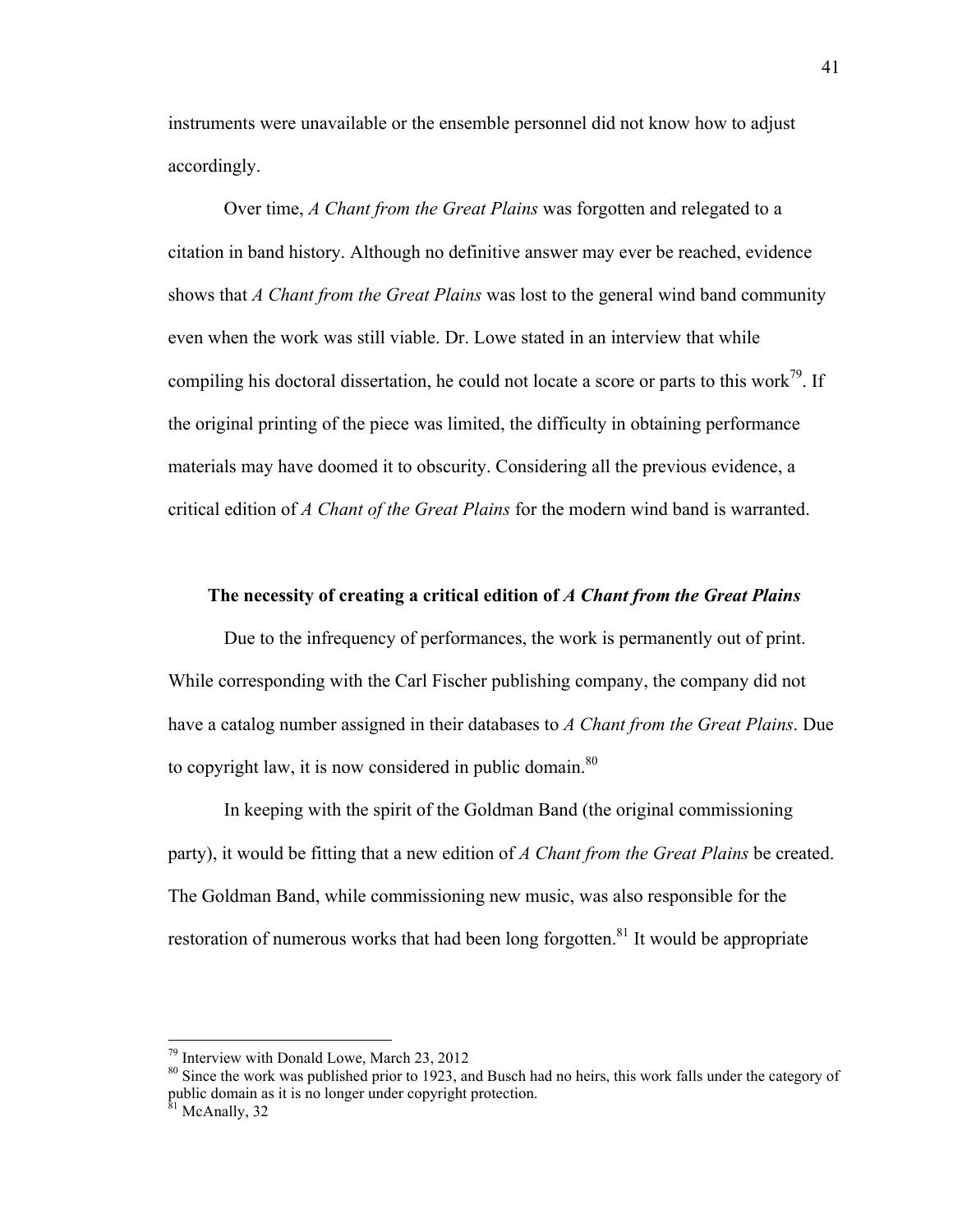instruments were unavailable or the ensemble personnel did not know how to adjust accordingly.

Over time, *A Chant from the Great Plains* was forgotten and relegated to a citation in band history. Although no definitive answer may ever be reached, evidence shows that *A Chant from the Great Plains* was lost to the general wind band community even when the work was still viable. Dr. Lowe stated in an interview that while compiling his doctoral dissertation, he could not locate a score or parts to this work[79]. If the original printing of the piece was limited, the difficulty in obtaining performance materials may have doomed it to obscurity. Considering all the previous evidence, a critical edition of *A Chant of the Great Plains* for the modern wind band is warranted.

### The necessity of creating a critical edition of *A Chant from the Great Plains*

Due to the infrequency of performances, the work is permanently out of print. While corresponding with the Carl Fischer publishing company, the company did not have a catalog number assigned in their databases to *A Chant from the Great Plains*. Due to copyright law, it is now considered in public domain.[80]

In keeping with the spirit of the Goldman Band (the original commissioning party), it would be fitting that a new edition of *A Chant from the Great Plains* be created. The Goldman Band, while commissioning new music, was also responsible for the restoration of numerous works that had been long forgotten.[81] It would be appropriate

---

[79] Interview with Donald Lowe, March 23, 2012

[80] Since the work was published prior to 1923, and Busch had no heirs, this work falls under the category of public domain as it is no longer under copyright protection.

[81] McAnally, 32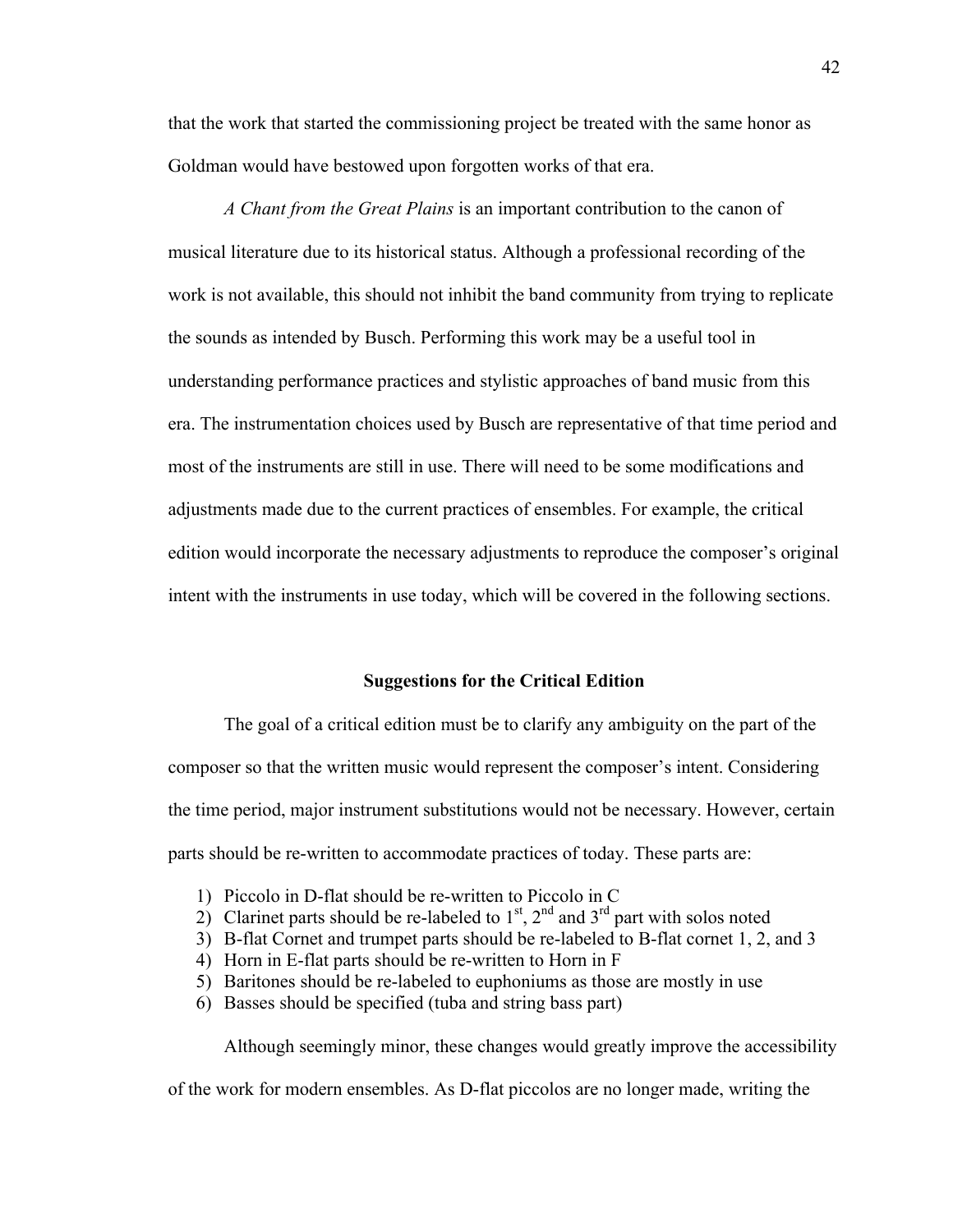that the work that started the commissioning project be treated with the same honor as Goldman would have bestowed upon forgotten works of that era.

*A Chant from the Great Plains* is an important contribution to the canon of musical literature due to its historical status. Although a professional recording of the work is not available, this should not inhibit the band community from trying to replicate the sounds as intended by Busch. Performing this work may be a useful tool in understanding performance practices and stylistic approaches of band music from this era. The instrumentation choices used by Busch are representative of that time period and most of the instruments are still in use. There will need to be some modifications and adjustments made due to the current practices of ensembles. For example, the critical edition would incorporate the necessary adjustments to reproduce the composer's original intent with the instruments in use today, which will be covered in the following sections.

## Suggestions for the Critical Edition

The goal of a critical edition must be to clarify any ambiguity on the part of the composer so that the written music would represent the composer's intent. Considering the time period, major instrument substitutions would not be necessary. However, certain parts should be re-written to accommodate practices of today. These parts are:

1) Piccolo in D-flat should be re-written to Piccolo in C
2) Clarinet parts should be re-labeled to 1st, 2nd and 3rd part with solos noted
3) B-flat Cornet and trumpet parts should be re-labeled to B-flat cornet 1, 2, and 3
4) Horn in E-flat parts should be re-written to Horn in F
5) Baritones should be re-labeled to euphoniums as those are mostly in use
6) Basses should be specified (tuba and string bass part)

Although seemingly minor, these changes would greatly improve the accessibility of the work for modern ensembles. As D-flat piccolos are no longer made, writing the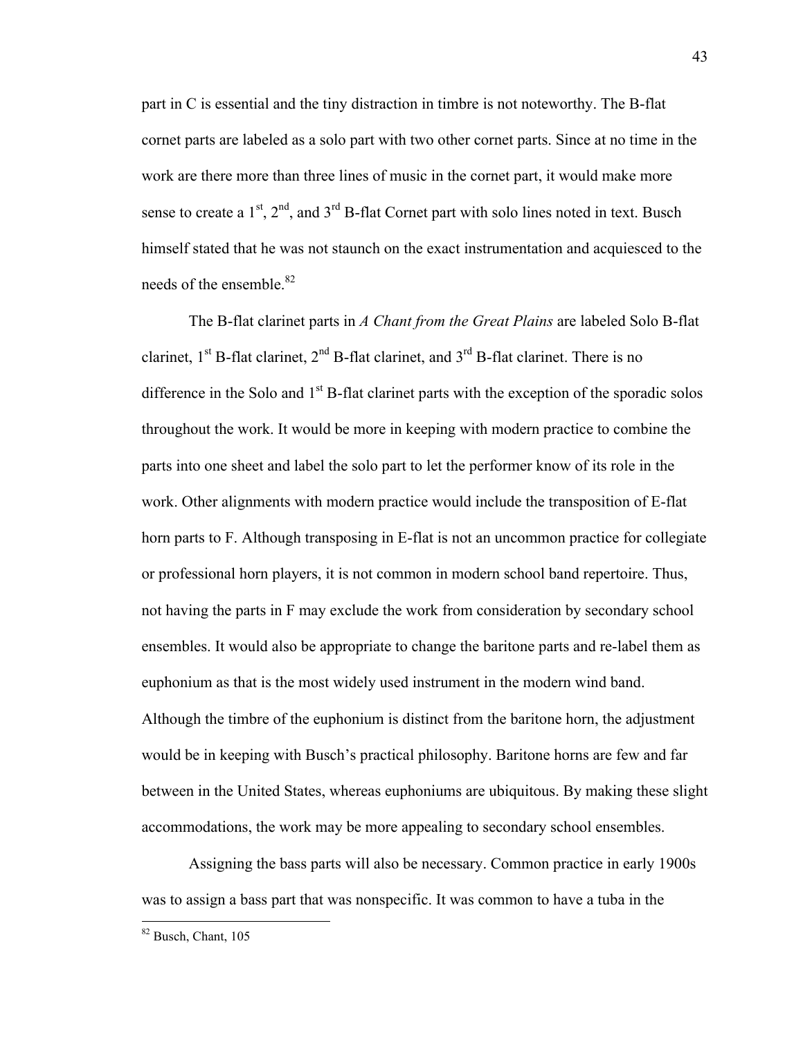part in C is essential and the tiny distraction in timbre is not noteworthy. The B-flat cornet parts are labeled as a solo part with two other cornet parts. Since at no time in the work are there more than three lines of music in the cornet part, it would make more sense to create a 1st, 2nd, and 3rd B-flat Cornet part with solo lines noted in text. Busch himself stated that he was not staunch on the exact instrumentation and acquiesced to the needs of the ensemble.[82]

The B-flat clarinet parts in *A Chant from the Great Plains* are labeled Solo B-flat clarinet, 1st B-flat clarinet, 2nd B-flat clarinet, and 3rd B-flat clarinet. There is no difference in the Solo and 1st B-flat clarinet parts with the exception of the sporadic solos throughout the work. It would be more in keeping with modern practice to combine the parts into one sheet and label the solo part to let the performer know of its role in the work. Other alignments with modern practice would include the transposition of E-flat horn parts to F. Although transposing in E-flat is not an uncommon practice for collegiate or professional horn players, it is not common in modern school band repertoire. Thus, not having the parts in F may exclude the work from consideration by secondary school ensembles. It would also be appropriate to change the baritone parts and re-label them as euphonium as that is the most widely used instrument in the modern wind band. Although the timbre of the euphonium is distinct from the baritone horn, the adjustment would be in keeping with Busch's practical philosophy. Baritone horns are few and far between in the United States, whereas euphoniums are ubiquitous. By making these slight accommodations, the work may be more appealing to secondary school ensembles.

Assigning the bass parts will also be necessary. Common practice in early 1900s was to assign a bass part that was nonspecific. It was common to have a tuba in the

---

[82] Busch, Chant, 105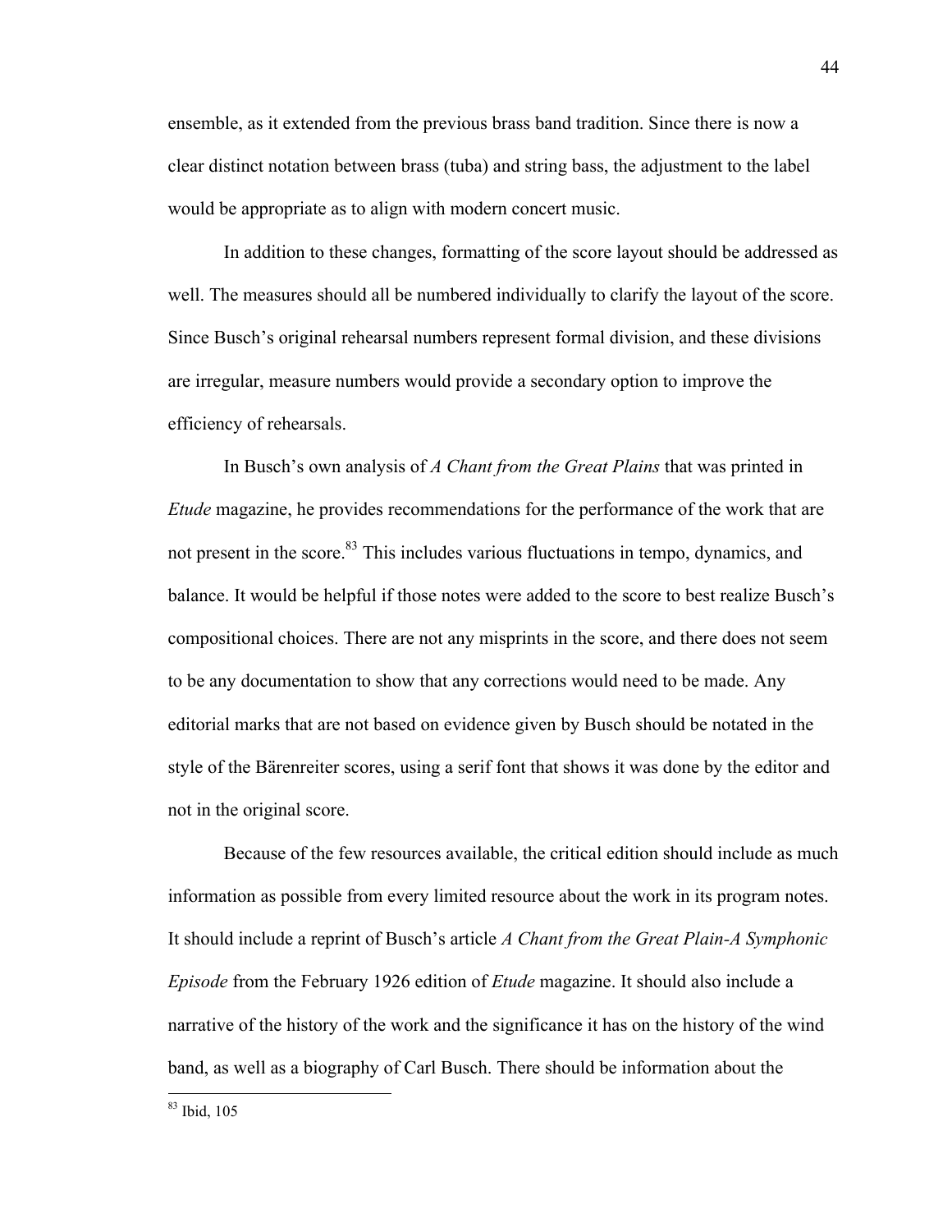ensemble, as it extended from the previous brass band tradition. Since there is now a clear distinct notation between brass (tuba) and string bass, the adjustment to the label would be appropriate as to align with modern concert music.

In addition to these changes, formatting of the score layout should be addressed as well. The measures should all be numbered individually to clarify the layout of the score. Since Busch's original rehearsal numbers represent formal division, and these divisions are irregular, measure numbers would provide a secondary option to improve the efficiency of rehearsals.

In Busch's own analysis of *A Chant from the Great Plains* that was printed in *Etude* magazine, he provides recommendations for the performance of the work that are not present in the score.[83] This includes various fluctuations in tempo, dynamics, and balance. It would be helpful if those notes were added to the score to best realize Busch's compositional choices. There are not any misprints in the score, and there does not seem to be any documentation to show that any corrections would need to be made. Any editorial marks that are not based on evidence given by Busch should be notated in the style of the Bärenreiter scores, using a serif font that shows it was done by the editor and not in the original score.

Because of the few resources available, the critical edition should include as much information as possible from every limited resource about the work in its program notes. It should include a reprint of Busch's article *A Chant from the Great Plain-A Symphonic Episode* from the February 1926 edition of *Etude* magazine. It should also include a narrative of the history of the work and the significance it has on the history of the wind band, as well as a biography of Carl Busch. There should be information about the

[83] Ibid, 105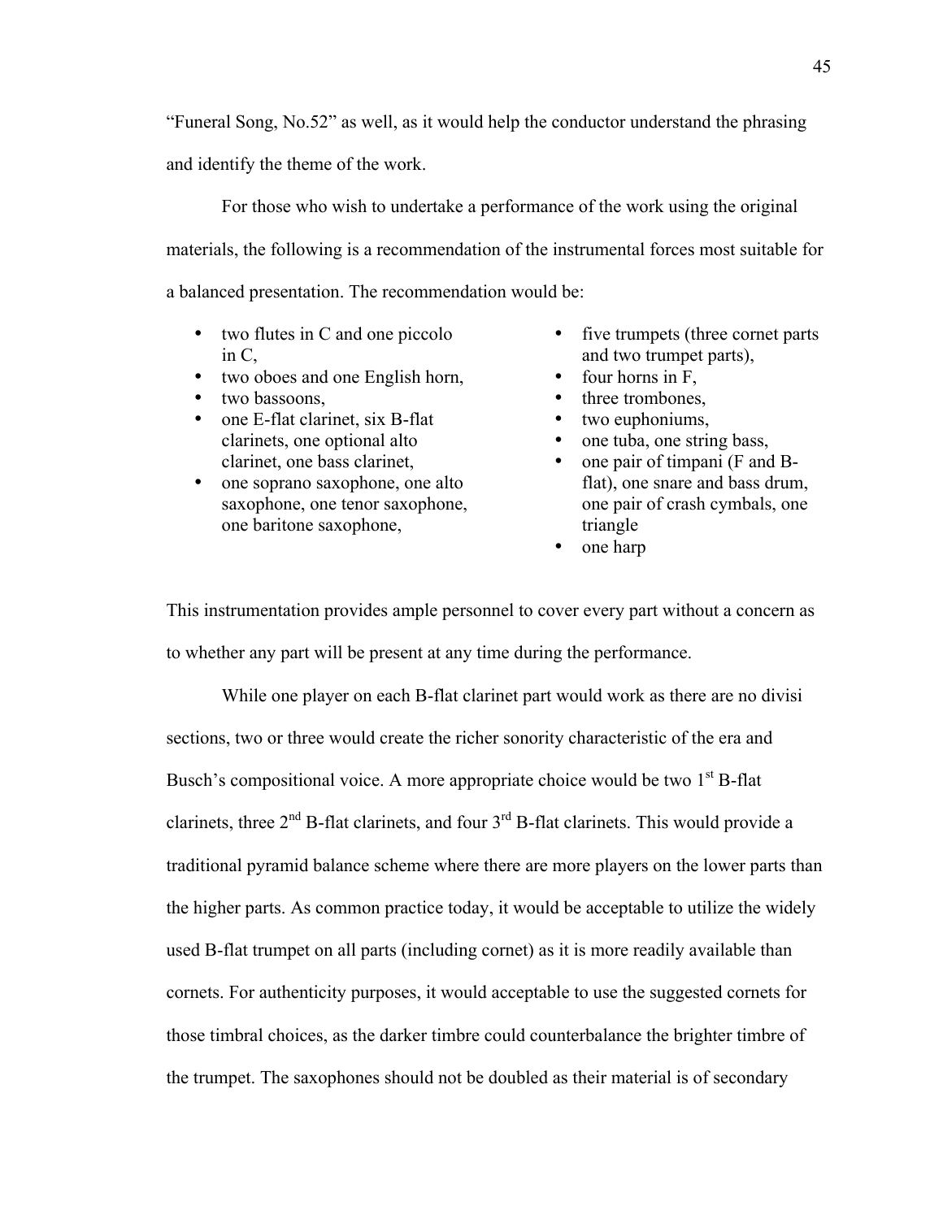"Funeral Song, No.52" as well, as it would help the conductor understand the phrasing and identify the theme of the work.

For those who wish to undertake a performance of the work using the original materials, the following is a recommendation of the instrumental forces most suitable for a balanced presentation. The recommendation would be:

- two flutes in C and one piccolo in C,
- two oboes and one English horn,
- two bassoons,
- one E-flat clarinet, six B-flat clarinets, one optional alto clarinet, one bass clarinet,
- one soprano saxophone, one alto saxophone, one tenor saxophone, one baritone saxophone,
- five trumpets (three cornet parts and two trumpet parts),
- four horns in F,
- three trombones,
- two euphoniums,
- one tuba, one string bass,
- one pair of timpani (F and B-flat), one snare and bass drum, one pair of crash cymbals, one triangle
- one harp

This instrumentation provides ample personnel to cover every part without a concern as to whether any part will be present at any time during the performance.

While one player on each B-flat clarinet part would work as there are no divisi sections, two or three would create the richer sonority characteristic of the era and Busch's compositional voice. A more appropriate choice would be two 1st B-flat clarinets, three 2nd B-flat clarinets, and four 3rd B-flat clarinets. This would provide a traditional pyramid balance scheme where there are more players on the lower parts than the higher parts. As common practice today, it would be acceptable to utilize the widely used B-flat trumpet on all parts (including cornet) as it is more readily available than cornets. For authenticity purposes, it would acceptable to use the suggested cornets for those timbral choices, as the darker timbre could counterbalance the brighter timbre of the trumpet. The saxophones should not be doubled as their material is of secondary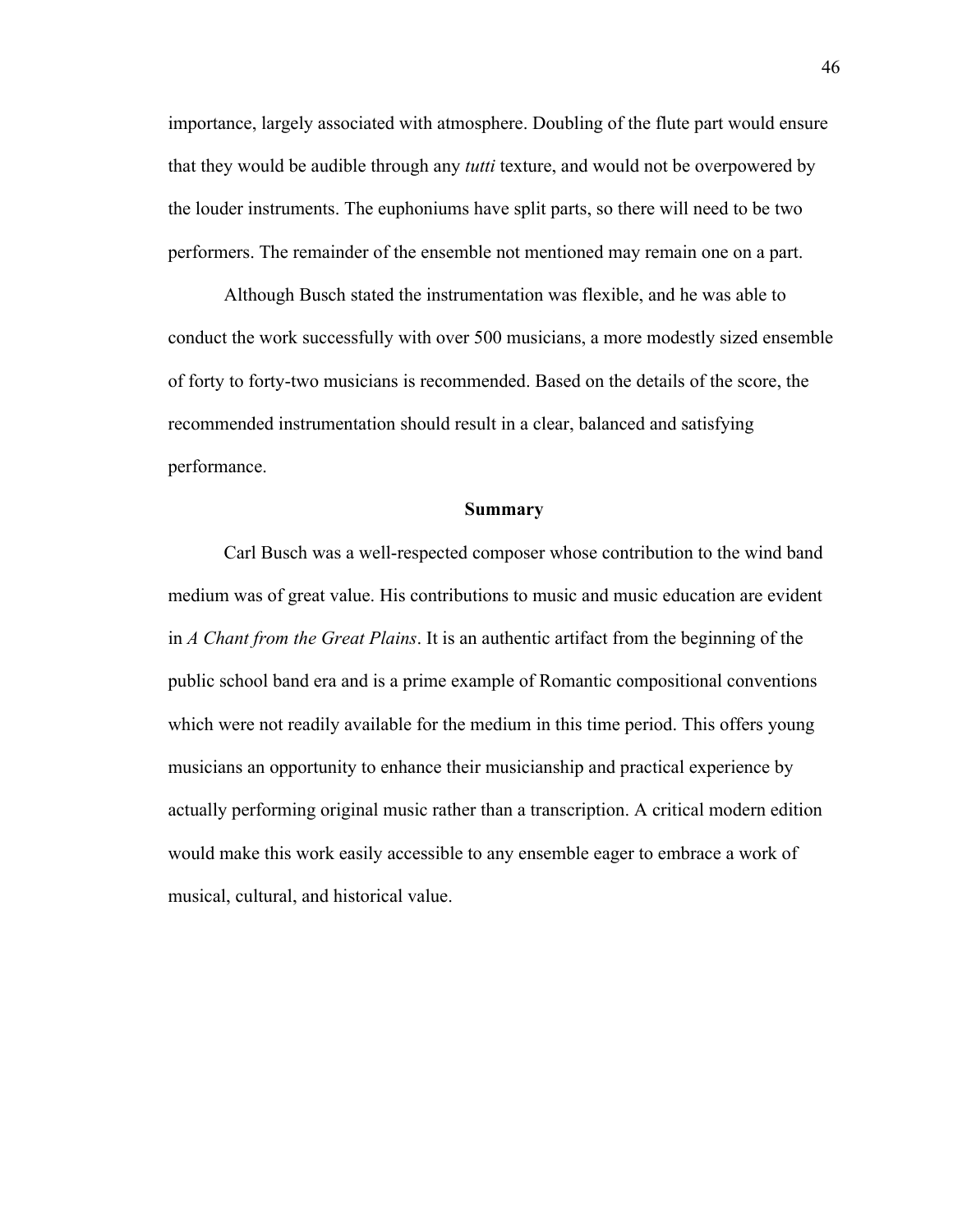importance, largely associated with atmosphere. Doubling of the flute part would ensure that they would be audible through any *tutti* texture, and would not be overpowered by the louder instruments. The euphoniums have split parts, so there will need to be two performers. The remainder of the ensemble not mentioned may remain one on a part.

Although Busch stated the instrumentation was flexible, and he was able to conduct the work successfully with over 500 musicians, a more modestly sized ensemble of forty to forty-two musicians is recommended. Based on the details of the score, the recommended instrumentation should result in a clear, balanced and satisfying performance.

## Summary

Carl Busch was a well-respected composer whose contribution to the wind band medium was of great value. His contributions to music and music education are evident in *A Chant from the Great Plains*. It is an authentic artifact from the beginning of the public school band era and is a prime example of Romantic compositional conventions which were not readily available for the medium in this time period. This offers young musicians an opportunity to enhance their musicianship and practical experience by actually performing original music rather than a transcription. A critical modern edition would make this work easily accessible to any ensemble eager to embrace a work of musical, cultural, and historical value.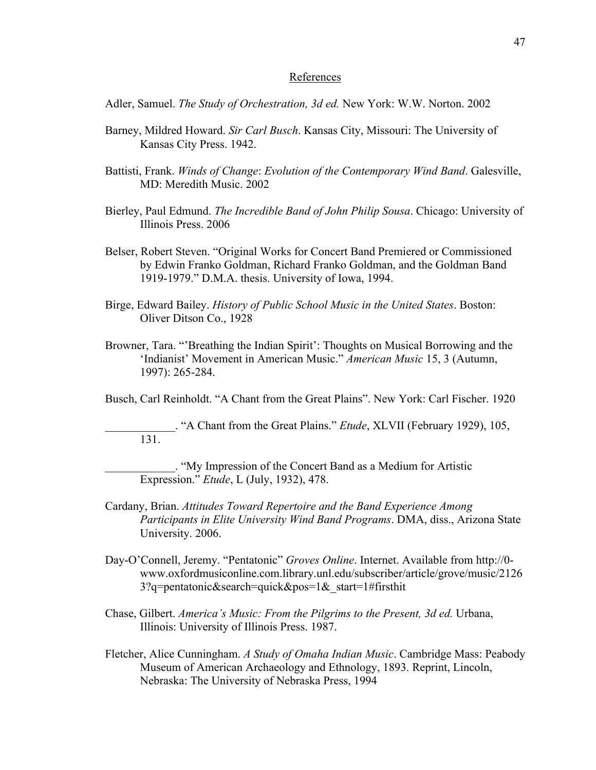## References

Adler, Samuel. *The Study of Orchestration, 3d ed.* New York: W.W. Norton. 2002

Barney, Mildred Howard. *Sir Carl Busch*. Kansas City, Missouri: The University of Kansas City Press. 1942.

Battisti, Frank. *Winds of Change*: *Evolution of the Contemporary Wind Band*. Galesville, MD: Meredith Music. 2002

Bierley, Paul Edmund. *The Incredible Band of John Philip Sousa*. Chicago: University of Illinois Press. 2006

Belser, Robert Steven. "Original Works for Concert Band Premiered or Commissioned by Edwin Franko Goldman, Richard Franko Goldman, and the Goldman Band 1919-1979." D.M.A. thesis. University of Iowa, 1994.

Birge, Edward Bailey. *History of Public School Music in the United States*. Boston: Oliver Ditson Co., 1928

Browner, Tara. "'Breathing the Indian Spirit': Thoughts on Musical Borrowing and the 'Indianist' Movement in American Music." *American Music* 15, 3 (Autumn, 1997): 265-284.

Busch, Carl Reinholdt. "A Chant from the Great Plains". New York: Carl Fischer. 1920

____________. "A Chant from the Great Plains." *Etude*, XLVII (February 1929), 105, 131.

____________. "My Impression of the Concert Band as a Medium for Artistic Expression." *Etude*, L (July, 1932), 478.

Cardany, Brian. *Attitudes Toward Repertoire and the Band Experience Among Participants in Elite University Wind Band Programs*. DMA, diss., Arizona State University. 2006.

Day-O'Connell, Jeremy. "Pentatonic" *Groves Online*. Internet. Available from http://0-www.oxfordmusiconline.com.library.unl.edu/subscriber/article/grove/music/21263?q=pentatonic&search=quick&pos=1&_start=1#firsthit

Chase, Gilbert. *America's Music: From the Pilgrims to the Present, 3d ed.* Urbana, Illinois: University of Illinois Press. 1987.

Fletcher, Alice Cunningham. *A Study of Omaha Indian Music*. Cambridge Mass: Peabody Museum of American Archaeology and Ethnology, 1893. Reprint, Lincoln, Nebraska: The University of Nebraska Press, 1994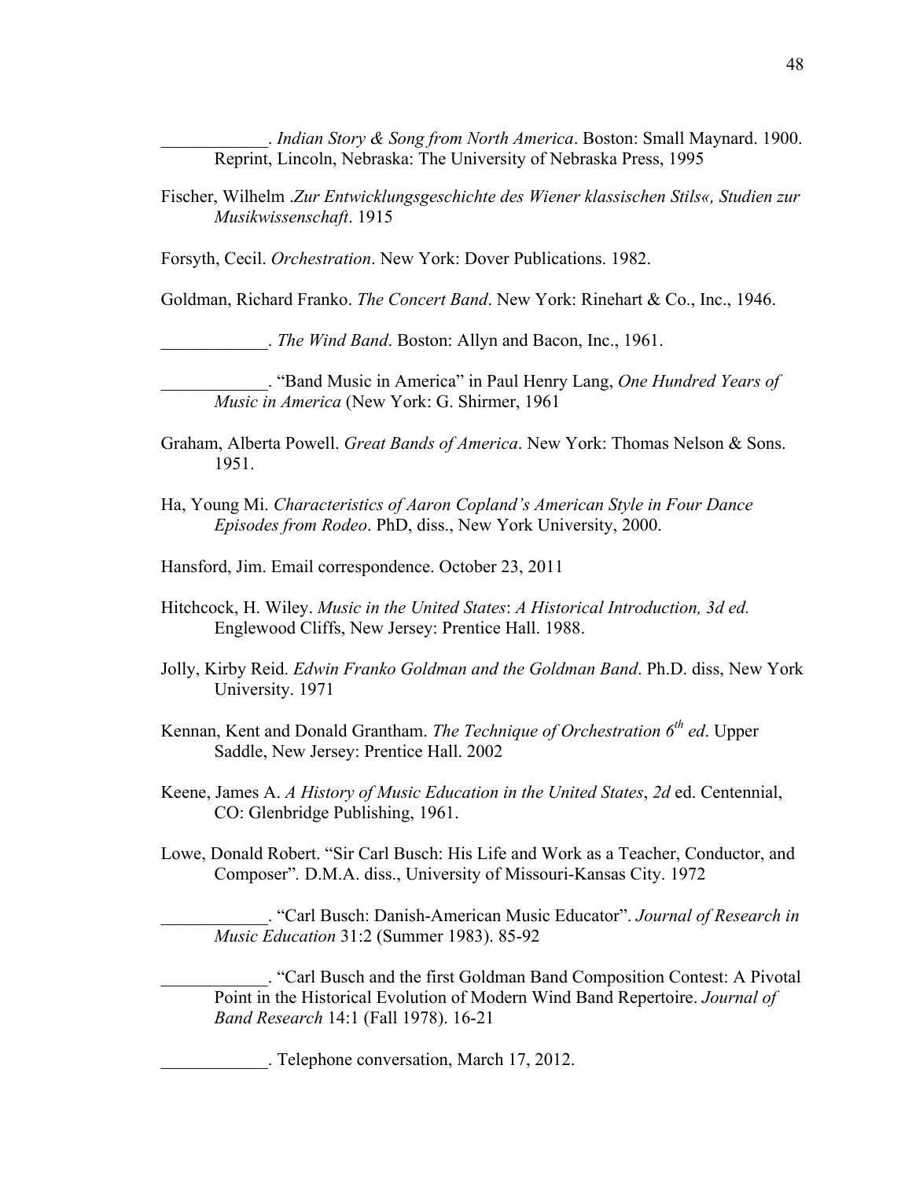\_\_\_\_\_\_\_\_\_\_\_\_. *Indian Story & Song from North America*. Boston: Small Maynard. 1900. Reprint, Lincoln, Nebraska: The University of Nebraska Press, 1995

Fischer, Wilhelm .*Zur Entwicklungsgeschichte des Wiener klassischen Stils«, Studien zur Musikwissenschaft*. 1915

Forsyth, Cecil. *Orchestration*. New York: Dover Publications. 1982.

Goldman, Richard Franko. *The Concert Band*. New York: Rinehart & Co., Inc., 1946.

\_\_\_\_\_\_\_\_\_\_\_\_. *The Wind Band*. Boston: Allyn and Bacon, Inc., 1961.

\_\_\_\_\_\_\_\_\_\_\_\_. "Band Music in America" in Paul Henry Lang, *One Hundred Years of Music in America* (New York: G. Shirmer, 1961

Graham, Alberta Powell. *Great Bands of America*. New York: Thomas Nelson & Sons. 1951.

Ha, Young Mi. *Characteristics of Aaron Copland's American Style in Four Dance Episodes from Rodeo*. PhD, diss., New York University, 2000.

Hansford, Jim. Email correspondence. October 23, 2011

Hitchcock, H. Wiley. *Music in the United States*: *A Historical Introduction, 3d ed.* Englewood Cliffs, New Jersey: Prentice Hall. 1988.

Jolly, Kirby Reid. *Edwin Franko Goldman and the Goldman Band*. Ph.D. diss, New York University. 1971

Kennan, Kent and Donald Grantham. *The Technique of Orchestration 6th ed*. Upper Saddle, New Jersey: Prentice Hall. 2002

Keene, James A. *A History of Music Education in the United States*, *2d* ed. Centennial, CO: Glenbridge Publishing, 1961.

Lowe, Donald Robert. "Sir Carl Busch: His Life and Work as a Teacher, Conductor, and Composer". D.M.A. diss., University of Missouri-Kansas City. 1972

\_\_\_\_\_\_\_\_\_\_\_\_. "Carl Busch: Danish-American Music Educator". *Journal of Research in Music Education* 31:2 (Summer 1983). 85-92

\_\_\_\_\_\_\_\_\_\_\_\_. "Carl Busch and the first Goldman Band Composition Contest: A Pivotal Point in the Historical Evolution of Modern Wind Band Repertoire. *Journal of Band Research* 14:1 (Fall 1978). 16-21

\_\_\_\_\_\_\_\_\_\_\_\_. Telephone conversation, March 17, 2012.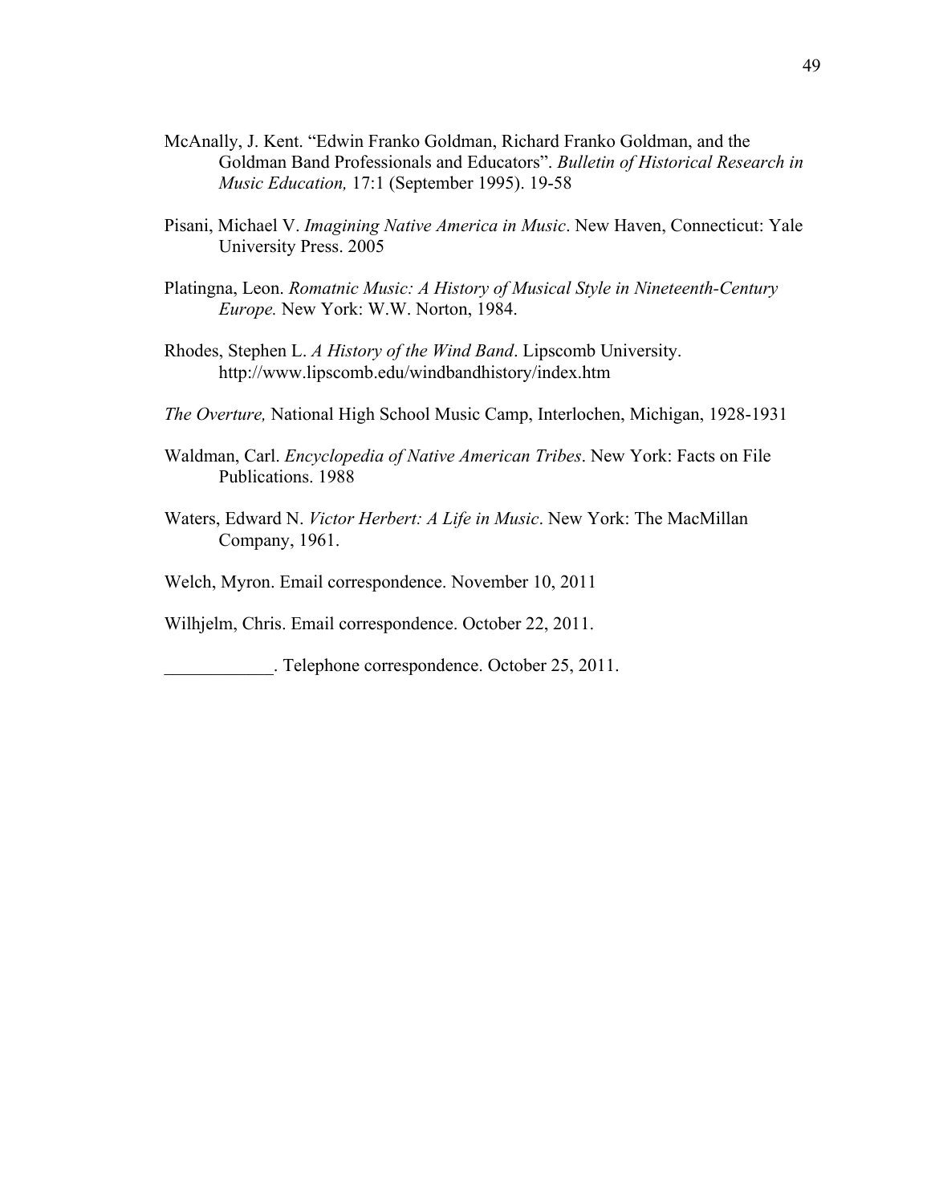McAnally, J. Kent. “Edwin Franko Goldman, Richard Franko Goldman, and the Goldman Band Professionals and Educators”. *Bulletin of Historical Research in Music Education,* 17:1 (September 1995). 19-58

Pisani, Michael V. *Imagining Native America in Music*. New Haven, Connecticut: Yale University Press. 2005

Platingna, Leon. *Romatnic Music: A History of Musical Style in Nineteenth-Century Europe.* New York: W.W. Norton, 1984.

Rhodes, Stephen L. *A History of the Wind Band*. Lipscomb University. http://www.lipscomb.edu/windbandhistory/index.htm

*The Overture,* National High School Music Camp, Interlochen, Michigan, 1928-1931

Waldman, Carl. *Encyclopedia of Native American Tribes*. New York: Facts on File Publications. 1988

Waters, Edward N. *Victor Herbert: A Life in Music*. New York: The MacMillan Company, 1961.

Welch, Myron. Email correspondence. November 10, 2011

Wilhjelm, Chris. Email correspondence. October 22, 2011.

____________. Telephone correspondence. October 25, 2011.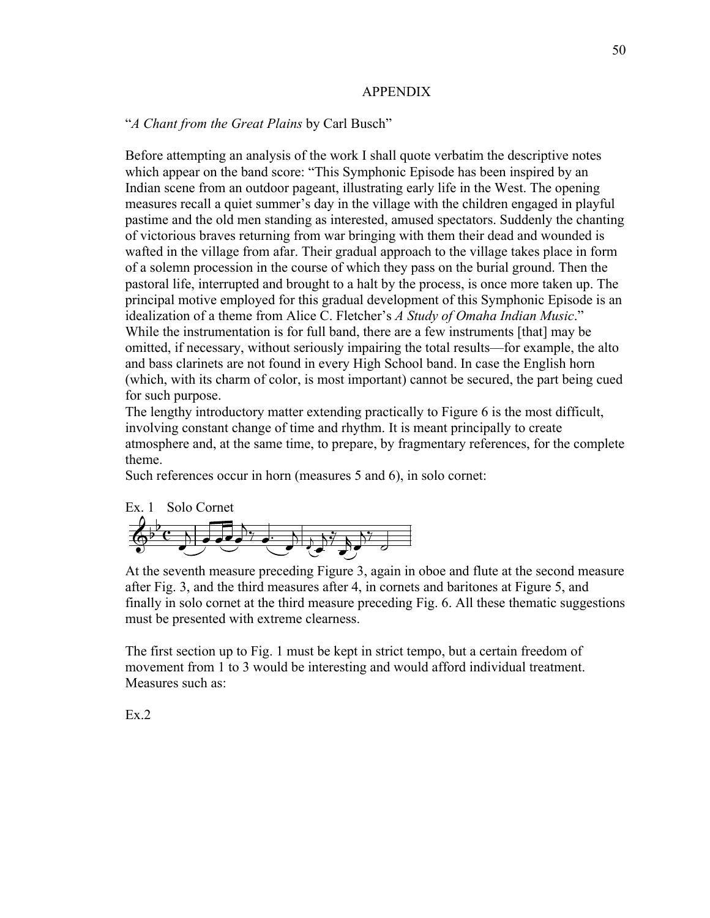# APPENDIX

"*A Chant from the Great Plains* by Carl Busch"

Before attempting an analysis of the work I shall quote verbatim the descriptive notes which appear on the band score: "This Symphonic Episode has been inspired by an Indian scene from an outdoor pageant, illustrating early life in the West. The opening measures recall a quiet summer's day in the village with the children engaged in playful pastime and the old men standing as interested, amused spectators. Suddenly the chanting of victorious braves returning from war bringing with them their dead and wounded is wafted in the village from afar. Their gradual approach to the village takes place in form of a solemn procession in the course of which they pass on the burial ground. Then the pastoral life, interrupted and brought to a halt by the process, is once more taken up. The principal motive employed for this gradual development of this Symphonic Episode is an idealization of a theme from Alice C. Fletcher's *A Study of Omaha Indian Music*."
While the instrumentation is for full band, there are a few instruments [that] may be omitted, if necessary, without seriously impairing the total results—for example, the alto and bass clarinets are not found in every High School band. In case the English horn (which, with its charm of color, is most important) cannot be secured, the part being cued for such purpose.
The lengthy introductory matter extending practically to Figure 6 is the most difficult, involving constant change of time and rhythm. It is meant principally to create atmosphere and, at the same time, to prepare, by fragmentary references, for the complete theme.
Such references occur in horn (measures 5 and 6), in solo cornet:

Ex. 1 Solo Cornet

At the seventh measure preceding Figure 3, again in oboe and flute at the second measure after Fig. 3, and the third measures after 4, in cornets and baritones at Figure 5, and finally in solo cornet at the third measure preceding Fig. 6. All these thematic suggestions must be presented with extreme clearness.

The first section up to Fig. 1 must be kept in strict tempo, but a certain freedom of movement from 1 to 3 would be interesting and would afford individual treatment. Measures such as:

Ex.2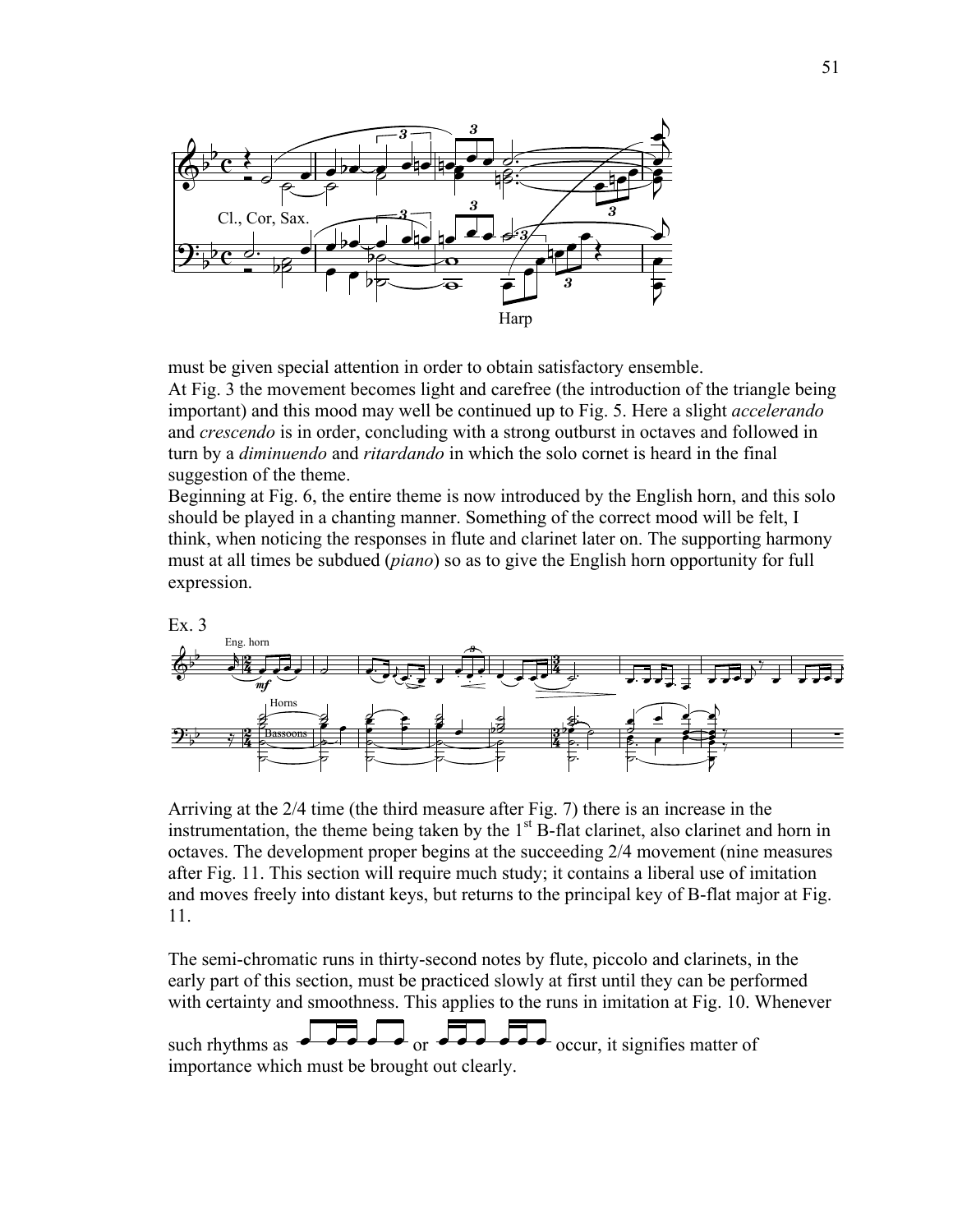must be given special attention in order to obtain satisfactory ensemble.
At Fig. 3 the movement becomes light and carefree (the introduction of the triangle being important) and this mood may well be continued up to Fig. 5. Here a slight *accelerando* and *crescendo* is in order, concluding with a strong outburst in octaves and followed in turn by a *diminuendo* and *ritardando* in which the solo cornet is heard in the final suggestion of the theme.
Beginning at Fig. 6, the entire theme is now introduced by the English horn, and this solo should be played in a chanting manner. Something of the correct mood will be felt, I think, when noticing the responses in flute and clarinet later on. The supporting harmony must at all times be subdued (*piano*) so as to give the English horn opportunity for full expression.

Ex. 3

Arriving at the 2/4 time (the third measure after Fig. 7) there is an increase in the instrumentation, the theme being taken by the 1st B-flat clarinet, also clarinet and horn in octaves. The development proper begins at the succeeding 2/4 movement (nine measures after Fig. 11. This section will require much study; it contains a liberal use of imitation and moves freely into distant keys, but returns to the principal key of B-flat major at Fig. 11.

The semi-chromatic runs in thirty-second notes by flute, piccolo and clarinets, in the early part of this section, must be practiced slowly at first until they can be performed with certainty and smoothness. This applies to the runs in imitation at Fig. 10. Whenever such rhythms as or occur, it signifies matter of importance which must be brought out clearly.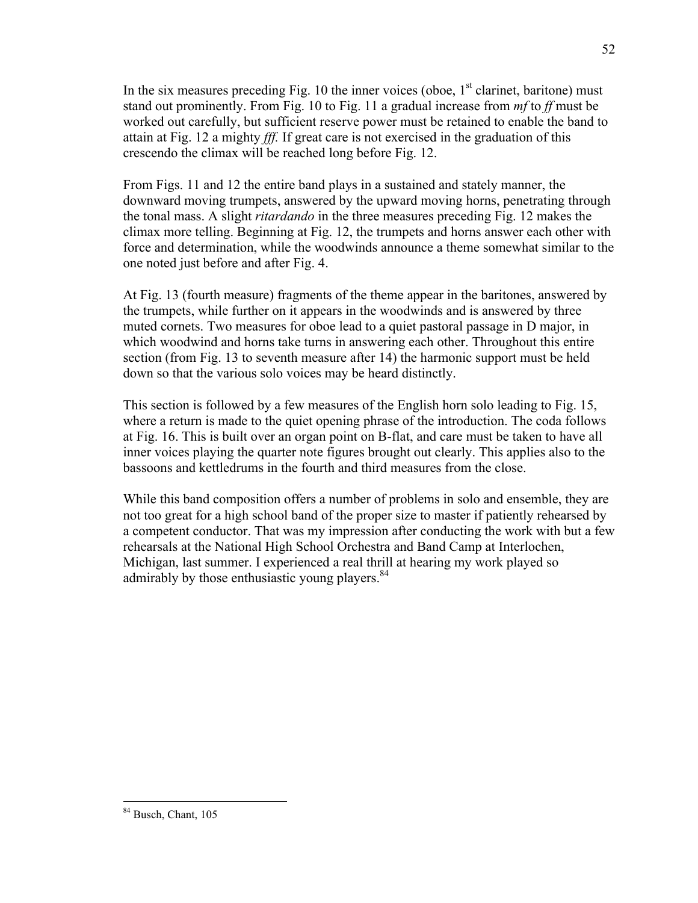In the six measures preceding Fig. 10 the inner voices (oboe, 1st clarinet, baritone) must stand out prominently. From Fig. 10 to Fig. 11 a gradual increase from *mf* to *ff* must be worked out carefully, but sufficient reserve power must be retained to enable the band to attain at Fig. 12 a mighty *fff.* If great care is not exercised in the graduation of this crescendo the climax will be reached long before Fig. 12.

From Figs. 11 and 12 the entire band plays in a sustained and stately manner, the downward moving trumpets, answered by the upward moving horns, penetrating through the tonal mass. A slight *ritardando* in the three measures preceding Fig. 12 makes the climax more telling. Beginning at Fig. 12, the trumpets and horns answer each other with force and determination, while the woodwinds announce a theme somewhat similar to the one noted just before and after Fig. 4.

At Fig. 13 (fourth measure) fragments of the theme appear in the baritones, answered by the trumpets, while further on it appears in the woodwinds and is answered by three muted cornets. Two measures for oboe lead to a quiet pastoral passage in D major, in which woodwind and horns take turns in answering each other. Throughout this entire section (from Fig. 13 to seventh measure after 14) the harmonic support must be held down so that the various solo voices may be heard distinctly.

This section is followed by a few measures of the English horn solo leading to Fig. 15, where a return is made to the quiet opening phrase of the introduction. The coda follows at Fig. 16. This is built over an organ point on B-flat, and care must be taken to have all inner voices playing the quarter note figures brought out clearly. This applies also to the bassoons and kettledrums in the fourth and third measures from the close.

While this band composition offers a number of problems in solo and ensemble, they are not too great for a high school band of the proper size to master if patiently rehearsed by a competent conductor. That was my impression after conducting the work with but a few rehearsals at the National High School Orchestra and Band Camp at Interlochen, Michigan, last summer. I experienced a real thrill at hearing my work played so admirably by those enthusiastic young players.[84]

---

[84] Busch, Chant, 105